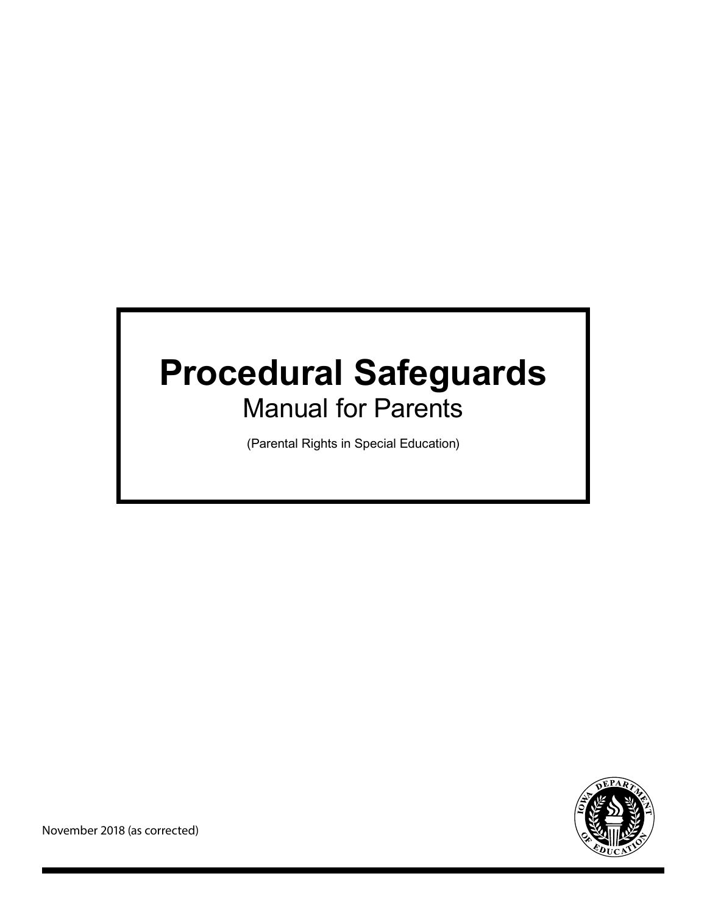# Procedural Safeguards

## Manual for Parents

(Parental Rights in Special Education)

November 2018 (as corrected)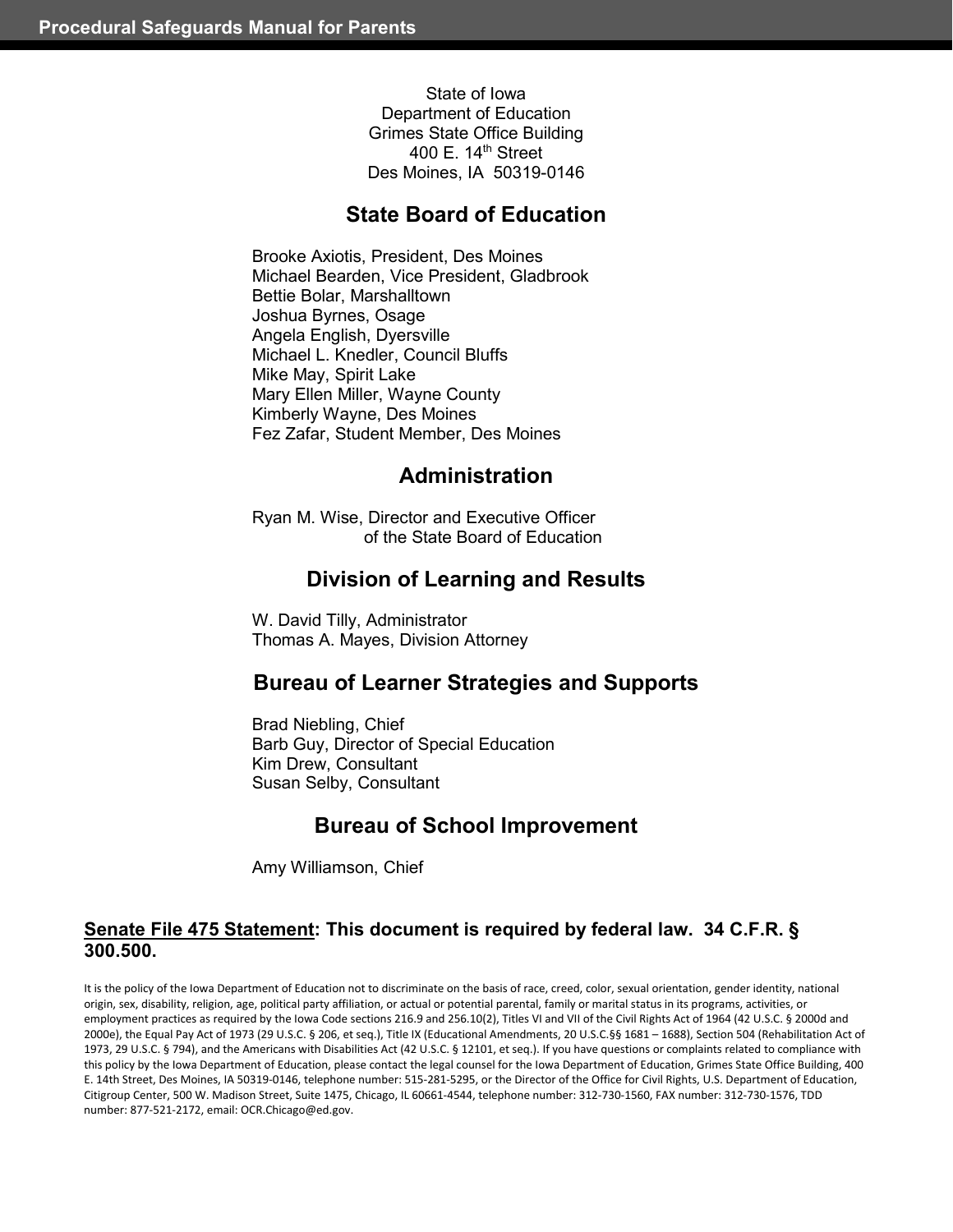State of Iowa
Department of Education
Grimes State Office Building
400 E. 14th Street
Des Moines, IA 50319-0146

## State Board of Education

Brooke Axiotis, President, Des Moines
Michael Bearden, Vice President, Gladbrook
Bettie Bolar, Marshalltown
Joshua Byrnes, Osage
Angela English, Dyersville
Michael L. Knedler, Council Bluffs
Mike May, Spirit Lake
Mary Ellen Miller, Wayne County
Kimberly Wayne, Des Moines
Fez Zafar, Student Member, Des Moines

## Administration

Ryan M. Wise, Director and Executive Officer of the State Board of Education

## Division of Learning and Results

W. David Tilly, Administrator
Thomas A. Mayes, Division Attorney

## Bureau of Learner Strategies and Supports

Brad Niebling, Chief
Barb Guy, Director of Special Education
Kim Drew, Consultant
Susan Selby, Consultant

## Bureau of School Improvement

Amy Williamson, Chief

**Senate File 475 Statement: This document is required by federal law. 34 C.F.R. § 300.500.**

It is the policy of the Iowa Department of Education not to discriminate on the basis of race, creed, color, sexual orientation, gender identity, national origin, sex, disability, religion, age, political party affiliation, or actual or potential parental, family or marital status in its programs, activities, or employment practices as required by the Iowa Code sections 216.9 and 256.10(2), Titles VI and VII of the Civil Rights Act of 1964 (42 U.S.C. § 2000d and 2000e), the Equal Pay Act of 1973 (29 U.S.C. § 206, et seq.), Title IX (Educational Amendments, 20 U.S.C.§§ 1681 – 1688), Section 504 (Rehabilitation Act of 1973, 29 U.S.C. § 794), and the Americans with Disabilities Act (42 U.S.C. § 12101, et seq.). If you have questions or complaints related to compliance with this policy by the Iowa Department of Education, please contact the legal counsel for the Iowa Department of Education, Grimes State Office Building, 400 E. 14th Street, Des Moines, IA 50319-0146, telephone number: 515-281-5295, or the Director of the Office for Civil Rights, U.S. Department of Education, Citigroup Center, 500 W. Madison Street, Suite 1475, Chicago, IL 60661-4544, telephone number: 312-730-1560, FAX number: 312-730-1576, TDD number: 877-521-2172, email: OCR.Chicago@ed.gov.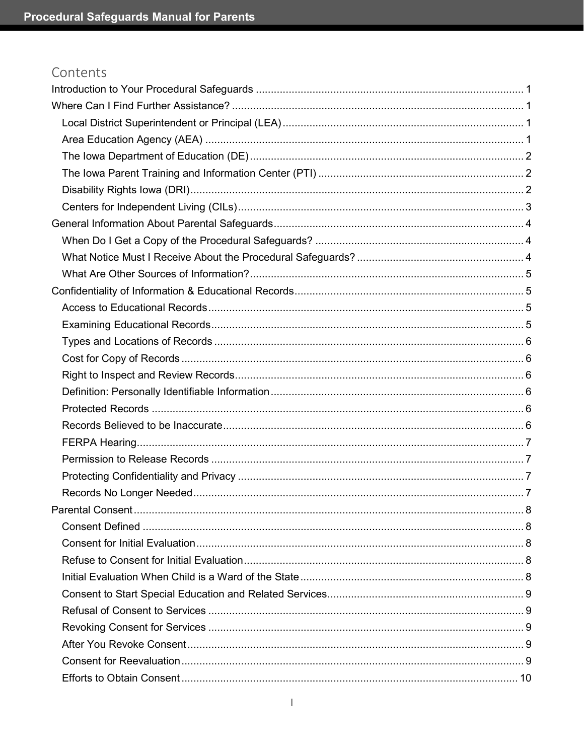# Contents

- Introduction to Your Procedural Safeguards .......... 1
- Where Can I Find Further Assistance? .......... 1
  - Local District Superintendent or Principal (LEA) .......... 1
  - Area Education Agency (AEA) .......... 1
  - The Iowa Department of Education (DE) .......... 2
  - The Iowa Parent Training and Information Center (PTI) .......... 2
  - Disability Rights Iowa (DRI) .......... 2
  - Centers for Independent Living (CILs) .......... 3
- General Information About Parental Safeguards .......... 4
  - When Do I Get a Copy of the Procedural Safeguards? .......... 4
  - What Notice Must I Receive About the Procedural Safeguards? .......... 4
  - What Are Other Sources of Information? .......... 5
- Confidentiality of Information & Educational Records .......... 5
  - Access to Educational Records .......... 5
  - Examining Educational Records .......... 5
  - Types and Locations of Records .......... 6
  - Cost for Copy of Records .......... 6
  - Right to Inspect and Review Records .......... 6
  - Definition: Personally Identifiable Information .......... 6
  - Protected Records .......... 6
  - Records Believed to be Inaccurate .......... 6
  - FERPA Hearing .......... 7
  - Permission to Release Records .......... 7
  - Protecting Confidentiality and Privacy .......... 7
  - Records No Longer Needed .......... 7
- Parental Consent .......... 8
  - Consent Defined .......... 8
  - Consent for Initial Evaluation .......... 8
  - Refuse to Consent for Initial Evaluation .......... 8
  - Initial Evaluation When Child is a Ward of the State .......... 8
  - Consent to Start Special Education and Related Services .......... 9
  - Refusal of Consent to Services .......... 9
  - Revoking Consent for Services .......... 9
  - After You Revoke Consent .......... 9
  - Consent for Reevaluation .......... 9
  - Efforts to Obtain Consent .......... 10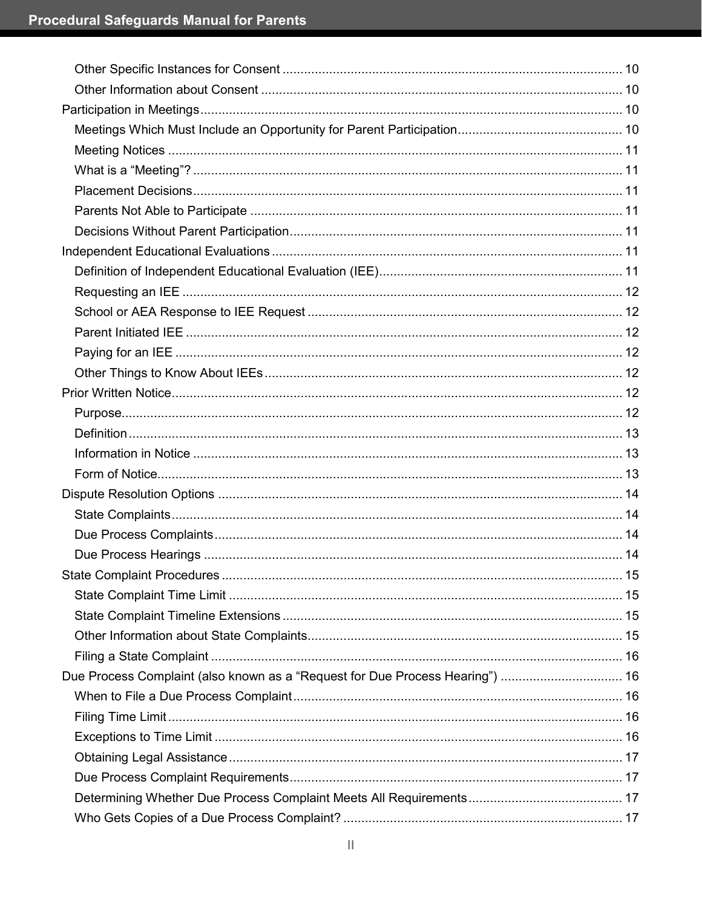- Other Specific Instances for Consent .... 10
- Other Information about Consent .... 10

Participation in Meetings .... 10

- Meetings Which Must Include an Opportunity for Parent Participation .... 10
- Meeting Notices .... 11
- What is a “Meeting”? .... 11
- Placement Decisions .... 11
- Parents Not Able to Participate .... 11
- Decisions Without Parent Participation .... 11

Independent Educational Evaluations .... 11

- Definition of Independent Educational Evaluation (IEE) .... 11
- Requesting an IEE .... 12
- School or AEA Response to IEE Request .... 12
- Parent Initiated IEE .... 12
- Paying for an IEE .... 12
- Other Things to Know About IEEs .... 12

Prior Written Notice .... 12

- Purpose .... 12
- Definition .... 13
- Information in Notice .... 13
- Form of Notice .... 13

Dispute Resolution Options .... 14

- State Complaints .... 14
- Due Process Complaints .... 14
- Due Process Hearings .... 14

State Complaint Procedures .... 15

- State Complaint Time Limit .... 15
- State Complaint Timeline Extensions .... 15
- Other Information about State Complaints .... 15
- Filing a State Complaint .... 16

Due Process Complaint (also known as a “Request for Due Process Hearing”) .... 16

- When to File a Due Process Complaint .... 16
- Filing Time Limit .... 16
- Exceptions to Time Limit .... 16
- Obtaining Legal Assistance .... 17
- Due Process Complaint Requirements .... 17
- Determining Whether Due Process Complaint Meets All Requirements .... 17
- Who Gets Copies of a Due Process Complaint? .... 17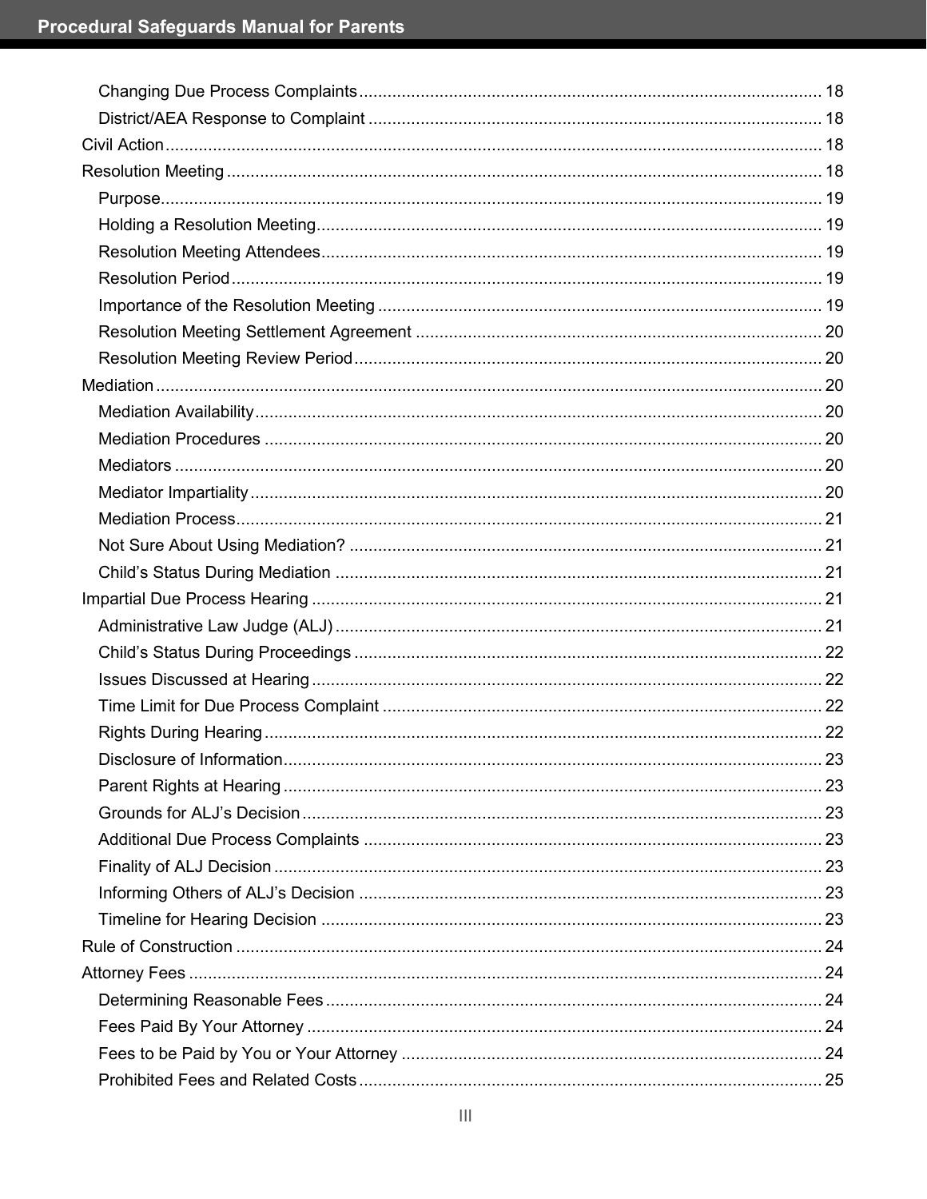- Changing Due Process Complaints ........ 18
- District/AEA Response to Complaint ........ 18

Civil Action ........ 18

Resolution Meeting ........ 18

- Purpose ........ 19
- Holding a Resolution Meeting ........ 19
- Resolution Meeting Attendees ........ 19
- Resolution Period ........ 19
- Importance of the Resolution Meeting ........ 19
- Resolution Meeting Settlement Agreement ........ 20
- Resolution Meeting Review Period ........ 20

Mediation ........ 20

- Mediation Availability ........ 20
- Mediation Procedures ........ 20
- Mediators ........ 20
- Mediator Impartiality ........ 20
- Mediation Process ........ 21
- Not Sure About Using Mediation? ........ 21
- Child’s Status During Mediation ........ 21

Impartial Due Process Hearing ........ 21

- Administrative Law Judge (ALJ) ........ 21
- Child’s Status During Proceedings ........ 22
- Issues Discussed at Hearing ........ 22
- Time Limit for Due Process Complaint ........ 22
- Rights During Hearing ........ 22
- Disclosure of Information ........ 23
- Parent Rights at Hearing ........ 23
- Grounds for ALJ’s Decision ........ 23
- Additional Due Process Complaints ........ 23
- Finality of ALJ Decision ........ 23
- Informing Others of ALJ’s Decision ........ 23
- Timeline for Hearing Decision ........ 23

Rule of Construction ........ 24

Attorney Fees ........ 24

- Determining Reasonable Fees ........ 24
- Fees Paid By Your Attorney ........ 24
- Fees to be Paid by You or Your Attorney ........ 24
- Prohibited Fees and Related Costs ........ 25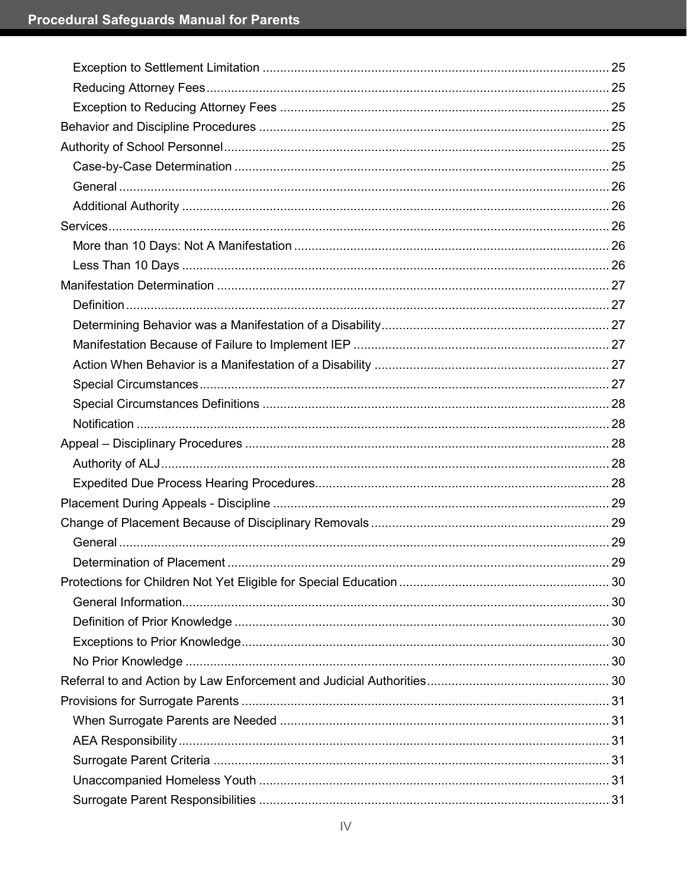- Exception to Settlement Limitation .......... 25
- Reducing Attorney Fees .......... 25
- Exception to Reducing Attorney Fees .......... 25

Behavior and Discipline Procedures .......... 25

Authority of School Personnel .......... 25

- Case-by-Case Determination .......... 25
- General .......... 26
- Additional Authority .......... 26

Services .......... 26

- More than 10 Days: Not A Manifestation .......... 26
- Less Than 10 Days .......... 26

Manifestation Determination .......... 27

- Definition .......... 27
- Determining Behavior was a Manifestation of a Disability .......... 27
- Manifestation Because of Failure to Implement IEP .......... 27
- Action When Behavior is a Manifestation of a Disability .......... 27
- Special Circumstances .......... 27
- Special Circumstances Definitions .......... 28
- Notification .......... 28

Appeal – Disciplinary Procedures .......... 28

- Authority of ALJ .......... 28
- Expedited Due Process Hearing Procedures .......... 28

Placement During Appeals - Discipline .......... 29

Change of Placement Because of Disciplinary Removals .......... 29

- General .......... 29
- Determination of Placement .......... 29

Protections for Children Not Yet Eligible for Special Education .......... 30

- General Information .......... 30
- Definition of Prior Knowledge .......... 30
- Exceptions to Prior Knowledge .......... 30
- No Prior Knowledge .......... 30

Referral to and Action by Law Enforcement and Judicial Authorities .......... 30

Provisions for Surrogate Parents .......... 31

- When Surrogate Parents are Needed .......... 31
- AEA Responsibility .......... 31
- Surrogate Parent Criteria .......... 31
- Unaccompanied Homeless Youth .......... 31
- Surrogate Parent Responsibilities .......... 31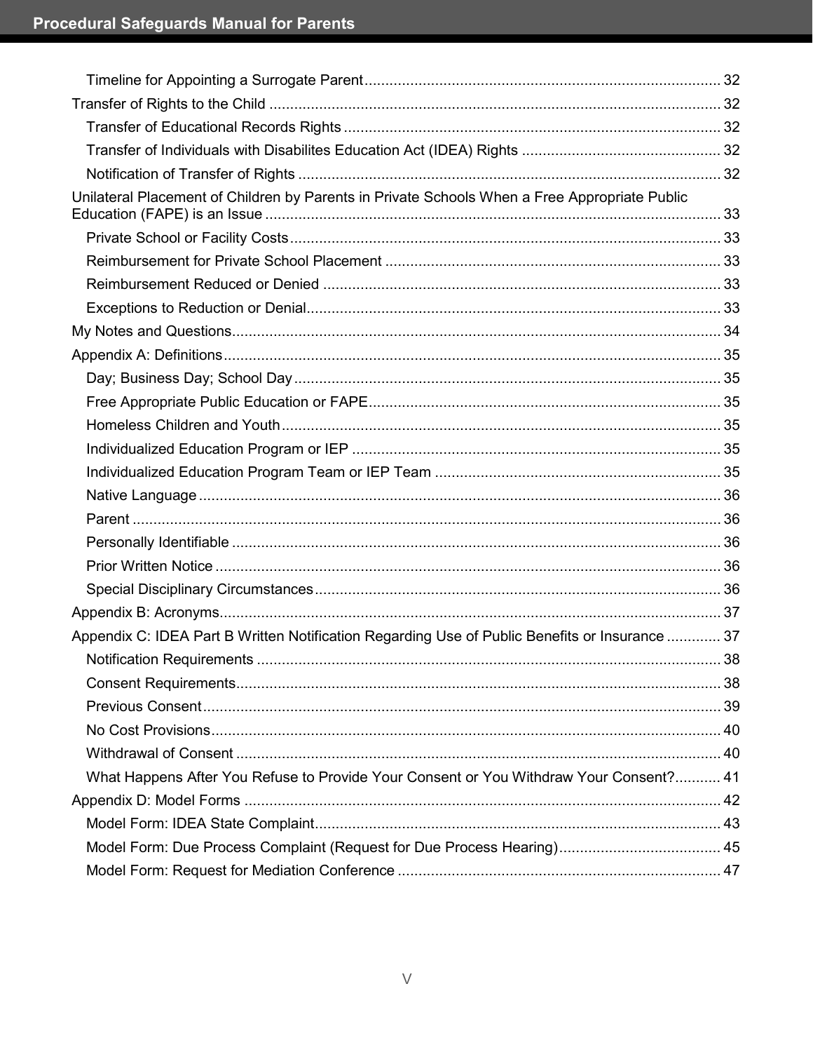- Timeline for Appointing a Surrogate Parent ..... 32

Transfer of Rights to the Child ..... 32

- Transfer of Educational Records Rights ..... 32
- Transfer of Individuals with Disabilites Education Act (IDEA) Rights ..... 32
- Notification of Transfer of Rights ..... 32

Unilateral Placement of Children by Parents in Private Schools When a Free Appropriate Public Education (FAPE) is an Issue ..... 33

- Private School or Facility Costs ..... 33
- Reimbursement for Private School Placement ..... 33
- Reimbursement Reduced or Denied ..... 33
- Exceptions to Reduction or Denial ..... 33

My Notes and Questions ..... 34

Appendix A: Definitions ..... 35

- Day; Business Day; School Day ..... 35
- Free Appropriate Public Education or FAPE ..... 35
- Homeless Children and Youth ..... 35
- Individualized Education Program or IEP ..... 35
- Individualized Education Program Team or IEP Team ..... 35
- Native Language ..... 36
- Parent ..... 36
- Personally Identifiable ..... 36
- Prior Written Notice ..... 36
- Special Disciplinary Circumstances ..... 36

Appendix B: Acronyms ..... 37

Appendix C: IDEA Part B Written Notification Regarding Use of Public Benefits or Insurance ..... 37

- Notification Requirements ..... 38
- Consent Requirements ..... 38
- Previous Consent ..... 39
- No Cost Provisions ..... 40
- Withdrawal of Consent ..... 40
- What Happens After You Refuse to Provide Your Consent or You Withdraw Your Consent? ..... 41

Appendix D: Model Forms ..... 42

- Model Form: IDEA State Complaint ..... 43
- Model Form: Due Process Complaint (Request for Due Process Hearing) ..... 45
- Model Form: Request for Mediation Conference ..... 47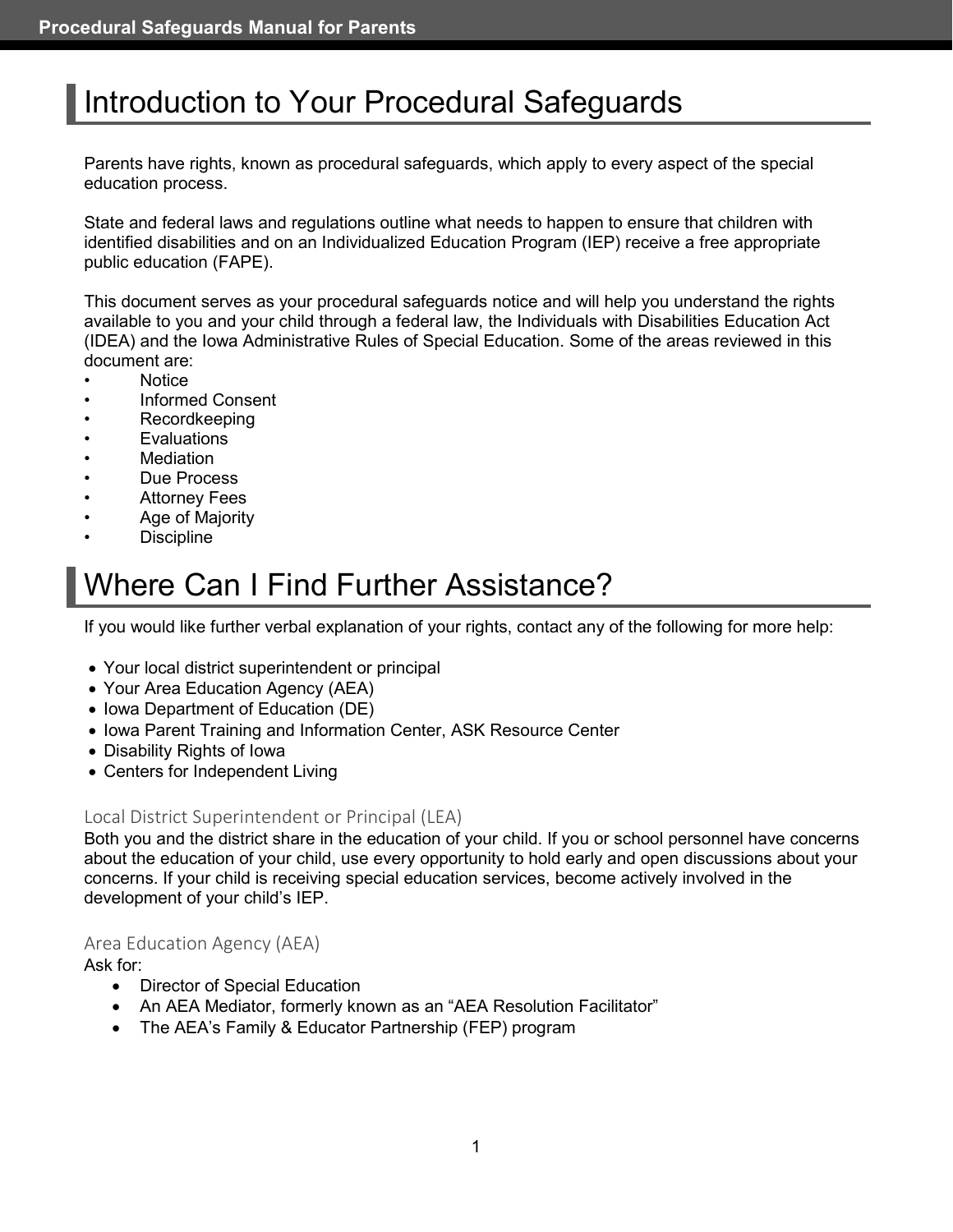# Introduction to Your Procedural Safeguards

Parents have rights, known as procedural safeguards, which apply to every aspect of the special education process.

State and federal laws and regulations outline what needs to happen to ensure that children with identified disabilities and on an Individualized Education Program (IEP) receive a free appropriate public education (FAPE).

This document serves as your procedural safeguards notice and will help you understand the rights available to you and your child through a federal law, the Individuals with Disabilities Education Act (IDEA) and the Iowa Administrative Rules of Special Education. Some of the areas reviewed in this document are:

- Notice
- Informed Consent
- Recordkeeping
- Evaluations
- Mediation
- Due Process
- Attorney Fees
- Age of Majority
- Discipline

# Where Can I Find Further Assistance?

If you would like further verbal explanation of your rights, contact any of the following for more help:

- Your local district superintendent or principal
- Your Area Education Agency (AEA)
- Iowa Department of Education (DE)
- Iowa Parent Training and Information Center, ASK Resource Center
- Disability Rights of Iowa
- Centers for Independent Living

### Local District Superintendent or Principal (LEA)

Both you and the district share in the education of your child. If you or school personnel have concerns about the education of your child, use every opportunity to hold early and open discussions about your concerns. If your child is receiving special education services, become actively involved in the development of your child's IEP.

### Area Education Agency (AEA)

Ask for:

- Director of Special Education
- An AEA Mediator, formerly known as an "AEA Resolution Facilitator"
- The AEA's Family & Educator Partnership (FEP) program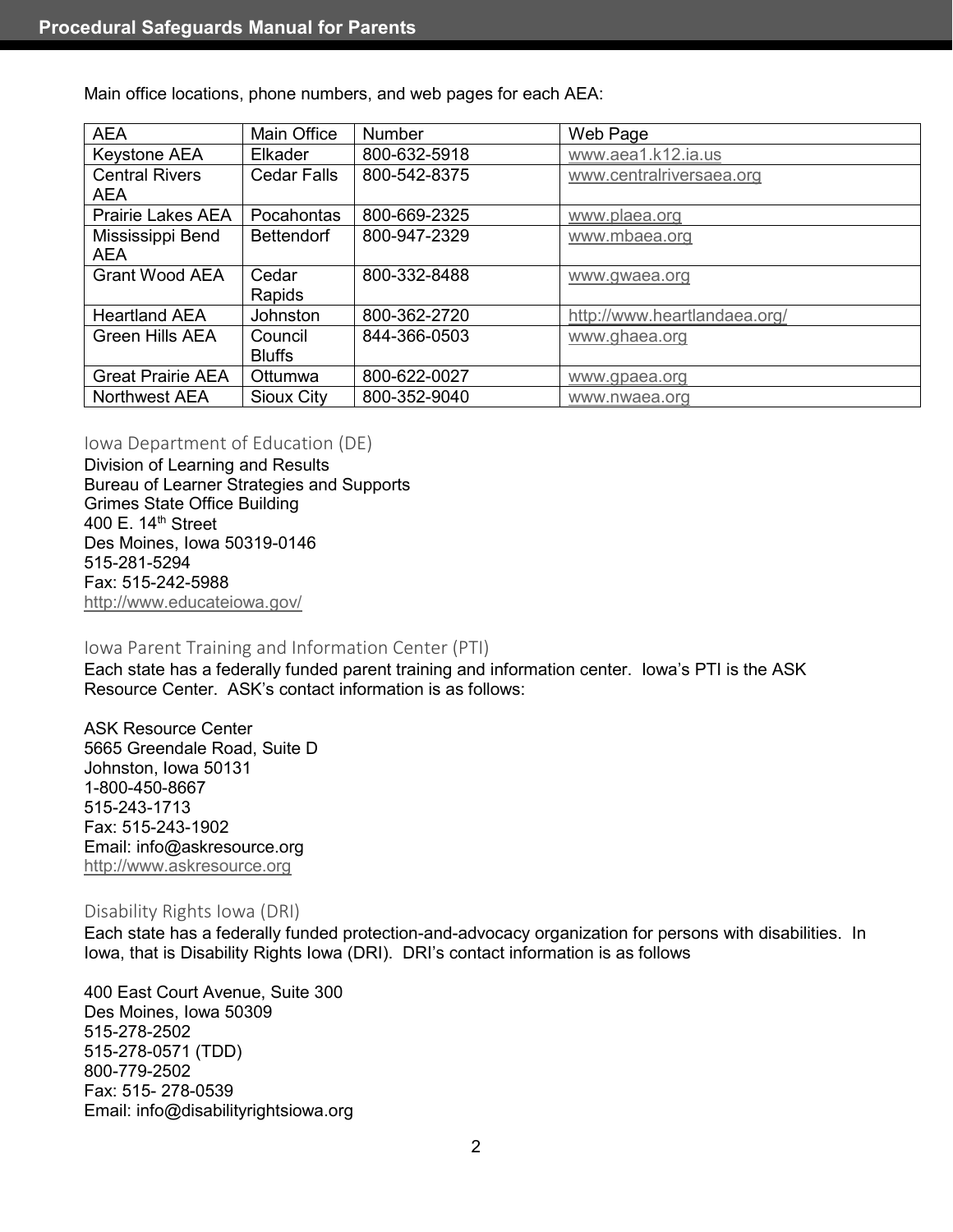Main office locations, phone numbers, and web pages for each AEA:

| AEA | Main Office | Number | Web Page |
|---|---|---|---|
| Keystone AEA | Elkader | 800-632-5918 | www.aea1.k12.ia.us |
| Central Rivers AEA | Cedar Falls | 800-542-8375 | www.centralriversaea.org |
| Prairie Lakes AEA | Pocahontas | 800-669-2325 | www.plaea.org |
| Mississippi Bend AEA | Bettendorf | 800-947-2329 | www.mbaea.org |
| Grant Wood AEA | Cedar Rapids | 800-332-8488 | www.gwaea.org |
| Heartland AEA | Johnston | 800-362-2720 | http://www.heartlandaea.org/ |
| Green Hills AEA | Council Bluffs | 844-366-0503 | www.ghaea.org |
| Great Prairie AEA | Ottumwa | 800-622-0027 | www.gpaea.org |
| Northwest AEA | Sioux City | 800-352-9040 | www.nwaea.org |

### Iowa Department of Education (DE)

Division of Learning and Results
Bureau of Learner Strategies and Supports
Grimes State Office Building
400 E. 14th Street
Des Moines, Iowa 50319-0146
515-281-5294
Fax: 515-242-5988
http://www.educateiowa.gov/

### Iowa Parent Training and Information Center (PTI)

Each state has a federally funded parent training and information center. Iowa's PTI is the ASK Resource Center. ASK's contact information is as follows:

ASK Resource Center
5665 Greendale Road, Suite D
Johnston, Iowa 50131
1-800-450-8667
515-243-1713
Fax: 515-243-1902
Email: info@askresource.org
http://www.askresource.org

### Disability Rights Iowa (DRI)

Each state has a federally funded protection-and-advocacy organization for persons with disabilities. In Iowa, that is Disability Rights Iowa (DRI). DRI's contact information is as follows

400 East Court Avenue, Suite 300
Des Moines, Iowa 50309
515-278-2502
515-278-0571 (TDD)
800-779-2502
Fax: 515- 278-0539
Email: info@disabilityrightsiowa.org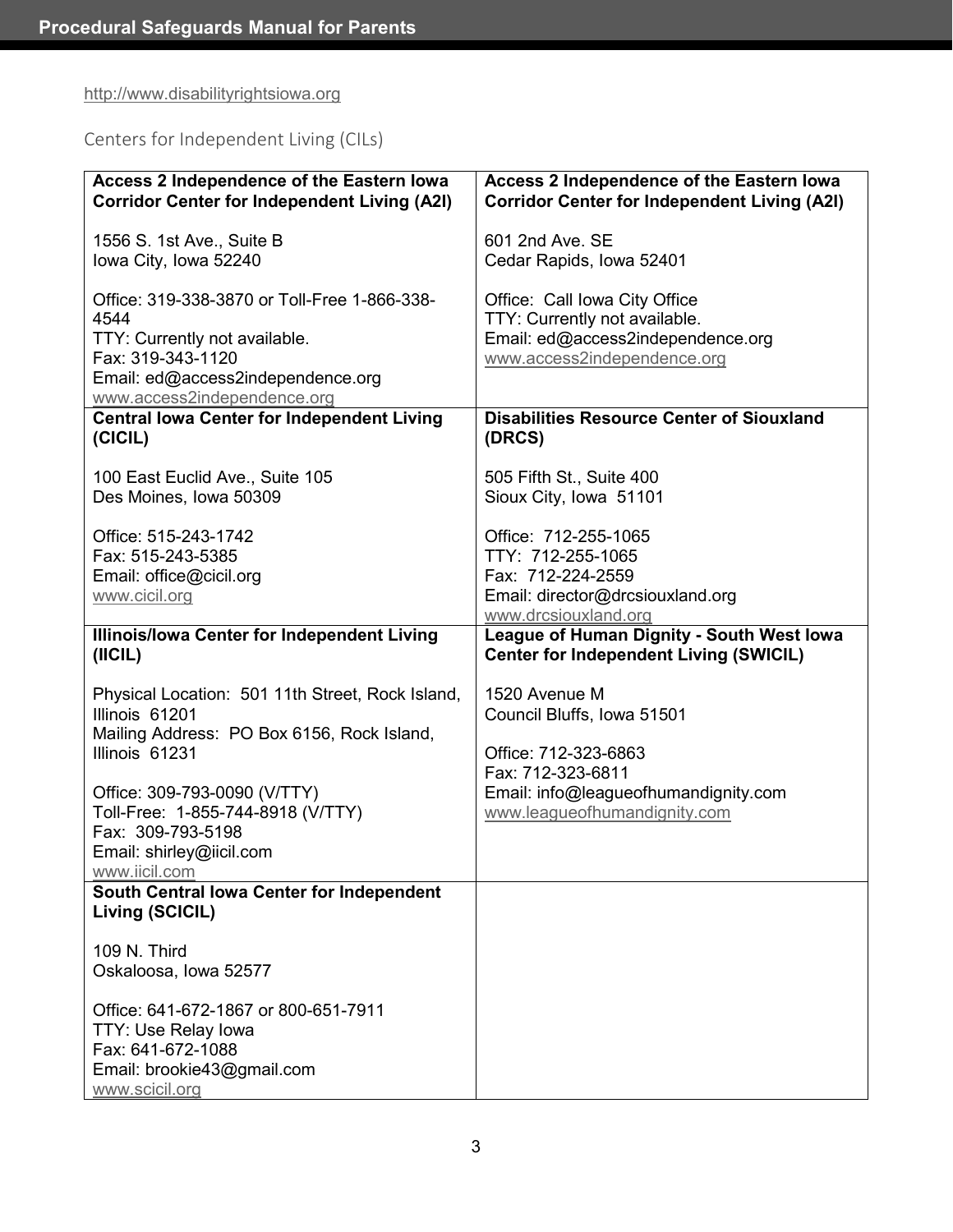http://www.disabilityrightsiowa.org

## Centers for Independent Living (CILs)

| | |
|---|---|
| **Access 2 Independence of the Eastern Iowa Corridor Center for Independent Living (A2I)**<br><br>1556 S. 1st Ave., Suite B<br>Iowa City, Iowa 52240<br><br>Office: 319-338-3870 or Toll-Free 1-866-338-4544<br>TTY: Currently not available.<br>Fax: 319-343-1120<br>Email: ed@access2independence.org<br>www.access2independence.org | **Access 2 Independence of the Eastern Iowa Corridor Center for Independent Living (A2I)**<br><br>601 2nd Ave. SE<br>Cedar Rapids, Iowa 52401<br><br>Office: Call Iowa City Office<br>TTY: Currently not available.<br>Email: ed@access2independence.org<br>www.access2independence.org |
| **Central Iowa Center for Independent Living (CICIL)**<br><br>100 East Euclid Ave., Suite 105<br>Des Moines, Iowa 50309<br><br>Office: 515-243-1742<br>Fax: 515-243-5385<br>Email: office@cicil.org<br>www.cicil.org | **Disabilities Resource Center of Siouxland (DRCS)**<br><br>505 Fifth St., Suite 400<br>Sioux City, Iowa 51101<br><br>Office: 712-255-1065<br>TTY: 712-255-1065<br>Fax: 712-224-2559<br>Email: director@drcsiouxland.org<br>www.drcsiouxland.org |
| **Illinois/Iowa Center for Independent Living (IICIL)**<br><br>Physical Location: 501 11th Street, Rock Island, Illinois 61201<br>Mailing Address: PO Box 6156, Rock Island, Illinois 61231<br><br>Office: 309-793-0090 (V/TTY)<br>Toll-Free: 1-855-744-8918 (V/TTY)<br>Fax: 309-793-5198<br>Email: shirley@iicil.com<br>www.iicil.com | **League of Human Dignity - South West Iowa Center for Independent Living (SWICIL)**<br><br>1520 Avenue M<br>Council Bluffs, Iowa 51501<br><br>Office: 712-323-6863<br>Fax: 712-323-6811<br>Email: info@leagueofhumandignity.com<br>www.leagueofhumandignity.com |
| **South Central Iowa Center for Independent Living (SCICIL)**<br><br>109 N. Third<br>Oskaloosa, Iowa 52577<br><br>Office: 641-672-1867 or 800-651-7911<br>TTY: Use Relay Iowa<br>Fax: 641-672-1088<br>Email: brookie43@gmail.com<br>www.scicil.org | |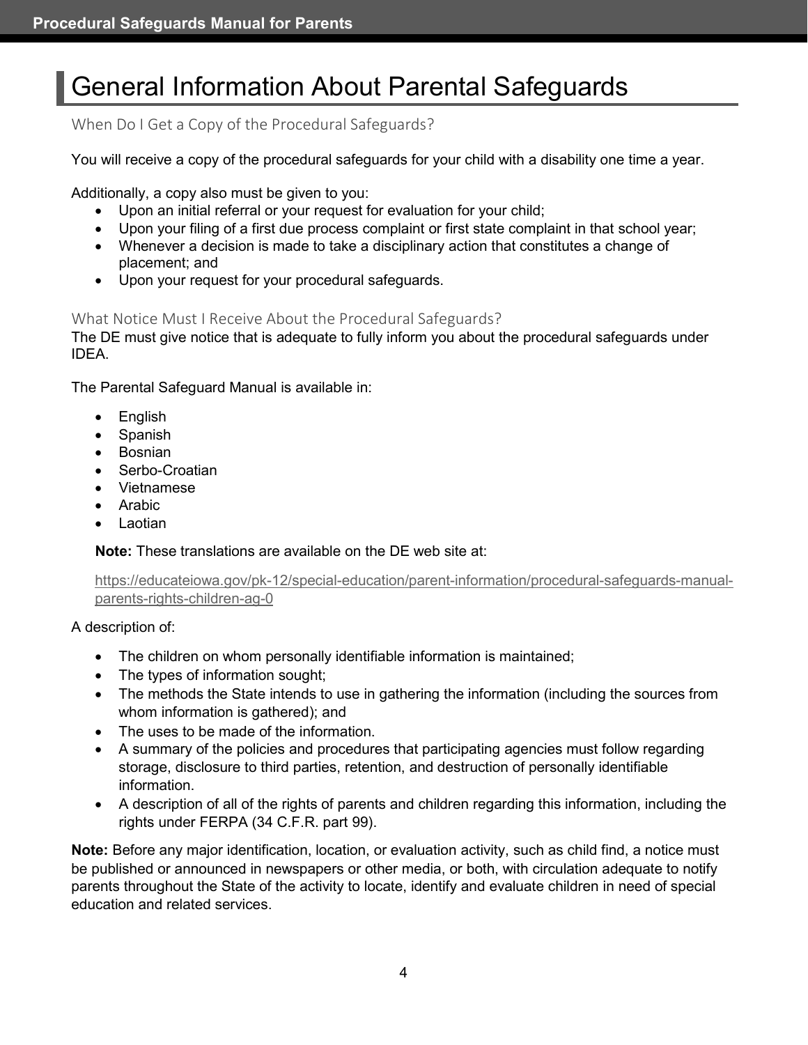# General Information About Parental Safeguards

### When Do I Get a Copy of the Procedural Safeguards?

You will receive a copy of the procedural safeguards for your child with a disability one time a year.

Additionally, a copy also must be given to you:

- Upon an initial referral or your request for evaluation for your child;
- Upon your filing of a first due process complaint or first state complaint in that school year;
- Whenever a decision is made to take a disciplinary action that constitutes a change of placement; and
- Upon your request for your procedural safeguards.

### What Notice Must I Receive About the Procedural Safeguards?

The DE must give notice that is adequate to fully inform you about the procedural safeguards under IDEA.

The Parental Safeguard Manual is available in:

- English
- Spanish
- Bosnian
- Serbo-Croatian
- Vietnamese
- Arabic
- Laotian

**Note:** These translations are available on the DE web site at:

https://educateiowa.gov/pk-12/special-education/parent-information/procedural-safeguards-manual-parents-rights-children-ag-0

A description of:

- The children on whom personally identifiable information is maintained;
- The types of information sought;
- The methods the State intends to use in gathering the information (including the sources from whom information is gathered); and
- The uses to be made of the information.
- A summary of the policies and procedures that participating agencies must follow regarding storage, disclosure to third parties, retention, and destruction of personally identifiable information.
- A description of all of the rights of parents and children regarding this information, including the rights under FERPA (34 C.F.R. part 99).

**Note:** Before any major identification, location, or evaluation activity, such as child find, a notice must be published or announced in newspapers or other media, or both, with circulation adequate to notify parents throughout the State of the activity to locate, identify and evaluate children in need of special education and related services.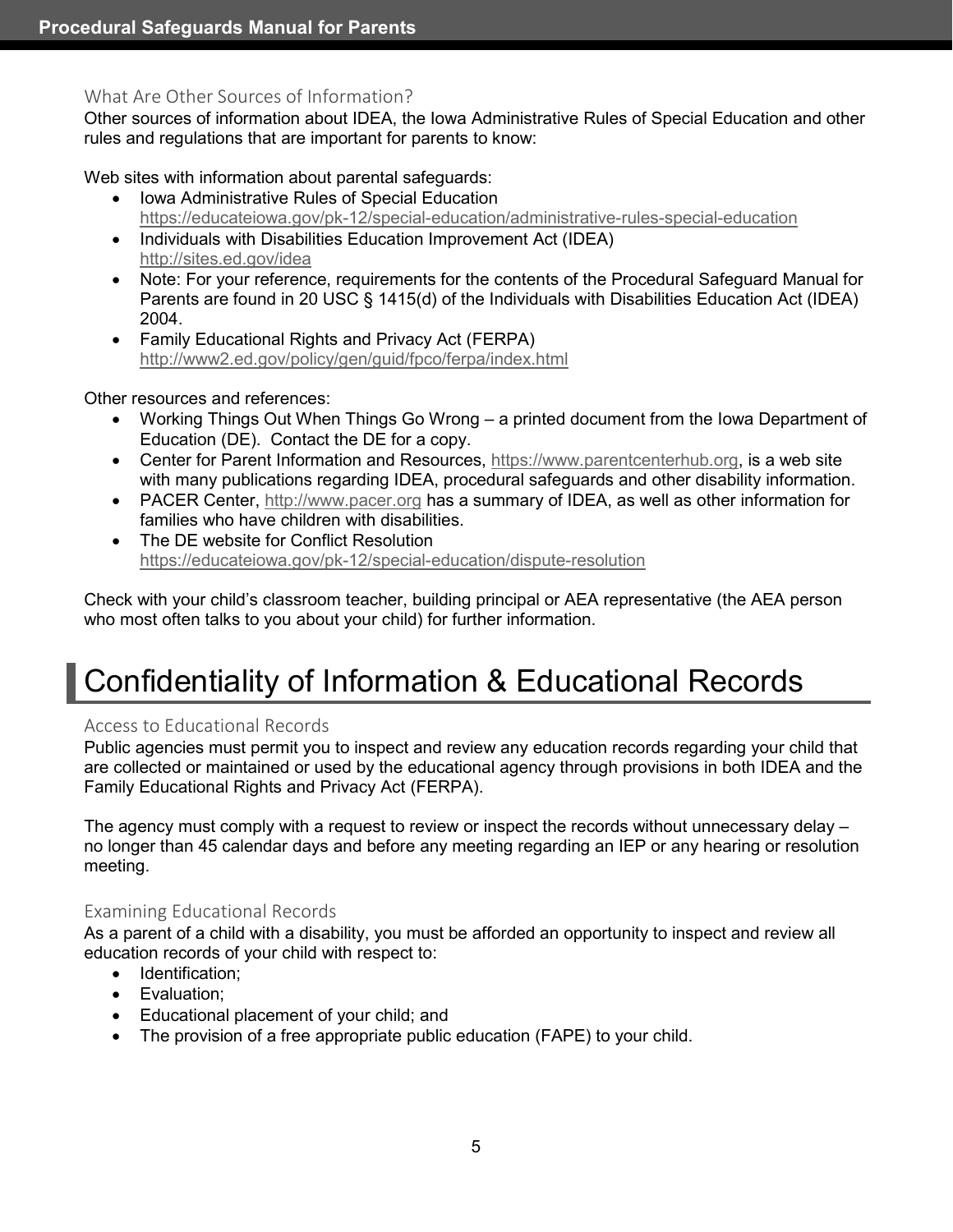### What Are Other Sources of Information?

Other sources of information about IDEA, the Iowa Administrative Rules of Special Education and other rules and regulations that are important for parents to know:

Web sites with information about parental safeguards:

- Iowa Administrative Rules of Special Education
  https://educateiowa.gov/pk-12/special-education/administrative-rules-special-education
- Individuals with Disabilities Education Improvement Act (IDEA)
  http://sites.ed.gov/idea
- Note: For your reference, requirements for the contents of the Procedural Safeguard Manual for Parents are found in 20 USC § 1415(d) of the Individuals with Disabilities Education Act (IDEA) 2004.
- Family Educational Rights and Privacy Act (FERPA)
  http://www2.ed.gov/policy/gen/guid/fpco/ferpa/index.html

Other resources and references:

- Working Things Out When Things Go Wrong – a printed document from the Iowa Department of Education (DE). Contact the DE for a copy.
- Center for Parent Information and Resources, https://www.parentcenterhub.org, is a web site with many publications regarding IDEA, procedural safeguards and other disability information.
- PACER Center, http://www.pacer.org has a summary of IDEA, as well as other information for families who have children with disabilities.
- The DE website for Conflict Resolution
  https://educateiowa.gov/pk-12/special-education/dispute-resolution

Check with your child's classroom teacher, building principal or AEA representative (the AEA person who most often talks to you about your child) for further information.

# Confidentiality of Information & Educational Records

### Access to Educational Records

Public agencies must permit you to inspect and review any education records regarding your child that are collected or maintained or used by the educational agency through provisions in both IDEA and the Family Educational Rights and Privacy Act (FERPA).

The agency must comply with a request to review or inspect the records without unnecessary delay – no longer than 45 calendar days and before any meeting regarding an IEP or any hearing or resolution meeting.

### Examining Educational Records

As a parent of a child with a disability, you must be afforded an opportunity to inspect and review all education records of your child with respect to:

- Identification;
- Evaluation;
- Educational placement of your child; and
- The provision of a free appropriate public education (FAPE) to your child.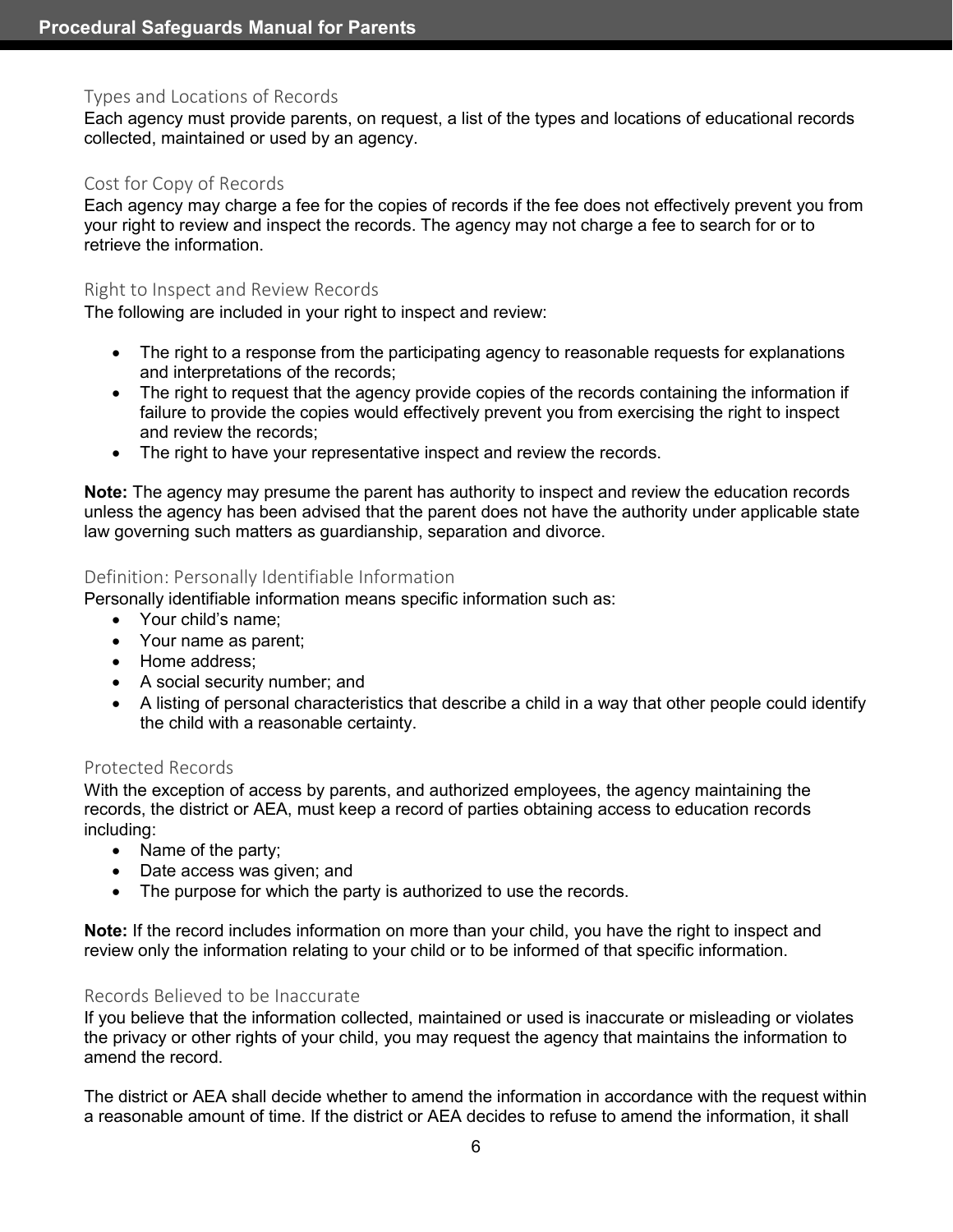### Types and Locations of Records

Each agency must provide parents, on request, a list of the types and locations of educational records collected, maintained or used by an agency.

### Cost for Copy of Records

Each agency may charge a fee for the copies of records if the fee does not effectively prevent you from your right to review and inspect the records. The agency may not charge a fee to search for or to retrieve the information.

### Right to Inspect and Review Records

The following are included in your right to inspect and review:

- The right to a response from the participating agency to reasonable requests for explanations and interpretations of the records;
- The right to request that the agency provide copies of the records containing the information if failure to provide the copies would effectively prevent you from exercising the right to inspect and review the records;
- The right to have your representative inspect and review the records.

**Note:** The agency may presume the parent has authority to inspect and review the education records unless the agency has been advised that the parent does not have the authority under applicable state law governing such matters as guardianship, separation and divorce.

### Definition: Personally Identifiable Information

Personally identifiable information means specific information such as:

- Your child's name;
- Your name as parent;
- Home address;
- A social security number; and
- A listing of personal characteristics that describe a child in a way that other people could identify the child with a reasonable certainty.

### Protected Records

With the exception of access by parents, and authorized employees, the agency maintaining the records, the district or AEA, must keep a record of parties obtaining access to education records including:

- Name of the party;
- Date access was given; and
- The purpose for which the party is authorized to use the records.

**Note:** If the record includes information on more than your child, you have the right to inspect and review only the information relating to your child or to be informed of that specific information.

### Records Believed to be Inaccurate

If you believe that the information collected, maintained or used is inaccurate or misleading or violates the privacy or other rights of your child, you may request the agency that maintains the information to amend the record.

The district or AEA shall decide whether to amend the information in accordance with the request within a reasonable amount of time. If the district or AEA decides to refuse to amend the information, it shall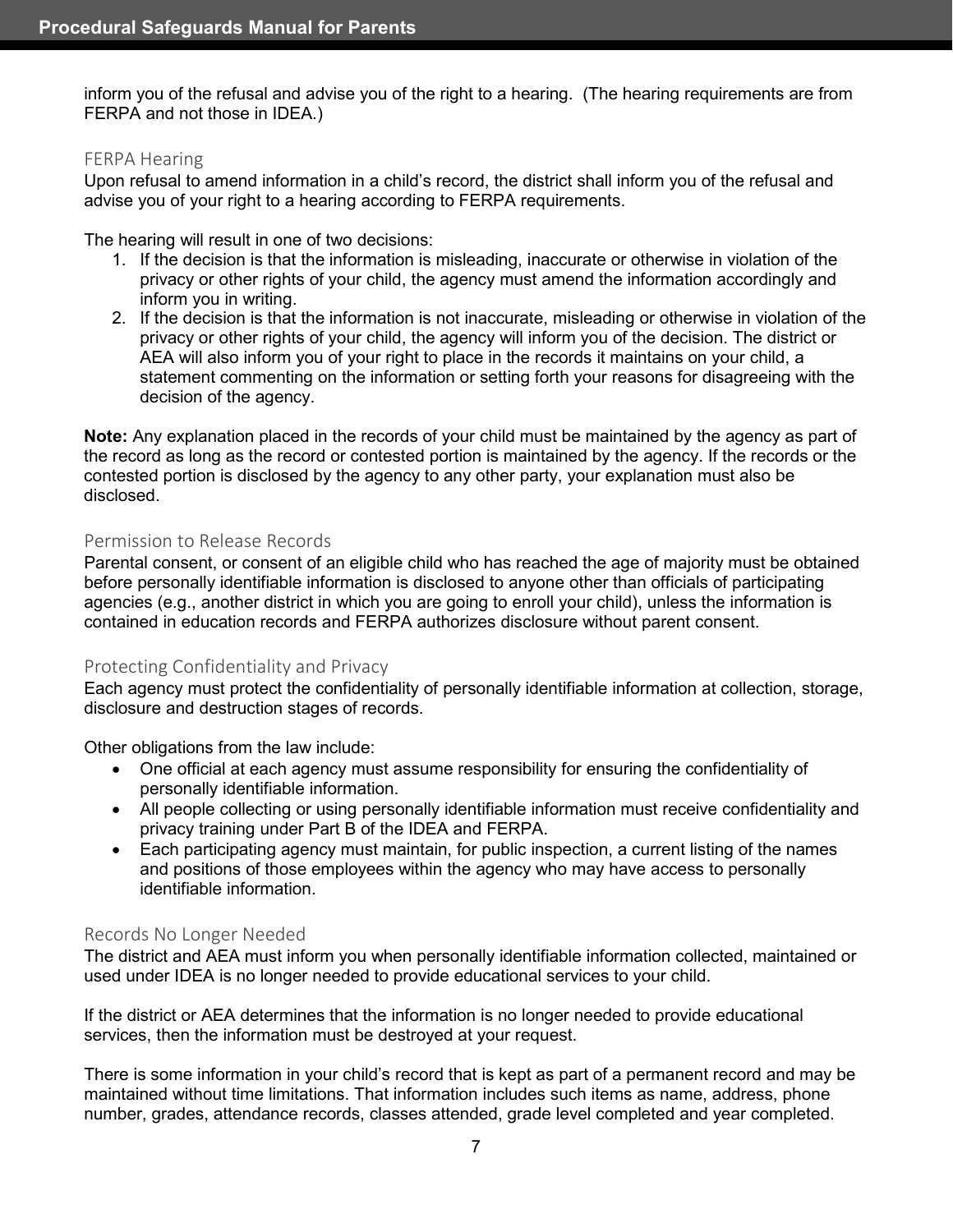inform you of the refusal and advise you of the right to a hearing. (The hearing requirements are from FERPA and not those in IDEA.)

### FERPA Hearing

Upon refusal to amend information in a child's record, the district shall inform you of the refusal and advise you of your right to a hearing according to FERPA requirements.

The hearing will result in one of two decisions:

1. If the decision is that the information is misleading, inaccurate or otherwise in violation of the privacy or other rights of your child, the agency must amend the information accordingly and inform you in writing.
2. If the decision is that the information is not inaccurate, misleading or otherwise in violation of the privacy or other rights of your child, the agency will inform you of the decision. The district or AEA will also inform you of your right to place in the records it maintains on your child, a statement commenting on the information or setting forth your reasons for disagreeing with the decision of the agency.

**Note:** Any explanation placed in the records of your child must be maintained by the agency as part of the record as long as the record or contested portion is maintained by the agency. If the records or the contested portion is disclosed by the agency to any other party, your explanation must also be disclosed.

### Permission to Release Records

Parental consent, or consent of an eligible child who has reached the age of majority must be obtained before personally identifiable information is disclosed to anyone other than officials of participating agencies (e.g., another district in which you are going to enroll your child), unless the information is contained in education records and FERPA authorizes disclosure without parent consent.

### Protecting Confidentiality and Privacy

Each agency must protect the confidentiality of personally identifiable information at collection, storage, disclosure and destruction stages of records.

Other obligations from the law include:

- One official at each agency must assume responsibility for ensuring the confidentiality of personally identifiable information.
- All people collecting or using personally identifiable information must receive confidentiality and privacy training under Part B of the IDEA and FERPA.
- Each participating agency must maintain, for public inspection, a current listing of the names and positions of those employees within the agency who may have access to personally identifiable information.

### Records No Longer Needed

The district and AEA must inform you when personally identifiable information collected, maintained or used under IDEA is no longer needed to provide educational services to your child.

If the district or AEA determines that the information is no longer needed to provide educational services, then the information must be destroyed at your request.

There is some information in your child's record that is kept as part of a permanent record and may be maintained without time limitations. That information includes such items as name, address, phone number, grades, attendance records, classes attended, grade level completed and year completed.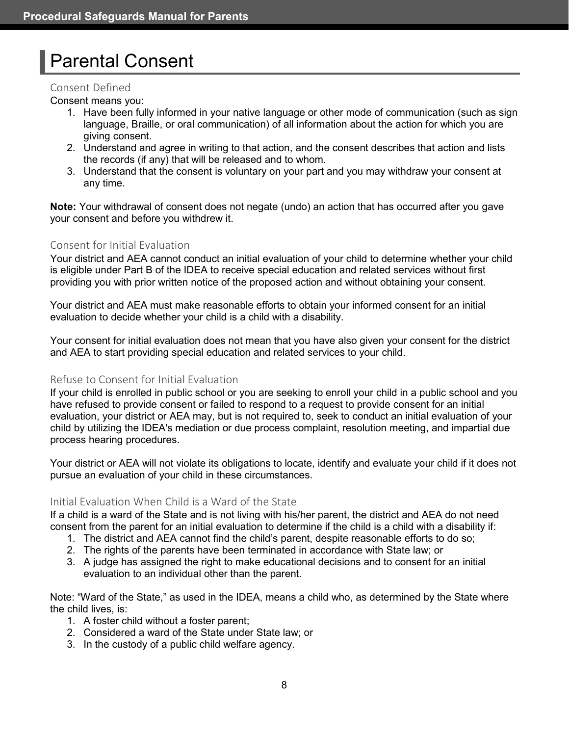# Parental Consent

### Consent Defined

Consent means you:

1. Have been fully informed in your native language or other mode of communication (such as sign language, Braille, or oral communication) of all information about the action for which you are giving consent.
2. Understand and agree in writing to that action, and the consent describes that action and lists the records (if any) that will be released and to whom.
3. Understand that the consent is voluntary on your part and you may withdraw your consent at any time.

**Note:** Your withdrawal of consent does not negate (undo) an action that has occurred after you gave your consent and before you withdrew it.

### Consent for Initial Evaluation

Your district and AEA cannot conduct an initial evaluation of your child to determine whether your child is eligible under Part B of the IDEA to receive special education and related services without first providing you with prior written notice of the proposed action and without obtaining your consent.

Your district and AEA must make reasonable efforts to obtain your informed consent for an initial evaluation to decide whether your child is a child with a disability.

Your consent for initial evaluation does not mean that you have also given your consent for the district and AEA to start providing special education and related services to your child.

### Refuse to Consent for Initial Evaluation

If your child is enrolled in public school or you are seeking to enroll your child in a public school and you have refused to provide consent or failed to respond to a request to provide consent for an initial evaluation, your district or AEA may, but is not required to, seek to conduct an initial evaluation of your child by utilizing the IDEA's mediation or due process complaint, resolution meeting, and impartial due process hearing procedures.

Your district or AEA will not violate its obligations to locate, identify and evaluate your child if it does not pursue an evaluation of your child in these circumstances.

### Initial Evaluation When Child is a Ward of the State

If a child is a ward of the State and is not living with his/her parent, the district and AEA do not need consent from the parent for an initial evaluation to determine if the child is a child with a disability if:

1. The district and AEA cannot find the child's parent, despite reasonable efforts to do so;
2. The rights of the parents have been terminated in accordance with State law; or
3. A judge has assigned the right to make educational decisions and to consent for an initial evaluation to an individual other than the parent.

Note: "Ward of the State," as used in the IDEA, means a child who, as determined by the State where the child lives, is:

1. A foster child without a foster parent;
2. Considered a ward of the State under State law; or
3. In the custody of a public child welfare agency.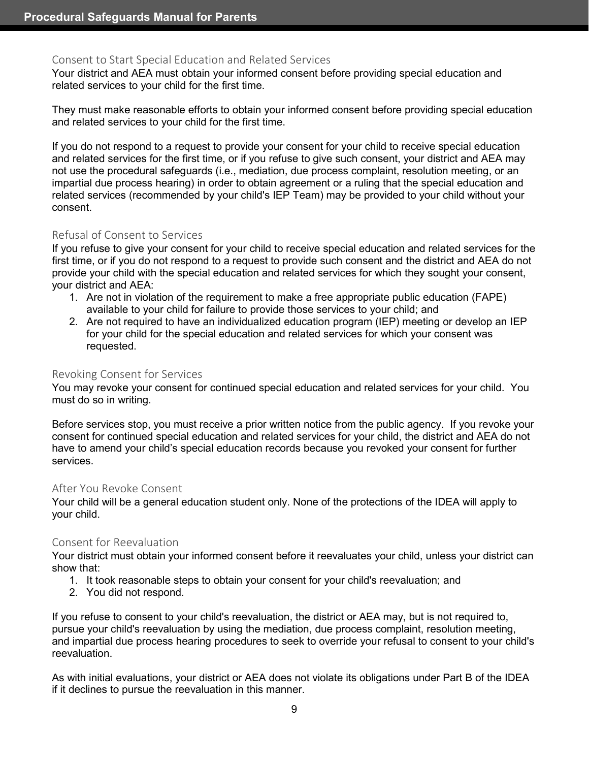### Consent to Start Special Education and Related Services

Your district and AEA must obtain your informed consent before providing special education and related services to your child for the first time.

They must make reasonable efforts to obtain your informed consent before providing special education and related services to your child for the first time.

If you do not respond to a request to provide your consent for your child to receive special education and related services for the first time, or if you refuse to give such consent, your district and AEA may not use the procedural safeguards (i.e., mediation, due process complaint, resolution meeting, or an impartial due process hearing) in order to obtain agreement or a ruling that the special education and related services (recommended by your child's IEP Team) may be provided to your child without your consent.

### Refusal of Consent to Services

If you refuse to give your consent for your child to receive special education and related services for the first time, or if you do not respond to a request to provide such consent and the district and AEA do not provide your child with the special education and related services for which they sought your consent, your district and AEA:

1. Are not in violation of the requirement to make a free appropriate public education (FAPE) available to your child for failure to provide those services to your child; and
2. Are not required to have an individualized education program (IEP) meeting or develop an IEP for your child for the special education and related services for which your consent was requested.

### Revoking Consent for Services

You may revoke your consent for continued special education and related services for your child. You must do so in writing.

Before services stop, you must receive a prior written notice from the public agency. If you revoke your consent for continued special education and related services for your child, the district and AEA do not have to amend your child’s special education records because you revoked your consent for further services.

### After You Revoke Consent

Your child will be a general education student only. None of the protections of the IDEA will apply to your child.

### Consent for Reevaluation

Your district must obtain your informed consent before it reevaluates your child, unless your district can show that:

1. It took reasonable steps to obtain your consent for your child's reevaluation; and
2. You did not respond.

If you refuse to consent to your child's reevaluation, the district or AEA may, but is not required to, pursue your child's reevaluation by using the mediation, due process complaint, resolution meeting, and impartial due process hearing procedures to seek to override your refusal to consent to your child's reevaluation.

As with initial evaluations, your district or AEA does not violate its obligations under Part B of the IDEA if it declines to pursue the reevaluation in this manner.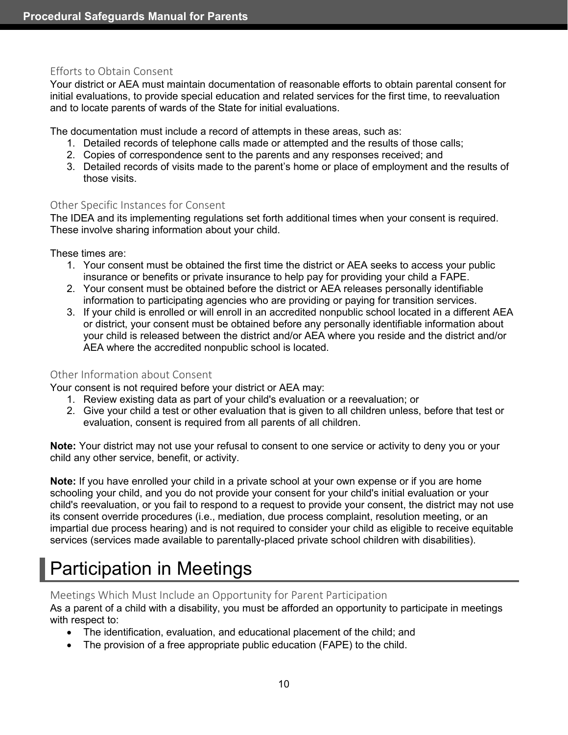### Efforts to Obtain Consent

Your district or AEA must maintain documentation of reasonable efforts to obtain parental consent for initial evaluations, to provide special education and related services for the first time, to reevaluation and to locate parents of wards of the State for initial evaluations.

The documentation must include a record of attempts in these areas, such as:

1. Detailed records of telephone calls made or attempted and the results of those calls;
2. Copies of correspondence sent to the parents and any responses received; and
3. Detailed records of visits made to the parent's home or place of employment and the results of those visits.

### Other Specific Instances for Consent

The IDEA and its implementing regulations set forth additional times when your consent is required. These involve sharing information about your child.

These times are:

1. Your consent must be obtained the first time the district or AEA seeks to access your public insurance or benefits or private insurance to help pay for providing your child a FAPE.
2. Your consent must be obtained before the district or AEA releases personally identifiable information to participating agencies who are providing or paying for transition services.
3. If your child is enrolled or will enroll in an accredited nonpublic school located in a different AEA or district, your consent must be obtained before any personally identifiable information about your child is released between the district and/or AEA where you reside and the district and/or AEA where the accredited nonpublic school is located.

### Other Information about Consent

Your consent is not required before your district or AEA may:

1. Review existing data as part of your child's evaluation or a reevaluation; or
2. Give your child a test or other evaluation that is given to all children unless, before that test or evaluation, consent is required from all parents of all children.

**Note:** Your district may not use your refusal to consent to one service or activity to deny you or your child any other service, benefit, or activity.

**Note:** If you have enrolled your child in a private school at your own expense or if you are home schooling your child, and you do not provide your consent for your child's initial evaluation or your child's reevaluation, or you fail to respond to a request to provide your consent, the district may not use its consent override procedures (i.e., mediation, due process complaint, resolution meeting, or an impartial due process hearing) and is not required to consider your child as eligible to receive equitable services (services made available to parentally-placed private school children with disabilities).

## Participation in Meetings

### Meetings Which Must Include an Opportunity for Parent Participation

As a parent of a child with a disability, you must be afforded an opportunity to participate in meetings with respect to:

- The identification, evaluation, and educational placement of the child; and
- The provision of a free appropriate public education (FAPE) to the child.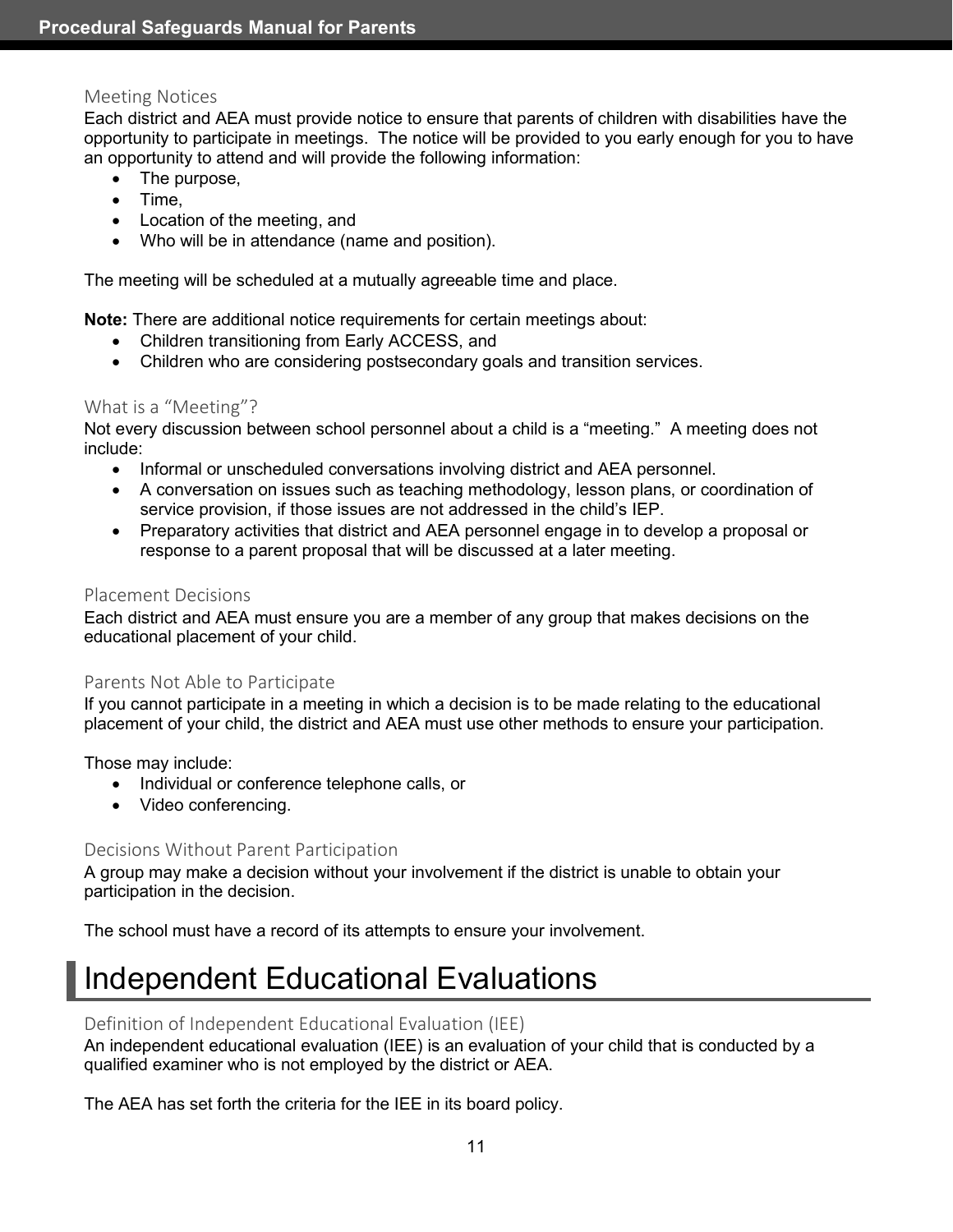### Meeting Notices

Each district and AEA must provide notice to ensure that parents of children with disabilities have the opportunity to participate in meetings. The notice will be provided to you early enough for you to have an opportunity to attend and will provide the following information:

- The purpose,
- Time,
- Location of the meeting, and
- Who will be in attendance (name and position).

The meeting will be scheduled at a mutually agreeable time and place.

**Note:** There are additional notice requirements for certain meetings about:

- Children transitioning from Early ACCESS, and
- Children who are considering postsecondary goals and transition services.

### What is a "Meeting"?

Not every discussion between school personnel about a child is a "meeting." A meeting does not include:

- Informal or unscheduled conversations involving district and AEA personnel.
- A conversation on issues such as teaching methodology, lesson plans, or coordination of service provision, if those issues are not addressed in the child's IEP.
- Preparatory activities that district and AEA personnel engage in to develop a proposal or response to a parent proposal that will be discussed at a later meeting.

### Placement Decisions

Each district and AEA must ensure you are a member of any group that makes decisions on the educational placement of your child.

### Parents Not Able to Participate

If you cannot participate in a meeting in which a decision is to be made relating to the educational placement of your child, the district and AEA must use other methods to ensure your participation.

Those may include:

- Individual or conference telephone calls, or
- Video conferencing.

### Decisions Without Parent Participation

A group may make a decision without your involvement if the district is unable to obtain your participation in the decision.

The school must have a record of its attempts to ensure your involvement.

## Independent Educational Evaluations

### Definition of Independent Educational Evaluation (IEE)

An independent educational evaluation (IEE) is an evaluation of your child that is conducted by a qualified examiner who is not employed by the district or AEA.

The AEA has set forth the criteria for the IEE in its board policy.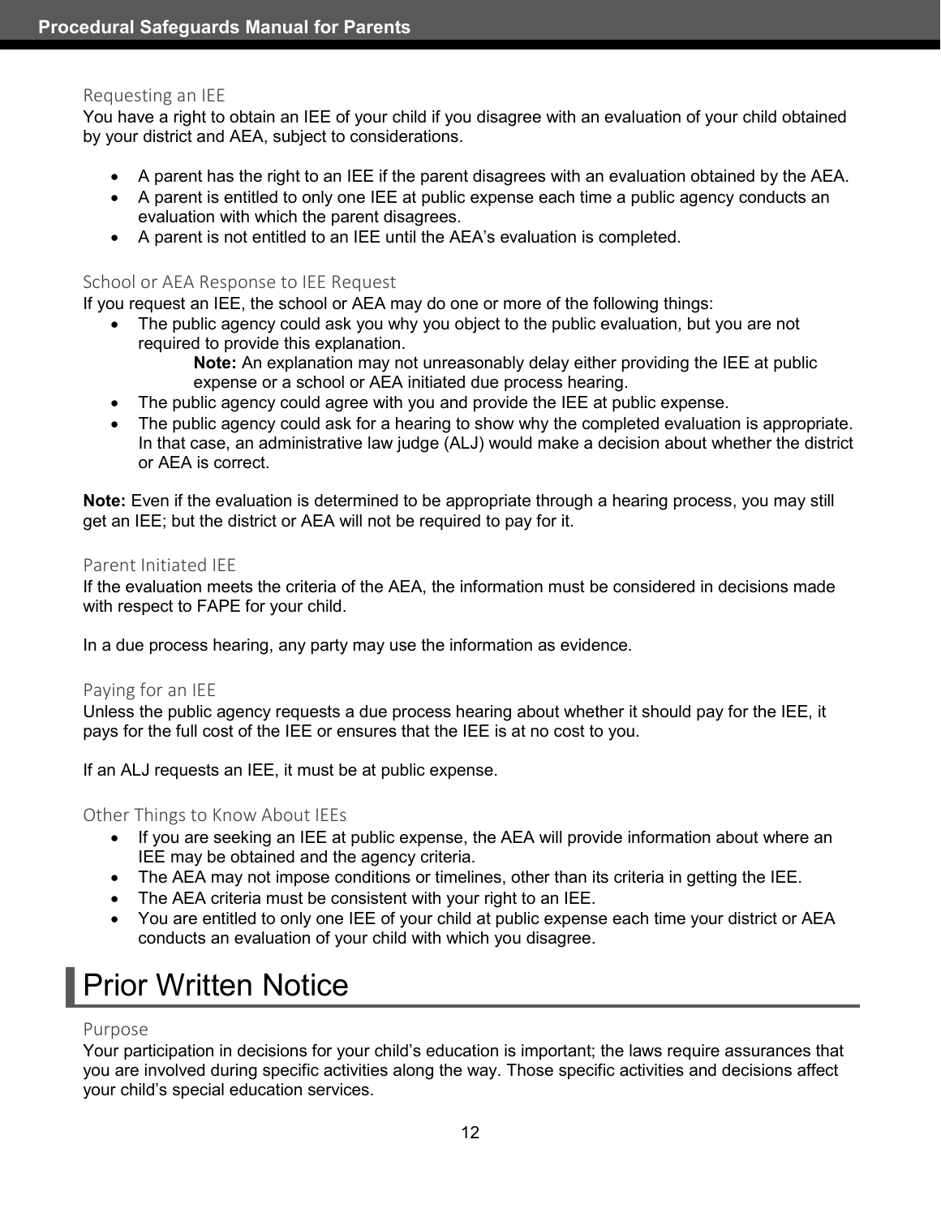### Requesting an IEE

You have a right to obtain an IEE of your child if you disagree with an evaluation of your child obtained by your district and AEA, subject to considerations.

- A parent has the right to an IEE if the parent disagrees with an evaluation obtained by the AEA.
- A parent is entitled to only one IEE at public expense each time a public agency conducts an evaluation with which the parent disagrees.
- A parent is not entitled to an IEE until the AEA's evaluation is completed.

### School or AEA Response to IEE Request

If you request an IEE, the school or AEA may do one or more of the following things:

- The public agency could ask you why you object to the public evaluation, but you are not required to provide this explanation.
  
  **Note:** An explanation may not unreasonably delay either providing the IEE at public expense or a school or AEA initiated due process hearing.
- The public agency could agree with you and provide the IEE at public expense.
- The public agency could ask for a hearing to show why the completed evaluation is appropriate. In that case, an administrative law judge (ALJ) would make a decision about whether the district or AEA is correct.

**Note:** Even if the evaluation is determined to be appropriate through a hearing process, you may still get an IEE; but the district or AEA will not be required to pay for it.

### Parent Initiated IEE

If the evaluation meets the criteria of the AEA, the information must be considered in decisions made with respect to FAPE for your child.

In a due process hearing, any party may use the information as evidence.

### Paying for an IEE

Unless the public agency requests a due process hearing about whether it should pay for the IEE, it pays for the full cost of the IEE or ensures that the IEE is at no cost to you.

If an ALJ requests an IEE, it must be at public expense.

### Other Things to Know About IEEs

- If you are seeking an IEE at public expense, the AEA will provide information about where an IEE may be obtained and the agency criteria.
- The AEA may not impose conditions or timelines, other than its criteria in getting the IEE.
- The AEA criteria must be consistent with your right to an IEE.
- You are entitled to only one IEE of your child at public expense each time your district or AEA conducts an evaluation of your child with which you disagree.

## Prior Written Notice

### Purpose

Your participation in decisions for your child's education is important; the laws require assurances that you are involved during specific activities along the way. Those specific activities and decisions affect your child's special education services.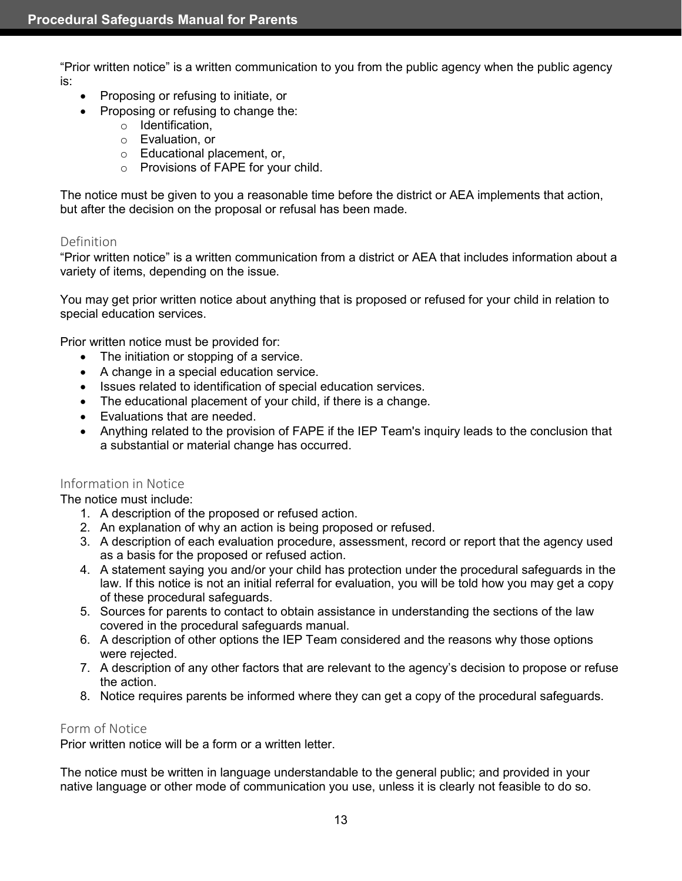"Prior written notice" is a written communication to you from the public agency when the public agency is:

- Proposing or refusing to initiate, or
- Proposing or refusing to change the:
  - Identification,
  - Evaluation, or
  - Educational placement, or,
  - Provisions of FAPE for your child.

The notice must be given to you a reasonable time before the district or AEA implements that action, but after the decision on the proposal or refusal has been made.

### Definition

"Prior written notice" is a written communication from a district or AEA that includes information about a variety of items, depending on the issue.

You may get prior written notice about anything that is proposed or refused for your child in relation to special education services.

Prior written notice must be provided for:

- The initiation or stopping of a service.
- A change in a special education service.
- Issues related to identification of special education services.
- The educational placement of your child, if there is a change.
- Evaluations that are needed.
- Anything related to the provision of FAPE if the IEP Team's inquiry leads to the conclusion that a substantial or material change has occurred.

### Information in Notice

The notice must include:

1. A description of the proposed or refused action.
2. An explanation of why an action is being proposed or refused.
3. A description of each evaluation procedure, assessment, record or report that the agency used as a basis for the proposed or refused action.
4. A statement saying you and/or your child has protection under the procedural safeguards in the law. If this notice is not an initial referral for evaluation, you will be told how you may get a copy of these procedural safeguards.
5. Sources for parents to contact to obtain assistance in understanding the sections of the law covered in the procedural safeguards manual.
6. A description of other options the IEP Team considered and the reasons why those options were rejected.
7. A description of any other factors that are relevant to the agency's decision to propose or refuse the action.
8. Notice requires parents be informed where they can get a copy of the procedural safeguards.

### Form of Notice

Prior written notice will be a form or a written letter.

The notice must be written in language understandable to the general public; and provided in your native language or other mode of communication you use, unless it is clearly not feasible to do so.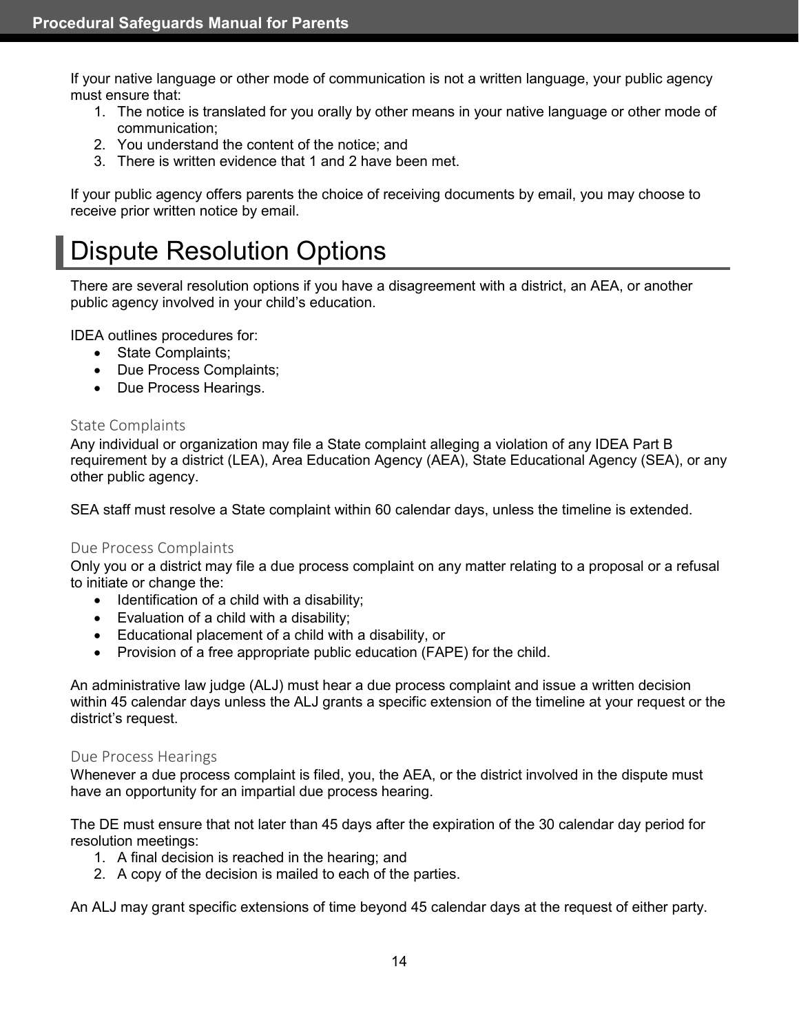If your native language or other mode of communication is not a written language, your public agency must ensure that:

1. The notice is translated for you orally by other means in your native language or other mode of communication;
2. You understand the content of the notice; and
3. There is written evidence that 1 and 2 have been met.

If your public agency offers parents the choice of receiving documents by email, you may choose to receive prior written notice by email.

# Dispute Resolution Options

There are several resolution options if you have a disagreement with a district, an AEA, or another public agency involved in your child's education.

IDEA outlines procedures for:

- State Complaints;
- Due Process Complaints;
- Due Process Hearings.

### State Complaints

Any individual or organization may file a State complaint alleging a violation of any IDEA Part B requirement by a district (LEA), Area Education Agency (AEA), State Educational Agency (SEA), or any other public agency.

SEA staff must resolve a State complaint within 60 calendar days, unless the timeline is extended.

### Due Process Complaints

Only you or a district may file a due process complaint on any matter relating to a proposal or a refusal to initiate or change the:

- Identification of a child with a disability;
- Evaluation of a child with a disability;
- Educational placement of a child with a disability, or
- Provision of a free appropriate public education (FAPE) for the child.

An administrative law judge (ALJ) must hear a due process complaint and issue a written decision within 45 calendar days unless the ALJ grants a specific extension of the timeline at your request or the district's request.

### Due Process Hearings

Whenever a due process complaint is filed, you, the AEA, or the district involved in the dispute must have an opportunity for an impartial due process hearing.

The DE must ensure that not later than 45 days after the expiration of the 30 calendar day period for resolution meetings:

1. A final decision is reached in the hearing; and
2. A copy of the decision is mailed to each of the parties.

An ALJ may grant specific extensions of time beyond 45 calendar days at the request of either party.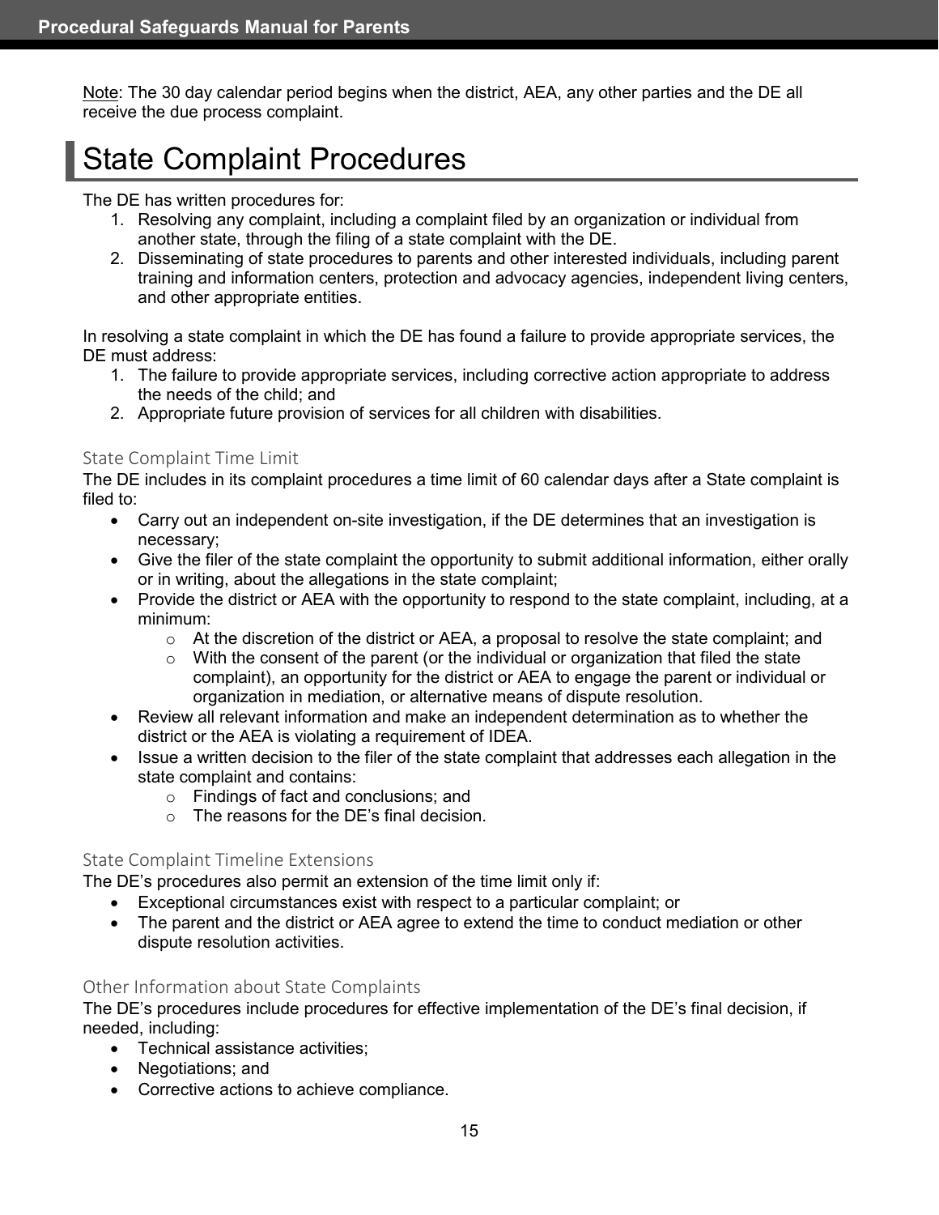Note: The 30 day calendar period begins when the district, AEA, any other parties and the DE all receive the due process complaint.

# State Complaint Procedures

The DE has written procedures for:

1. Resolving any complaint, including a complaint filed by an organization or individual from another state, through the filing of a state complaint with the DE.
2. Disseminating of state procedures to parents and other interested individuals, including parent training and information centers, protection and advocacy agencies, independent living centers, and other appropriate entities.

In resolving a state complaint in which the DE has found a failure to provide appropriate services, the DE must address:

1. The failure to provide appropriate services, including corrective action appropriate to address the needs of the child; and
2. Appropriate future provision of services for all children with disabilities.

### State Complaint Time Limit

The DE includes in its complaint procedures a time limit of 60 calendar days after a State complaint is filed to:

- Carry out an independent on-site investigation, if the DE determines that an investigation is necessary;
- Give the filer of the state complaint the opportunity to submit additional information, either orally or in writing, about the allegations in the state complaint;
- Provide the district or AEA with the opportunity to respond to the state complaint, including, at a minimum:
  - At the discretion of the district or AEA, a proposal to resolve the state complaint; and
  - With the consent of the parent (or the individual or organization that filed the state complaint), an opportunity for the district or AEA to engage the parent or individual or organization in mediation, or alternative means of dispute resolution.
- Review all relevant information and make an independent determination as to whether the district or the AEA is violating a requirement of IDEA.
- Issue a written decision to the filer of the state complaint that addresses each allegation in the state complaint and contains:
  - Findings of fact and conclusions; and
  - The reasons for the DE's final decision.

### State Complaint Timeline Extensions

The DE's procedures also permit an extension of the time limit only if:

- Exceptional circumstances exist with respect to a particular complaint; or
- The parent and the district or AEA agree to extend the time to conduct mediation or other dispute resolution activities.

### Other Information about State Complaints

The DE's procedures include procedures for effective implementation of the DE's final decision, if needed, including:

- Technical assistance activities;
- Negotiations; and
- Corrective actions to achieve compliance.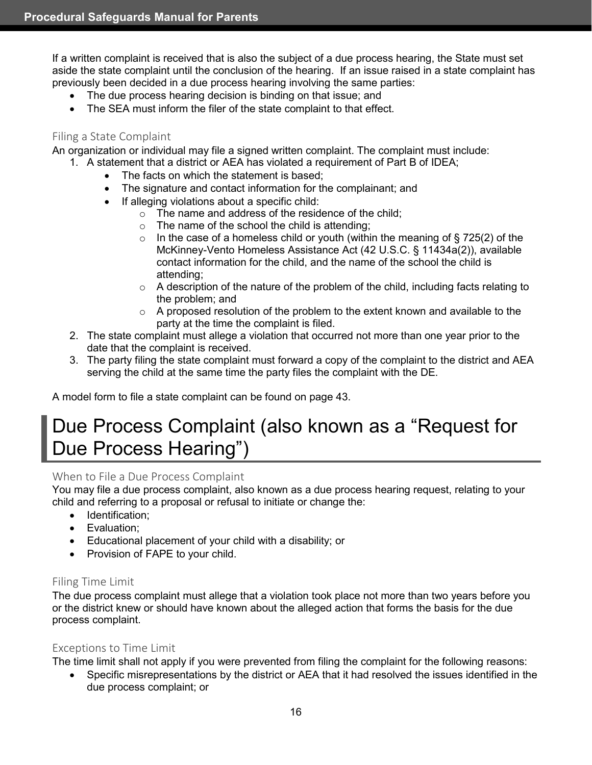If a written complaint is received that is also the subject of a due process hearing, the State must set aside the state complaint until the conclusion of the hearing. If an issue raised in a state complaint has previously been decided in a due process hearing involving the same parties:

- The due process hearing decision is binding on that issue; and
- The SEA must inform the filer of the state complaint to that effect.

### Filing a State Complaint

An organization or individual may file a signed written complaint. The complaint must include:

1. A statement that a district or AEA has violated a requirement of Part B of IDEA;
    - The facts on which the statement is based;
    - The signature and contact information for the complainant; and
    - If alleging violations about a specific child:
        - The name and address of the residence of the child;
        - The name of the school the child is attending;
        - In the case of a homeless child or youth (within the meaning of § 725(2) of the McKinney-Vento Homeless Assistance Act (42 U.S.C. § 11434a(2)), available contact information for the child, and the name of the school the child is attending;
        - A description of the nature of the problem of the child, including facts relating to the problem; and
        - A proposed resolution of the problem to the extent known and available to the party at the time the complaint is filed.
2. The state complaint must allege a violation that occurred not more than one year prior to the date that the complaint is received.
3. The party filing the state complaint must forward a copy of the complaint to the district and AEA serving the child at the same time the party files the complaint with the DE.

A model form to file a state complaint can be found on page 43.

## Due Process Complaint (also known as a "Request for Due Process Hearing")

### When to File a Due Process Complaint

You may file a due process complaint, also known as a due process hearing request, relating to your child and referring to a proposal or refusal to initiate or change the:

- Identification;
- Evaluation;
- Educational placement of your child with a disability; or
- Provision of FAPE to your child.

### Filing Time Limit

The due process complaint must allege that a violation took place not more than two years before you or the district knew or should have known about the alleged action that forms the basis for the due process complaint.

### Exceptions to Time Limit

The time limit shall not apply if you were prevented from filing the complaint for the following reasons:

- Specific misrepresentations by the district or AEA that it had resolved the issues identified in the due process complaint; or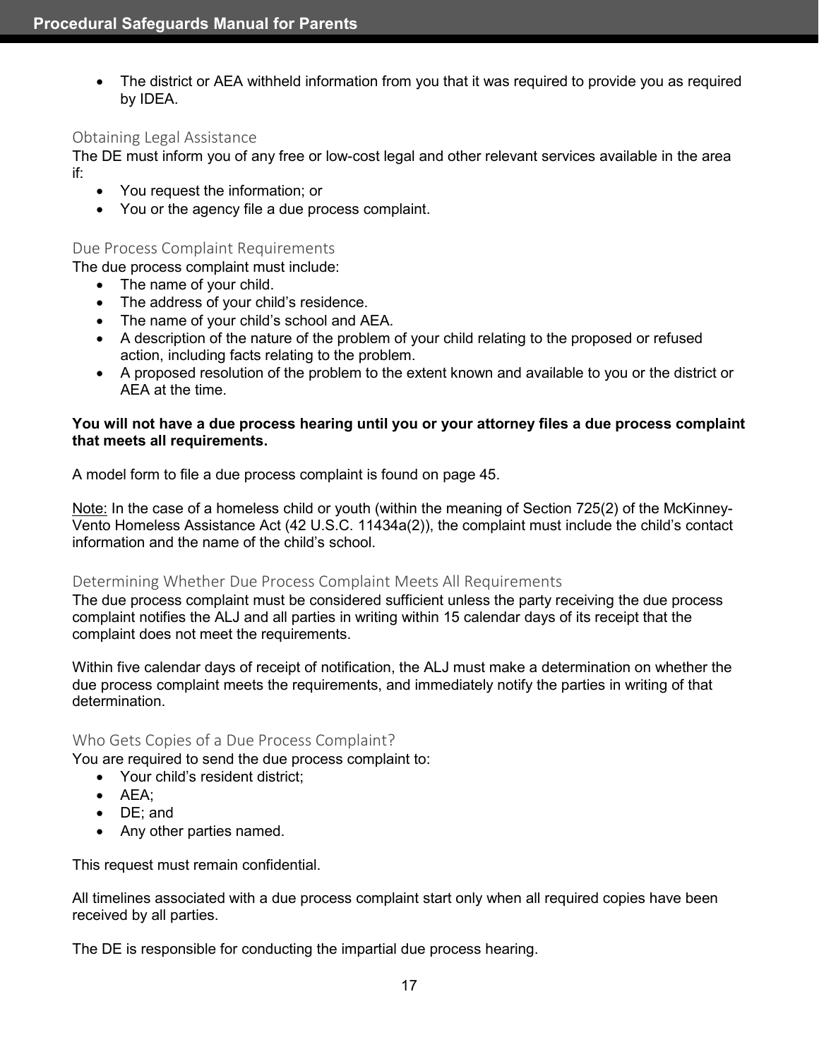- The district or AEA withheld information from you that it was required to provide you as required by IDEA.

### Obtaining Legal Assistance

The DE must inform you of any free or low-cost legal and other relevant services available in the area if:

- You request the information; or
- You or the agency file a due process complaint.

### Due Process Complaint Requirements

The due process complaint must include:

- The name of your child.
- The address of your child's residence.
- The name of your child's school and AEA.
- A description of the nature of the problem of your child relating to the proposed or refused action, including facts relating to the problem.
- A proposed resolution of the problem to the extent known and available to you or the district or AEA at the time.

**You will not have a due process hearing until you or your attorney files a due process complaint that meets all requirements.**

A model form to file a due process complaint is found on page 45.

Note: In the case of a homeless child or youth (within the meaning of Section 725(2) of the McKinney-Vento Homeless Assistance Act (42 U.S.C. 11434a(2)), the complaint must include the child's contact information and the name of the child's school.

### Determining Whether Due Process Complaint Meets All Requirements

The due process complaint must be considered sufficient unless the party receiving the due process complaint notifies the ALJ and all parties in writing within 15 calendar days of its receipt that the complaint does not meet the requirements.

Within five calendar days of receipt of notification, the ALJ must make a determination on whether the due process complaint meets the requirements, and immediately notify the parties in writing of that determination.

### Who Gets Copies of a Due Process Complaint?

You are required to send the due process complaint to:

- Your child's resident district;
- AEA;
- DE; and
- Any other parties named.

This request must remain confidential.

All timelines associated with a due process complaint start only when all required copies have been received by all parties.

The DE is responsible for conducting the impartial due process hearing.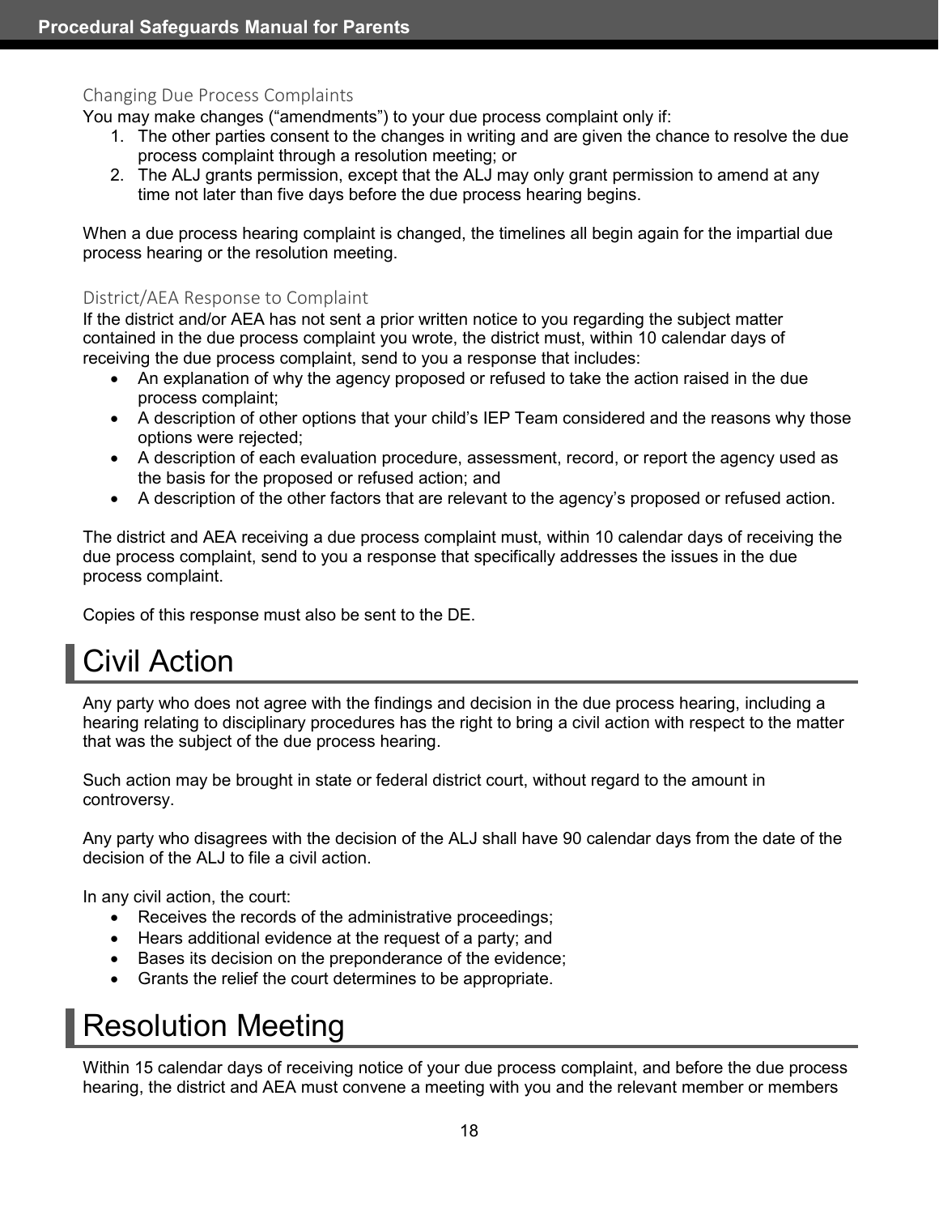### Changing Due Process Complaints

You may make changes ("amendments") to your due process complaint only if:

1. The other parties consent to the changes in writing and are given the chance to resolve the due process complaint through a resolution meeting; or
2. The ALJ grants permission, except that the ALJ may only grant permission to amend at any time not later than five days before the due process hearing begins.

When a due process hearing complaint is changed, the timelines all begin again for the impartial due process hearing or the resolution meeting.

### District/AEA Response to Complaint

If the district and/or AEA has not sent a prior written notice to you regarding the subject matter contained in the due process complaint you wrote, the district must, within 10 calendar days of receiving the due process complaint, send to you a response that includes:

- An explanation of why the agency proposed or refused to take the action raised in the due process complaint;
- A description of other options that your child's IEP Team considered and the reasons why those options were rejected;
- A description of each evaluation procedure, assessment, record, or report the agency used as the basis for the proposed or refused action; and
- A description of the other factors that are relevant to the agency's proposed or refused action.

The district and AEA receiving a due process complaint must, within 10 calendar days of receiving the due process complaint, send to you a response that specifically addresses the issues in the due process complaint.

Copies of this response must also be sent to the DE.

## Civil Action

Any party who does not agree with the findings and decision in the due process hearing, including a hearing relating to disciplinary procedures has the right to bring a civil action with respect to the matter that was the subject of the due process hearing.

Such action may be brought in state or federal district court, without regard to the amount in controversy.

Any party who disagrees with the decision of the ALJ shall have 90 calendar days from the date of the decision of the ALJ to file a civil action.

In any civil action, the court:

- Receives the records of the administrative proceedings;
- Hears additional evidence at the request of a party; and
- Bases its decision on the preponderance of the evidence;
- Grants the relief the court determines to be appropriate.

## Resolution Meeting

Within 15 calendar days of receiving notice of your due process complaint, and before the due process hearing, the district and AEA must convene a meeting with you and the relevant member or members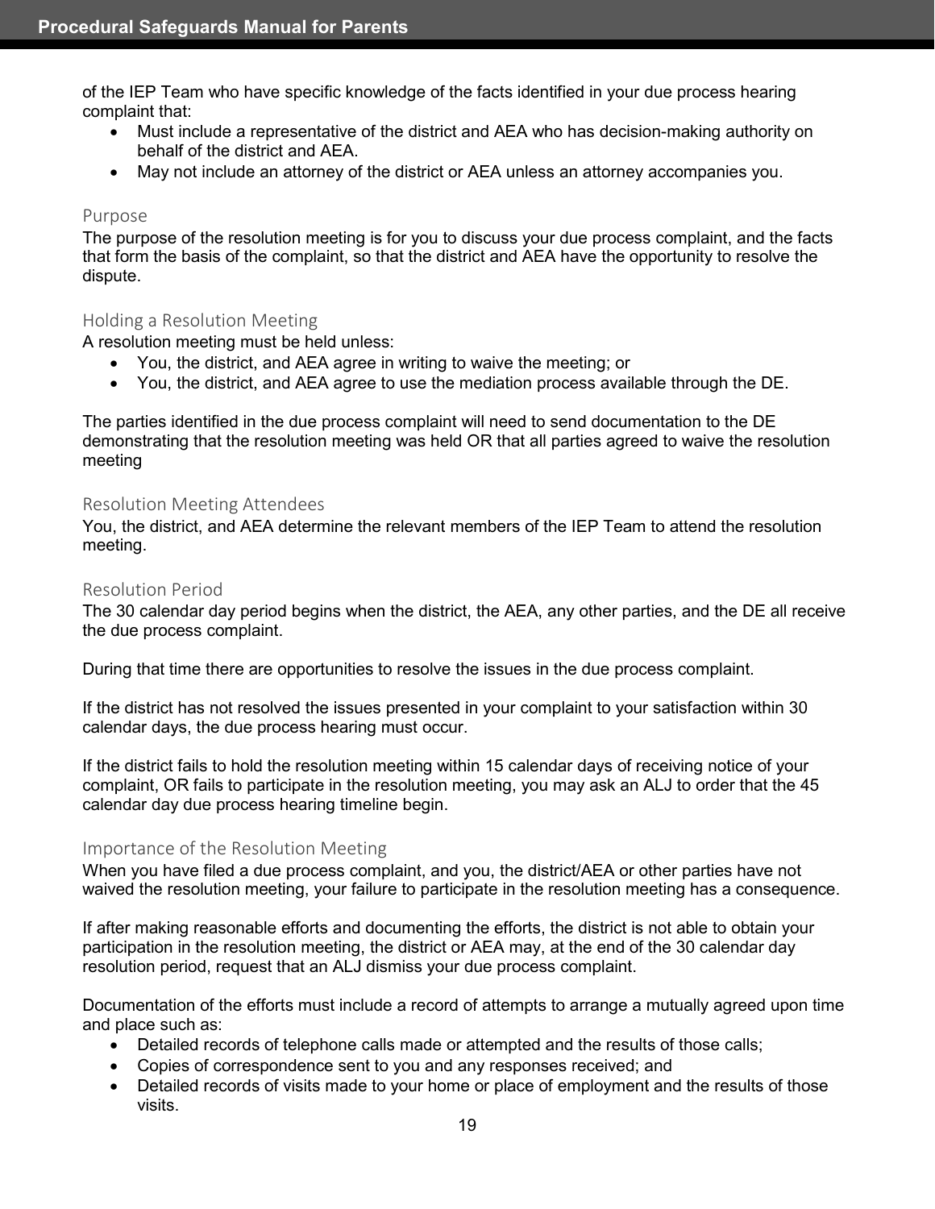of the IEP Team who have specific knowledge of the facts identified in your due process hearing complaint that:

- Must include a representative of the district and AEA who has decision-making authority on behalf of the district and AEA.
- May not include an attorney of the district or AEA unless an attorney accompanies you.

### Purpose

The purpose of the resolution meeting is for you to discuss your due process complaint, and the facts that form the basis of the complaint, so that the district and AEA have the opportunity to resolve the dispute.

### Holding a Resolution Meeting

A resolution meeting must be held unless:

- You, the district, and AEA agree in writing to waive the meeting; or
- You, the district, and AEA agree to use the mediation process available through the DE.

The parties identified in the due process complaint will need to send documentation to the DE demonstrating that the resolution meeting was held OR that all parties agreed to waive the resolution meeting

### Resolution Meeting Attendees

You, the district, and AEA determine the relevant members of the IEP Team to attend the resolution meeting.

### Resolution Period

The 30 calendar day period begins when the district, the AEA, any other parties, and the DE all receive the due process complaint.

During that time there are opportunities to resolve the issues in the due process complaint.

If the district has not resolved the issues presented in your complaint to your satisfaction within 30 calendar days, the due process hearing must occur.

If the district fails to hold the resolution meeting within 15 calendar days of receiving notice of your complaint, OR fails to participate in the resolution meeting, you may ask an ALJ to order that the 45 calendar day due process hearing timeline begin.

### Importance of the Resolution Meeting

When you have filed a due process complaint, and you, the district/AEA or other parties have not waived the resolution meeting, your failure to participate in the resolution meeting has a consequence.

If after making reasonable efforts and documenting the efforts, the district is not able to obtain your participation in the resolution meeting, the district or AEA may, at the end of the 30 calendar day resolution period, request that an ALJ dismiss your due process complaint.

Documentation of the efforts must include a record of attempts to arrange a mutually agreed upon time and place such as:

- Detailed records of telephone calls made or attempted and the results of those calls;
- Copies of correspondence sent to you and any responses received; and
- Detailed records of visits made to your home or place of employment and the results of those visits.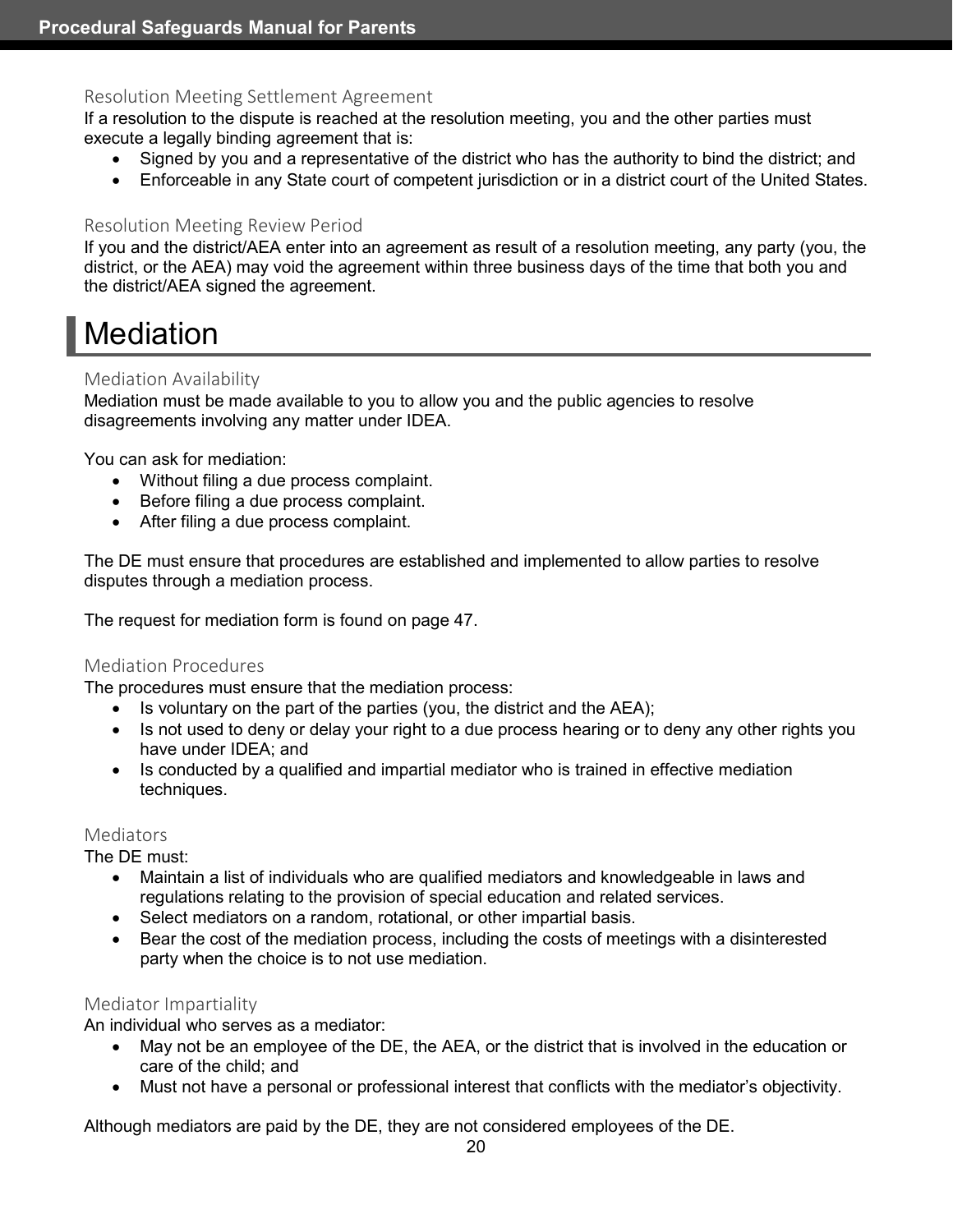### Resolution Meeting Settlement Agreement

If a resolution to the dispute is reached at the resolution meeting, you and the other parties must execute a legally binding agreement that is:

- Signed by you and a representative of the district who has the authority to bind the district; and
- Enforceable in any State court of competent jurisdiction or in a district court of the United States.

### Resolution Meeting Review Period

If you and the district/AEA enter into an agreement as result of a resolution meeting, any party (you, the district, or the AEA) may void the agreement within three business days of the time that both you and the district/AEA signed the agreement.

# Mediation

### Mediation Availability

Mediation must be made available to you to allow you and the public agencies to resolve disagreements involving any matter under IDEA.

You can ask for mediation:

- Without filing a due process complaint.
- Before filing a due process complaint.
- After filing a due process complaint.

The DE must ensure that procedures are established and implemented to allow parties to resolve disputes through a mediation process.

The request for mediation form is found on page 47.

### Mediation Procedures

The procedures must ensure that the mediation process:

- Is voluntary on the part of the parties (you, the district and the AEA);
- Is not used to deny or delay your right to a due process hearing or to deny any other rights you have under IDEA; and
- Is conducted by a qualified and impartial mediator who is trained in effective mediation techniques.

### Mediators

The DE must:

- Maintain a list of individuals who are qualified mediators and knowledgeable in laws and regulations relating to the provision of special education and related services.
- Select mediators on a random, rotational, or other impartial basis.
- Bear the cost of the mediation process, including the costs of meetings with a disinterested party when the choice is to not use mediation.

### Mediator Impartiality

An individual who serves as a mediator:

- May not be an employee of the DE, the AEA, or the district that is involved in the education or care of the child; and
- Must not have a personal or professional interest that conflicts with the mediator's objectivity.

Although mediators are paid by the DE, they are not considered employees of the DE.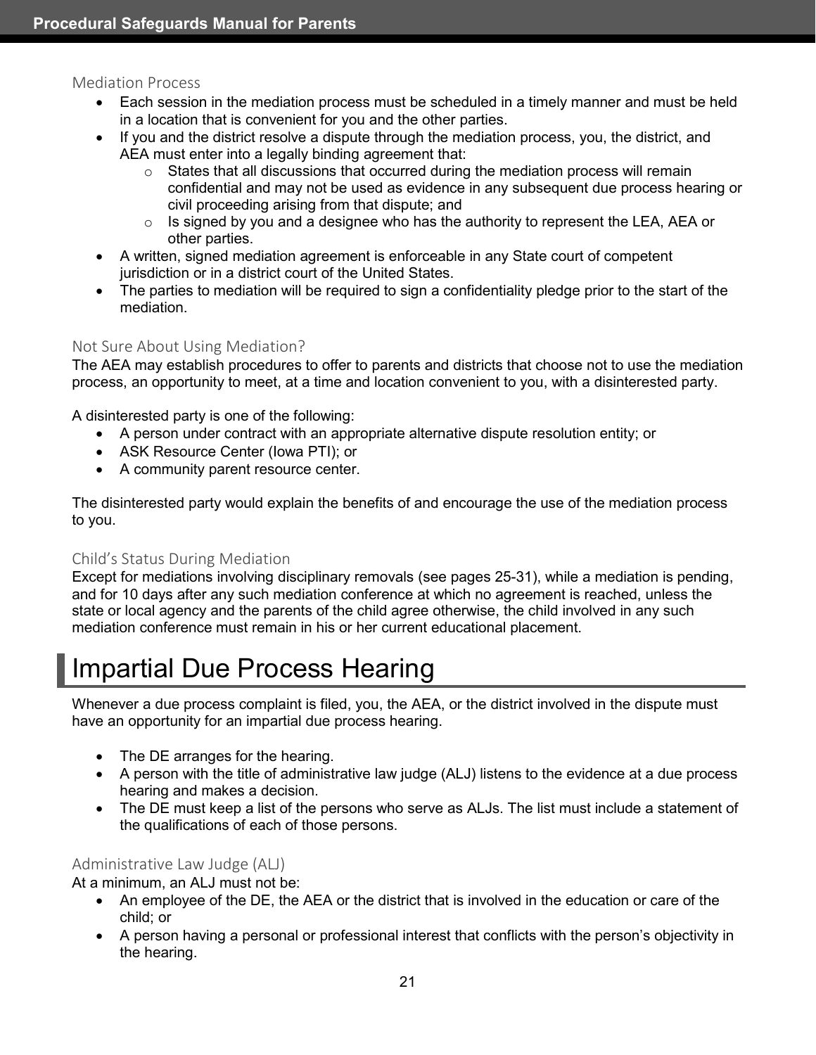### Mediation Process

- Each session in the mediation process must be scheduled in a timely manner and must be held in a location that is convenient for you and the other parties.
- If you and the district resolve a dispute through the mediation process, you, the district, and AEA must enter into a legally binding agreement that:
  - States that all discussions that occurred during the mediation process will remain confidential and may not be used as evidence in any subsequent due process hearing or civil proceeding arising from that dispute; and
  - Is signed by you and a designee who has the authority to represent the LEA, AEA or other parties.
- A written, signed mediation agreement is enforceable in any State court of competent jurisdiction or in a district court of the United States.
- The parties to mediation will be required to sign a confidentiality pledge prior to the start of the mediation.

### Not Sure About Using Mediation?

The AEA may establish procedures to offer to parents and districts that choose not to use the mediation process, an opportunity to meet, at a time and location convenient to you, with a disinterested party.

A disinterested party is one of the following:

- A person under contract with an appropriate alternative dispute resolution entity; or
- ASK Resource Center (Iowa PTI); or
- A community parent resource center.

The disinterested party would explain the benefits of and encourage the use of the mediation process to you.

### Child's Status During Mediation

Except for mediations involving disciplinary removals (see pages 25-31), while a mediation is pending, and for 10 days after any such mediation conference at which no agreement is reached, unless the state or local agency and the parents of the child agree otherwise, the child involved in any such mediation conference must remain in his or her current educational placement.

## Impartial Due Process Hearing

Whenever a due process complaint is filed, you, the AEA, or the district involved in the dispute must have an opportunity for an impartial due process hearing.

- The DE arranges for the hearing.
- A person with the title of administrative law judge (ALJ) listens to the evidence at a due process hearing and makes a decision.
- The DE must keep a list of the persons who serve as ALJs. The list must include a statement of the qualifications of each of those persons.

### Administrative Law Judge (ALJ)

At a minimum, an ALJ must not be:

- An employee of the DE, the AEA or the district that is involved in the education or care of the child; or
- A person having a personal or professional interest that conflicts with the person's objectivity in the hearing.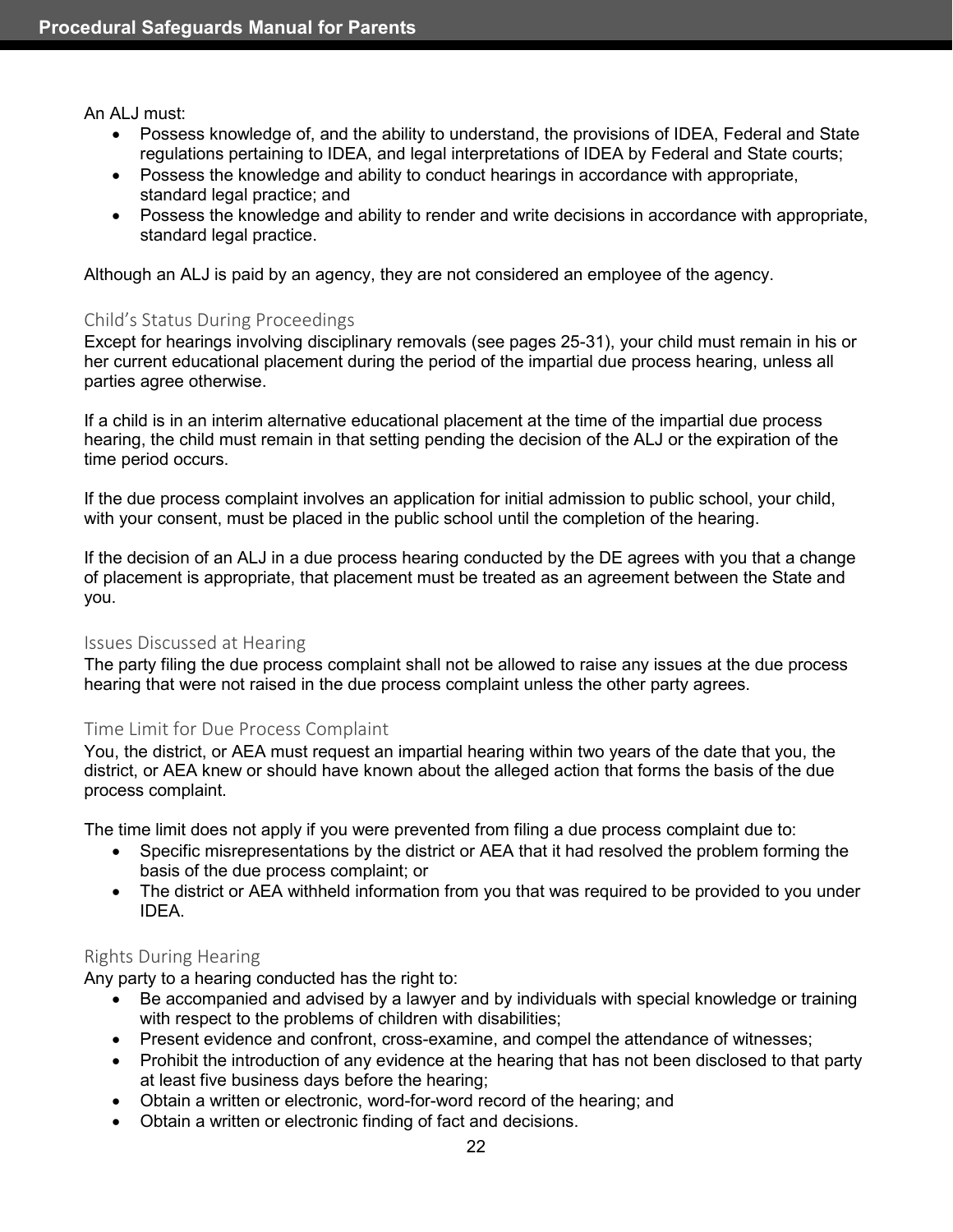An ALJ must:

- Possess knowledge of, and the ability to understand, the provisions of IDEA, Federal and State regulations pertaining to IDEA, and legal interpretations of IDEA by Federal and State courts;
- Possess the knowledge and ability to conduct hearings in accordance with appropriate, standard legal practice; and
- Possess the knowledge and ability to render and write decisions in accordance with appropriate, standard legal practice.

Although an ALJ is paid by an agency, they are not considered an employee of the agency.

### Child's Status During Proceedings

Except for hearings involving disciplinary removals (see pages 25-31), your child must remain in his or her current educational placement during the period of the impartial due process hearing, unless all parties agree otherwise.

If a child is in an interim alternative educational placement at the time of the impartial due process hearing, the child must remain in that setting pending the decision of the ALJ or the expiration of the time period occurs.

If the due process complaint involves an application for initial admission to public school, your child, with your consent, must be placed in the public school until the completion of the hearing.

If the decision of an ALJ in a due process hearing conducted by the DE agrees with you that a change of placement is appropriate, that placement must be treated as an agreement between the State and you.

### Issues Discussed at Hearing

The party filing the due process complaint shall not be allowed to raise any issues at the due process hearing that were not raised in the due process complaint unless the other party agrees.

### Time Limit for Due Process Complaint

You, the district, or AEA must request an impartial hearing within two years of the date that you, the district, or AEA knew or should have known about the alleged action that forms the basis of the due process complaint.

The time limit does not apply if you were prevented from filing a due process complaint due to:

- Specific misrepresentations by the district or AEA that it had resolved the problem forming the basis of the due process complaint; or
- The district or AEA withheld information from you that was required to be provided to you under IDEA.

### Rights During Hearing

Any party to a hearing conducted has the right to:

- Be accompanied and advised by a lawyer and by individuals with special knowledge or training with respect to the problems of children with disabilities;
- Present evidence and confront, cross-examine, and compel the attendance of witnesses;
- Prohibit the introduction of any evidence at the hearing that has not been disclosed to that party at least five business days before the hearing;
- Obtain a written or electronic, word-for-word record of the hearing; and
- Obtain a written or electronic finding of fact and decisions.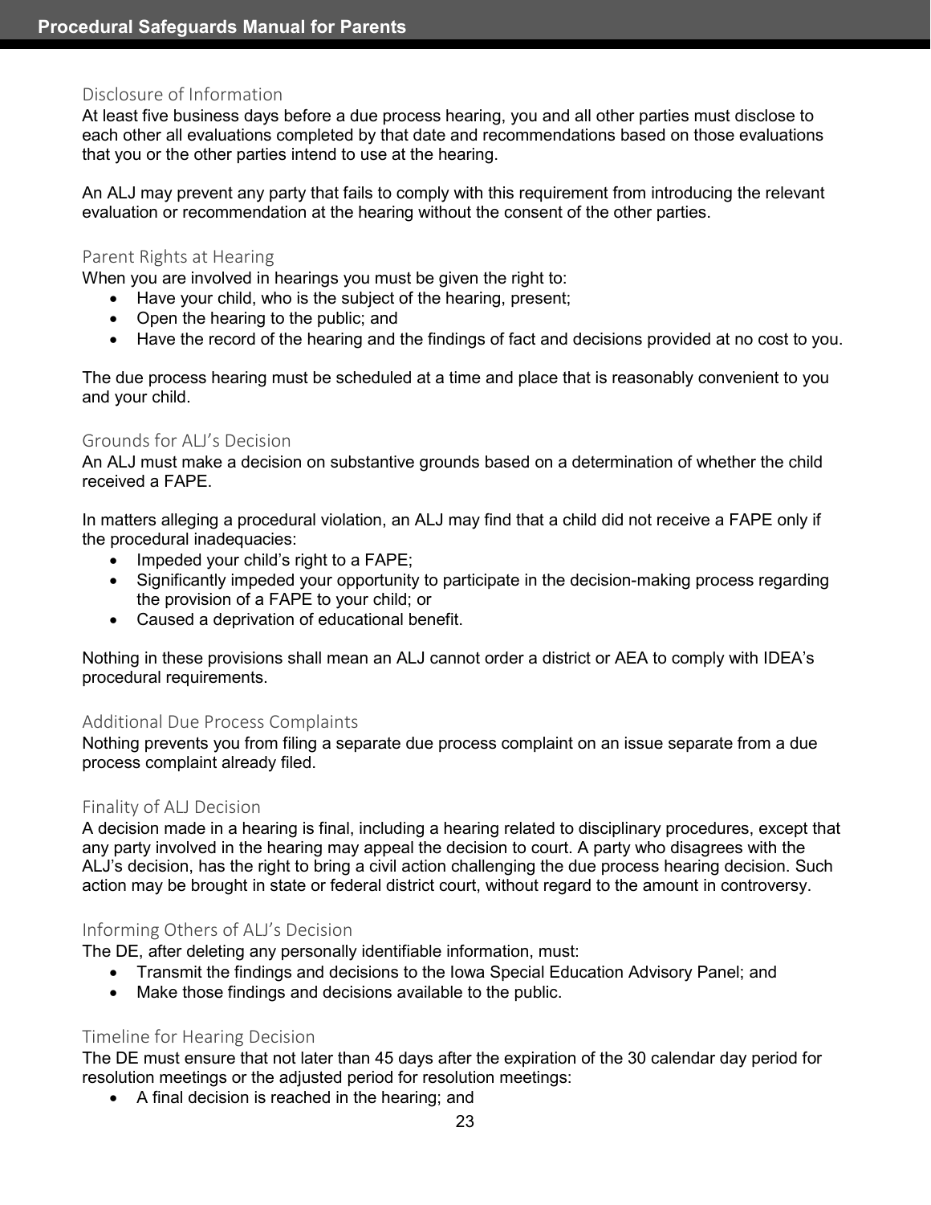### Disclosure of Information

At least five business days before a due process hearing, you and all other parties must disclose to each other all evaluations completed by that date and recommendations based on those evaluations that you or the other parties intend to use at the hearing.

An ALJ may prevent any party that fails to comply with this requirement from introducing the relevant evaluation or recommendation at the hearing without the consent of the other parties.

### Parent Rights at Hearing

When you are involved in hearings you must be given the right to:

- Have your child, who is the subject of the hearing, present;
- Open the hearing to the public; and
- Have the record of the hearing and the findings of fact and decisions provided at no cost to you.

The due process hearing must be scheduled at a time and place that is reasonably convenient to you and your child.

### Grounds for ALJ's Decision

An ALJ must make a decision on substantive grounds based on a determination of whether the child received a FAPE.

In matters alleging a procedural violation, an ALJ may find that a child did not receive a FAPE only if the procedural inadequacies:

- Impeded your child's right to a FAPE;
- Significantly impeded your opportunity to participate in the decision-making process regarding the provision of a FAPE to your child; or
- Caused a deprivation of educational benefit.

Nothing in these provisions shall mean an ALJ cannot order a district or AEA to comply with IDEA's procedural requirements.

### Additional Due Process Complaints

Nothing prevents you from filing a separate due process complaint on an issue separate from a due process complaint already filed.

### Finality of ALJ Decision

A decision made in a hearing is final, including a hearing related to disciplinary procedures, except that any party involved in the hearing may appeal the decision to court. A party who disagrees with the ALJ's decision, has the right to bring a civil action challenging the due process hearing decision. Such action may be brought in state or federal district court, without regard to the amount in controversy.

### Informing Others of ALJ's Decision

The DE, after deleting any personally identifiable information, must:

- Transmit the findings and decisions to the Iowa Special Education Advisory Panel; and
- Make those findings and decisions available to the public.

### Timeline for Hearing Decision

The DE must ensure that not later than 45 days after the expiration of the 30 calendar day period for resolution meetings or the adjusted period for resolution meetings:

- A final decision is reached in the hearing; and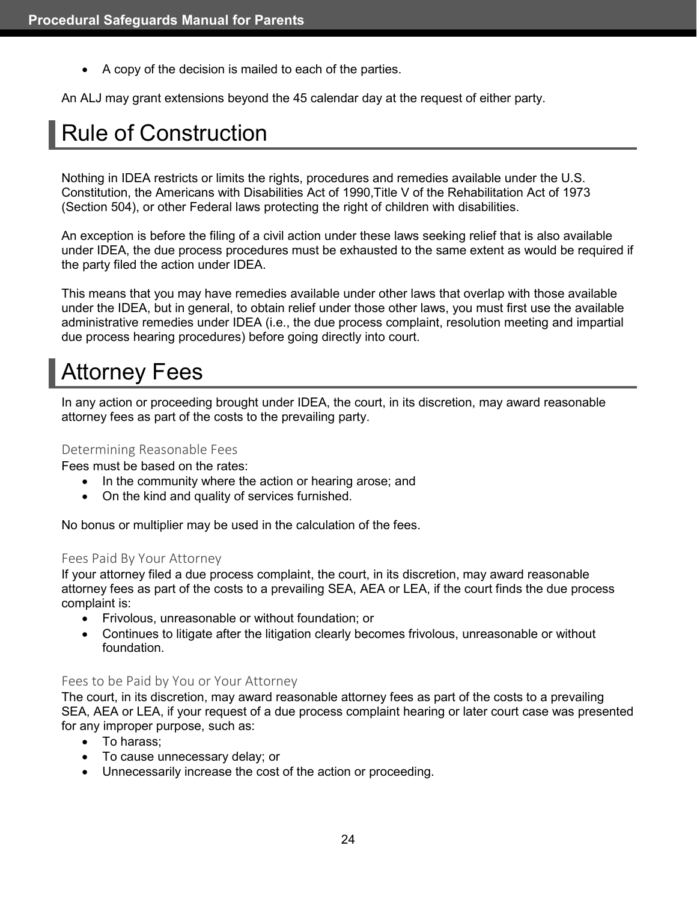- A copy of the decision is mailed to each of the parties.

An ALJ may grant extensions beyond the 45 calendar day at the request of either party.

# Rule of Construction

Nothing in IDEA restricts or limits the rights, procedures and remedies available under the U.S. Constitution, the Americans with Disabilities Act of 1990,Title V of the Rehabilitation Act of 1973 (Section 504), or other Federal laws protecting the right of children with disabilities.

An exception is before the filing of a civil action under these laws seeking relief that is also available under IDEA, the due process procedures must be exhausted to the same extent as would be required if the party filed the action under IDEA.

This means that you may have remedies available under other laws that overlap with those available under the IDEA, but in general, to obtain relief under those other laws, you must first use the available administrative remedies under IDEA (i.e., the due process complaint, resolution meeting and impartial due process hearing procedures) before going directly into court.

# Attorney Fees

In any action or proceeding brought under IDEA, the court, in its discretion, may award reasonable attorney fees as part of the costs to the prevailing party.

### Determining Reasonable Fees

Fees must be based on the rates:

- In the community where the action or hearing arose; and
- On the kind and quality of services furnished.

No bonus or multiplier may be used in the calculation of the fees.

### Fees Paid By Your Attorney

If your attorney filed a due process complaint, the court, in its discretion, may award reasonable attorney fees as part of the costs to a prevailing SEA, AEA or LEA, if the court finds the due process complaint is:

- Frivolous, unreasonable or without foundation; or
- Continues to litigate after the litigation clearly becomes frivolous, unreasonable or without foundation.

### Fees to be Paid by You or Your Attorney

The court, in its discretion, may award reasonable attorney fees as part of the costs to a prevailing SEA, AEA or LEA, if your request of a due process complaint hearing or later court case was presented for any improper purpose, such as:

- To harass;
- To cause unnecessary delay; or
- Unnecessarily increase the cost of the action or proceeding.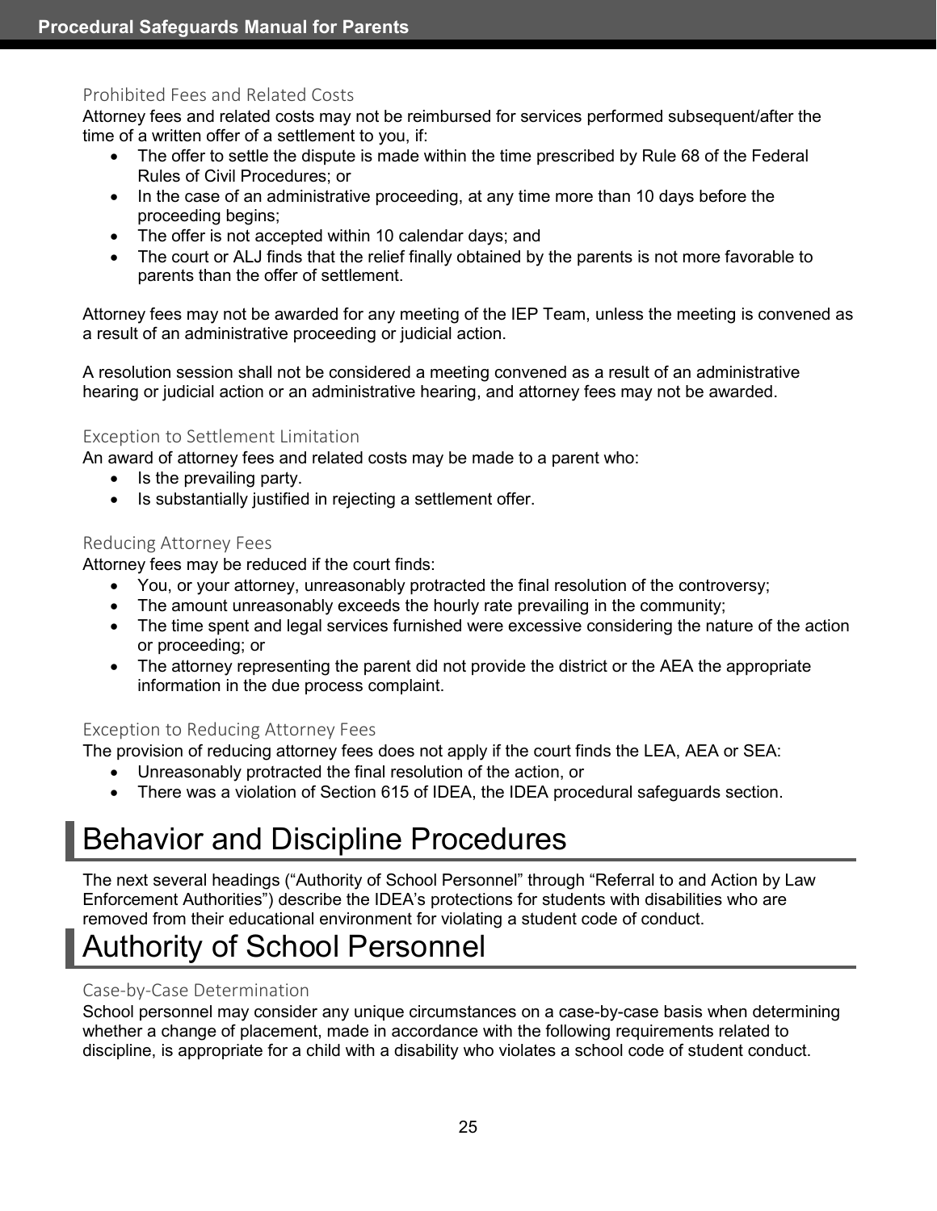### Prohibited Fees and Related Costs

Attorney fees and related costs may not be reimbursed for services performed subsequent/after the time of a written offer of a settlement to you, if:

- The offer to settle the dispute is made within the time prescribed by Rule 68 of the Federal Rules of Civil Procedures; or
- In the case of an administrative proceeding, at any time more than 10 days before the proceeding begins;
- The offer is not accepted within 10 calendar days; and
- The court or ALJ finds that the relief finally obtained by the parents is not more favorable to parents than the offer of settlement.

Attorney fees may not be awarded for any meeting of the IEP Team, unless the meeting is convened as a result of an administrative proceeding or judicial action.

A resolution session shall not be considered a meeting convened as a result of an administrative hearing or judicial action or an administrative hearing, and attorney fees may not be awarded.

### Exception to Settlement Limitation

An award of attorney fees and related costs may be made to a parent who:

- Is the prevailing party.
- Is substantially justified in rejecting a settlement offer.

### Reducing Attorney Fees

Attorney fees may be reduced if the court finds:

- You, or your attorney, unreasonably protracted the final resolution of the controversy;
- The amount unreasonably exceeds the hourly rate prevailing in the community;
- The time spent and legal services furnished were excessive considering the nature of the action or proceeding; or
- The attorney representing the parent did not provide the district or the AEA the appropriate information in the due process complaint.

### Exception to Reducing Attorney Fees

The provision of reducing attorney fees does not apply if the court finds the LEA, AEA or SEA:

- Unreasonably protracted the final resolution of the action, or
- There was a violation of Section 615 of IDEA, the IDEA procedural safeguards section.

# Behavior and Discipline Procedures

The next several headings (“Authority of School Personnel” through “Referral to and Action by Law Enforcement Authorities”) describe the IDEA’s protections for students with disabilities who are removed from their educational environment for violating a student code of conduct.

# Authority of School Personnel

### Case-by-Case Determination

School personnel may consider any unique circumstances on a case-by-case basis when determining whether a change of placement, made in accordance with the following requirements related to discipline, is appropriate for a child with a disability who violates a school code of student conduct.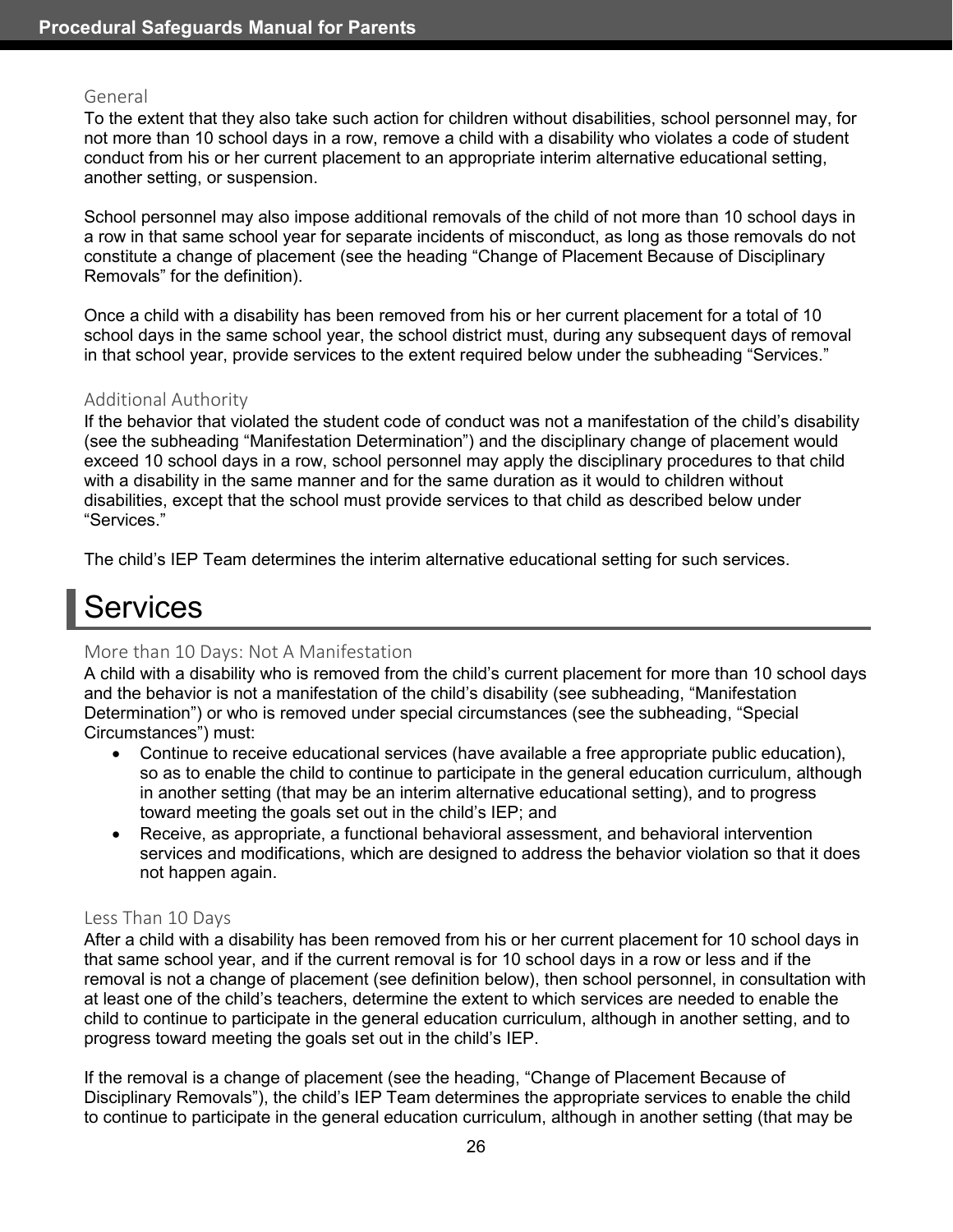### General

To the extent that they also take such action for children without disabilities, school personnel may, for not more than 10 school days in a row, remove a child with a disability who violates a code of student conduct from his or her current placement to an appropriate interim alternative educational setting, another setting, or suspension.

School personnel may also impose additional removals of the child of not more than 10 school days in a row in that same school year for separate incidents of misconduct, as long as those removals do not constitute a change of placement (see the heading "Change of Placement Because of Disciplinary Removals" for the definition).

Once a child with a disability has been removed from his or her current placement for a total of 10 school days in the same school year, the school district must, during any subsequent days of removal in that school year, provide services to the extent required below under the subheading "Services."

### Additional Authority

If the behavior that violated the student code of conduct was not a manifestation of the child's disability (see the subheading "Manifestation Determination") and the disciplinary change of placement would exceed 10 school days in a row, school personnel may apply the disciplinary procedures to that child with a disability in the same manner and for the same duration as it would to children without disabilities, except that the school must provide services to that child as described below under "Services."

The child's IEP Team determines the interim alternative educational setting for such services.

## Services

### More than 10 Days: Not A Manifestation

A child with a disability who is removed from the child's current placement for more than 10 school days and the behavior is not a manifestation of the child's disability (see subheading, "Manifestation Determination") or who is removed under special circumstances (see the subheading, "Special Circumstances") must:

- Continue to receive educational services (have available a free appropriate public education), so as to enable the child to continue to participate in the general education curriculum, although in another setting (that may be an interim alternative educational setting), and to progress toward meeting the goals set out in the child's IEP; and
- Receive, as appropriate, a functional behavioral assessment, and behavioral intervention services and modifications, which are designed to address the behavior violation so that it does not happen again.

### Less Than 10 Days

After a child with a disability has been removed from his or her current placement for 10 school days in that same school year, and if the current removal is for 10 school days in a row or less and if the removal is not a change of placement (see definition below), then school personnel, in consultation with at least one of the child's teachers, determine the extent to which services are needed to enable the child to continue to participate in the general education curriculum, although in another setting, and to progress toward meeting the goals set out in the child's IEP.

If the removal is a change of placement (see the heading, "Change of Placement Because of Disciplinary Removals"), the child's IEP Team determines the appropriate services to enable the child to continue to participate in the general education curriculum, although in another setting (that may be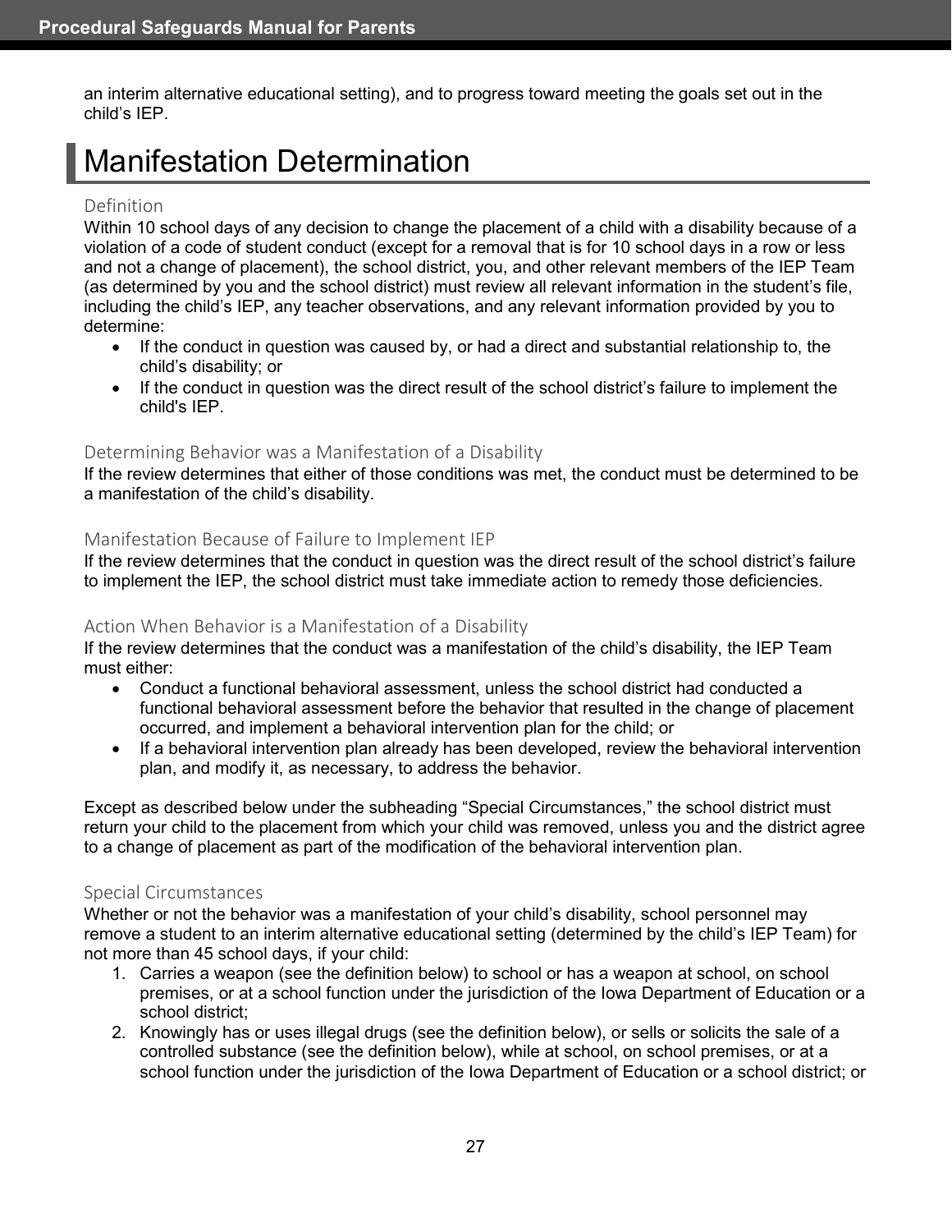an interim alternative educational setting), and to progress toward meeting the goals set out in the child's IEP.

# Manifestation Determination

### Definition

Within 10 school days of any decision to change the placement of a child with a disability because of a violation of a code of student conduct (except for a removal that is for 10 school days in a row or less and not a change of placement), the school district, you, and other relevant members of the IEP Team (as determined by you and the school district) must review all relevant information in the student's file, including the child's IEP, any teacher observations, and any relevant information provided by you to determine:

- If the conduct in question was caused by, or had a direct and substantial relationship to, the child's disability; or
- If the conduct in question was the direct result of the school district's failure to implement the child's IEP.

### Determining Behavior was a Manifestation of a Disability

If the review determines that either of those conditions was met, the conduct must be determined to be a manifestation of the child's disability.

### Manifestation Because of Failure to Implement IEP

If the review determines that the conduct in question was the direct result of the school district's failure to implement the IEP, the school district must take immediate action to remedy those deficiencies.

### Action When Behavior is a Manifestation of a Disability

If the review determines that the conduct was a manifestation of the child's disability, the IEP Team must either:

- Conduct a functional behavioral assessment, unless the school district had conducted a functional behavioral assessment before the behavior that resulted in the change of placement occurred, and implement a behavioral intervention plan for the child; or
- If a behavioral intervention plan already has been developed, review the behavioral intervention plan, and modify it, as necessary, to address the behavior.

Except as described below under the subheading "Special Circumstances," the school district must return your child to the placement from which your child was removed, unless you and the district agree to a change of placement as part of the modification of the behavioral intervention plan.

### Special Circumstances

Whether or not the behavior was a manifestation of your child's disability, school personnel may remove a student to an interim alternative educational setting (determined by the child's IEP Team) for not more than 45 school days, if your child:

1. Carries a weapon (see the definition below) to school or has a weapon at school, on school premises, or at a school function under the jurisdiction of the Iowa Department of Education or a school district;
2. Knowingly has or uses illegal drugs (see the definition below), or sells or solicits the sale of a controlled substance (see the definition below), while at school, on school premises, or at a school function under the jurisdiction of the Iowa Department of Education or a school district; or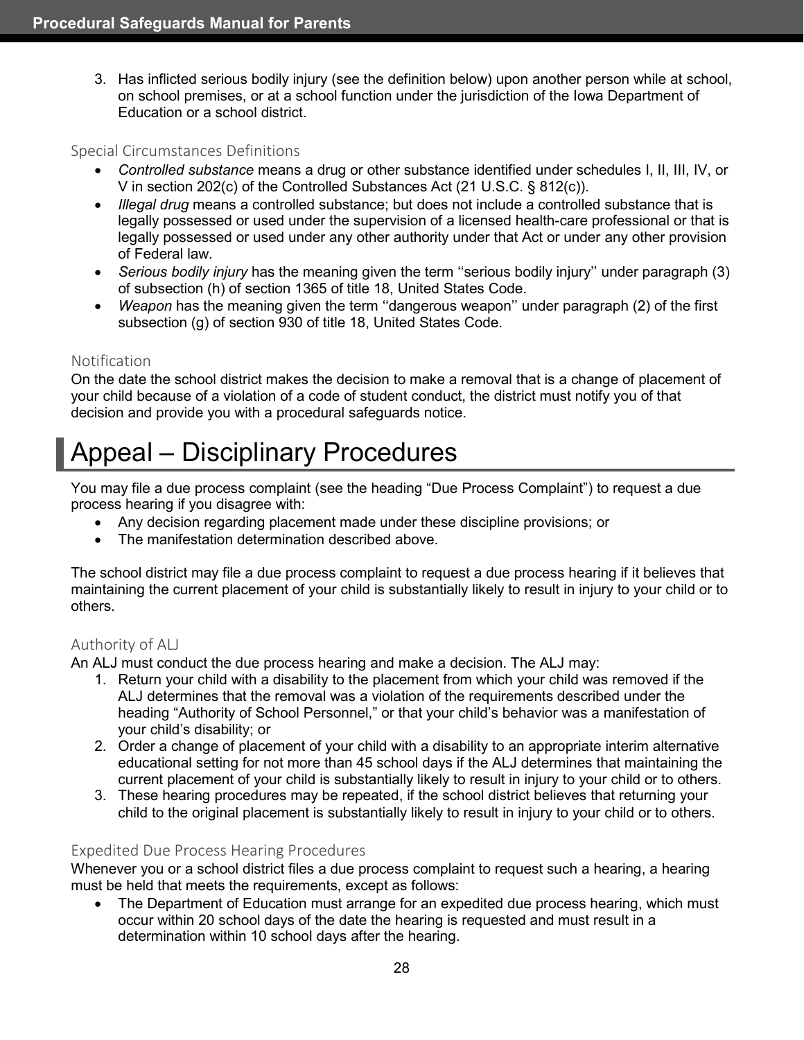3. Has inflicted serious bodily injury (see the definition below) upon another person while at school, on school premises, or at a school function under the jurisdiction of the Iowa Department of Education or a school district.

### Special Circumstances Definitions

- *Controlled substance* means a drug or other substance identified under schedules I, II, III, IV, or V in section 202(c) of the Controlled Substances Act (21 U.S.C. § 812(c)).
- *Illegal drug* means a controlled substance; but does not include a controlled substance that is legally possessed or used under the supervision of a licensed health-care professional or that is legally possessed or used under any other authority under that Act or under any other provision of Federal law.
- *Serious bodily injury* has the meaning given the term ''serious bodily injury'' under paragraph (3) of subsection (h) of section 1365 of title 18, United States Code.
- *Weapon* has the meaning given the term ''dangerous weapon'' under paragraph (2) of the first subsection (g) of section 930 of title 18, United States Code.

### Notification

On the date the school district makes the decision to make a removal that is a change of placement of your child because of a violation of a code of student conduct, the district must notify you of that decision and provide you with a procedural safeguards notice.

## Appeal – Disciplinary Procedures

You may file a due process complaint (see the heading "Due Process Complaint") to request a due process hearing if you disagree with:

- Any decision regarding placement made under these discipline provisions; or
- The manifestation determination described above.

The school district may file a due process complaint to request a due process hearing if it believes that maintaining the current placement of your child is substantially likely to result in injury to your child or to others.

### Authority of ALJ

An ALJ must conduct the due process hearing and make a decision. The ALJ may:

1. Return your child with a disability to the placement from which your child was removed if the ALJ determines that the removal was a violation of the requirements described under the heading "Authority of School Personnel," or that your child's behavior was a manifestation of your child's disability; or
2. Order a change of placement of your child with a disability to an appropriate interim alternative educational setting for not more than 45 school days if the ALJ determines that maintaining the current placement of your child is substantially likely to result in injury to your child or to others.
3. These hearing procedures may be repeated, if the school district believes that returning your child to the original placement is substantially likely to result in injury to your child or to others.

### Expedited Due Process Hearing Procedures

Whenever you or a school district files a due process complaint to request such a hearing, a hearing must be held that meets the requirements, except as follows:

- The Department of Education must arrange for an expedited due process hearing, which must occur within 20 school days of the date the hearing is requested and must result in a determination within 10 school days after the hearing.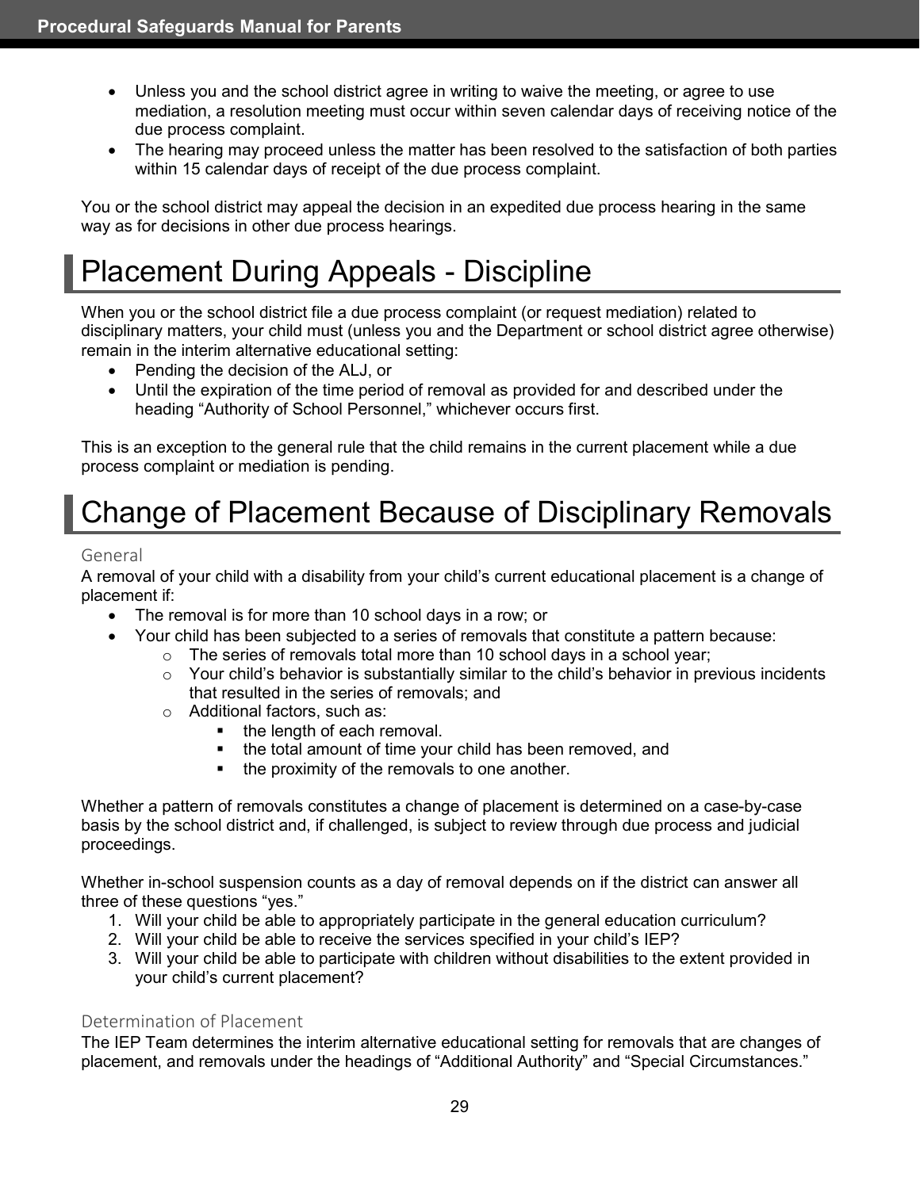- Unless you and the school district agree in writing to waive the meeting, or agree to use mediation, a resolution meeting must occur within seven calendar days of receiving notice of the due process complaint.
- The hearing may proceed unless the matter has been resolved to the satisfaction of both parties within 15 calendar days of receipt of the due process complaint.

You or the school district may appeal the decision in an expedited due process hearing in the same way as for decisions in other due process hearings.

# Placement During Appeals - Discipline

When you or the school district file a due process complaint (or request mediation) related to disciplinary matters, your child must (unless you and the Department or school district agree otherwise) remain in the interim alternative educational setting:

- Pending the decision of the ALJ, or
- Until the expiration of the time period of removal as provided for and described under the heading "Authority of School Personnel," whichever occurs first.

This is an exception to the general rule that the child remains in the current placement while a due process complaint or mediation is pending.

# Change of Placement Because of Disciplinary Removals

## General

A removal of your child with a disability from your child's current educational placement is a change of placement if:

- The removal is for more than 10 school days in a row; or
- Your child has been subjected to a series of removals that constitute a pattern because:
  - The series of removals total more than 10 school days in a school year;
  - Your child's behavior is substantially similar to the child's behavior in previous incidents that resulted in the series of removals; and
  - Additional factors, such as:
    - the length of each removal.
    - the total amount of time your child has been removed, and
    - the proximity of the removals to one another.

Whether a pattern of removals constitutes a change of placement is determined on a case-by-case basis by the school district and, if challenged, is subject to review through due process and judicial proceedings.

Whether in-school suspension counts as a day of removal depends on if the district can answer all three of these questions "yes."

1. Will your child be able to appropriately participate in the general education curriculum?
2. Will your child be able to receive the services specified in your child's IEP?
3. Will your child be able to participate with children without disabilities to the extent provided in your child's current placement?

## Determination of Placement

The IEP Team determines the interim alternative educational setting for removals that are changes of placement, and removals under the headings of "Additional Authority" and "Special Circumstances."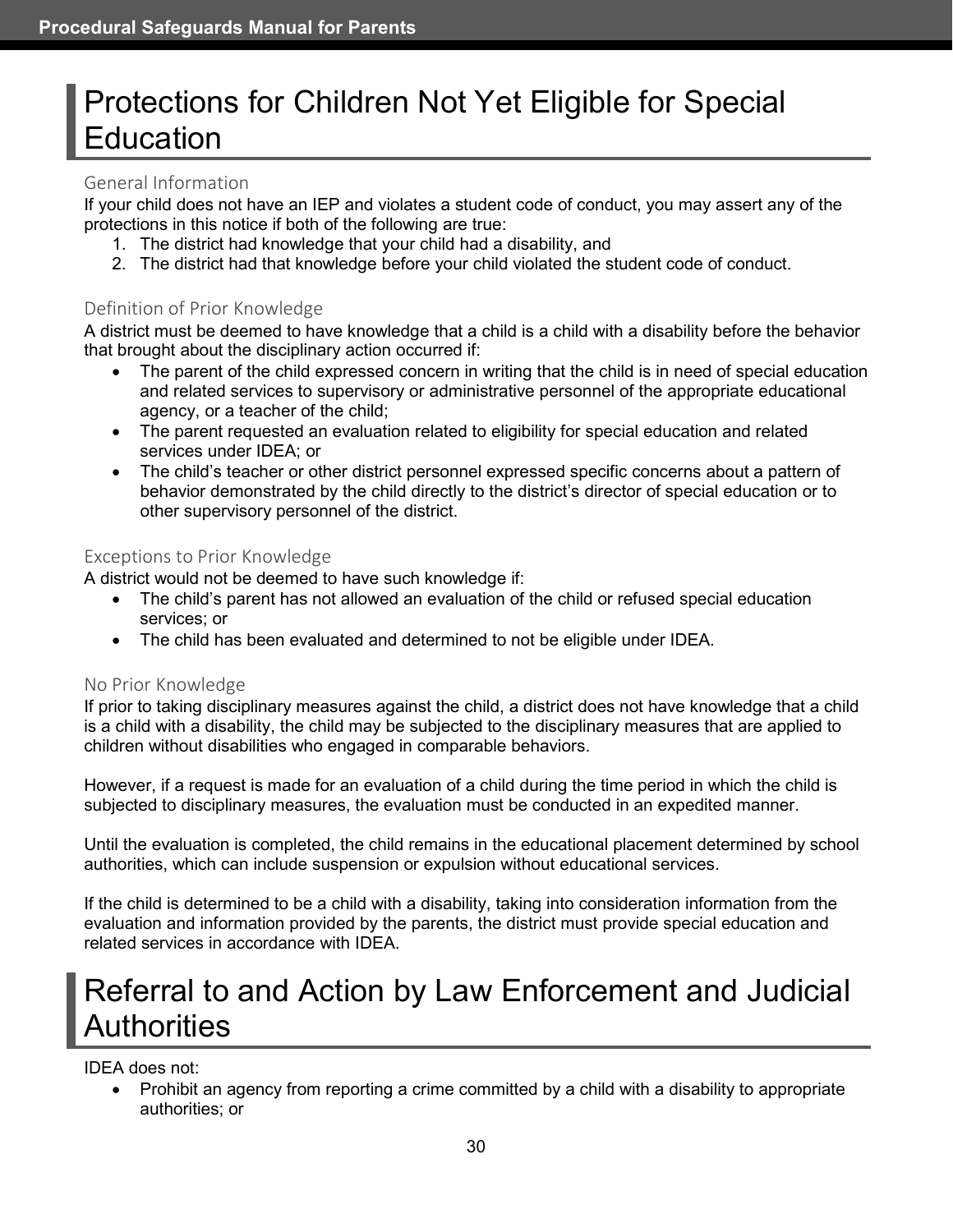# Protections for Children Not Yet Eligible for Special Education

### General Information

If your child does not have an IEP and violates a student code of conduct, you may assert any of the protections in this notice if both of the following are true:

1. The district had knowledge that your child had a disability, and
2. The district had that knowledge before your child violated the student code of conduct.

### Definition of Prior Knowledge

A district must be deemed to have knowledge that a child is a child with a disability before the behavior that brought about the disciplinary action occurred if:

- The parent of the child expressed concern in writing that the child is in need of special education and related services to supervisory or administrative personnel of the appropriate educational agency, or a teacher of the child;
- The parent requested an evaluation related to eligibility for special education and related services under IDEA; or
- The child's teacher or other district personnel expressed specific concerns about a pattern of behavior demonstrated by the child directly to the district's director of special education or to other supervisory personnel of the district.

### Exceptions to Prior Knowledge

A district would not be deemed to have such knowledge if:

- The child's parent has not allowed an evaluation of the child or refused special education services; or
- The child has been evaluated and determined to not be eligible under IDEA.

### No Prior Knowledge

If prior to taking disciplinary measures against the child, a district does not have knowledge that a child is a child with a disability, the child may be subjected to the disciplinary measures that are applied to children without disabilities who engaged in comparable behaviors.

However, if a request is made for an evaluation of a child during the time period in which the child is subjected to disciplinary measures, the evaluation must be conducted in an expedited manner.

Until the evaluation is completed, the child remains in the educational placement determined by school authorities, which can include suspension or expulsion without educational services.

If the child is determined to be a child with a disability, taking into consideration information from the evaluation and information provided by the parents, the district must provide special education and related services in accordance with IDEA.

# Referral to and Action by Law Enforcement and Judicial Authorities

IDEA does not:

- Prohibit an agency from reporting a crime committed by a child with a disability to appropriate authorities; or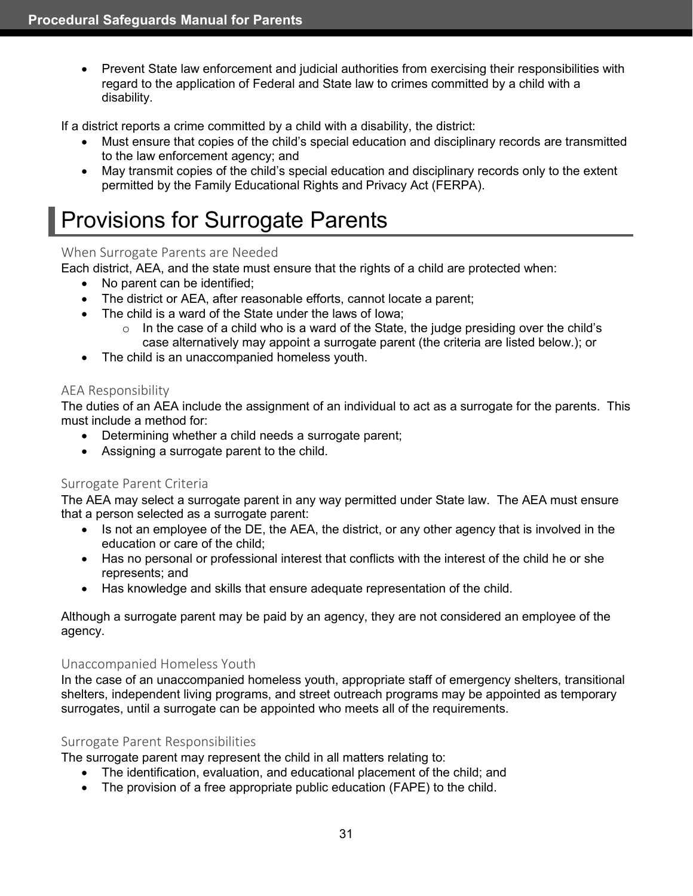- Prevent State law enforcement and judicial authorities from exercising their responsibilities with regard to the application of Federal and State law to crimes committed by a child with a disability.

If a district reports a crime committed by a child with a disability, the district:

- Must ensure that copies of the child's special education and disciplinary records are transmitted to the law enforcement agency; and
- May transmit copies of the child's special education and disciplinary records only to the extent permitted by the Family Educational Rights and Privacy Act (FERPA).

# Provisions for Surrogate Parents

### When Surrogate Parents are Needed

Each district, AEA, and the state must ensure that the rights of a child are protected when:

- No parent can be identified;
- The district or AEA, after reasonable efforts, cannot locate a parent;
- The child is a ward of the State under the laws of Iowa;
  - In the case of a child who is a ward of the State, the judge presiding over the child's case alternatively may appoint a surrogate parent (the criteria are listed below.); or
- The child is an unaccompanied homeless youth.

### AEA Responsibility

The duties of an AEA include the assignment of an individual to act as a surrogate for the parents. This must include a method for:

- Determining whether a child needs a surrogate parent;
- Assigning a surrogate parent to the child.

### Surrogate Parent Criteria

The AEA may select a surrogate parent in any way permitted under State law. The AEA must ensure that a person selected as a surrogate parent:

- Is not an employee of the DE, the AEA, the district, or any other agency that is involved in the education or care of the child;
- Has no personal or professional interest that conflicts with the interest of the child he or she represents; and
- Has knowledge and skills that ensure adequate representation of the child.

Although a surrogate parent may be paid by an agency, they are not considered an employee of the agency.

### Unaccompanied Homeless Youth

In the case of an unaccompanied homeless youth, appropriate staff of emergency shelters, transitional shelters, independent living programs, and street outreach programs may be appointed as temporary surrogates, until a surrogate can be appointed who meets all of the requirements.

### Surrogate Parent Responsibilities

The surrogate parent may represent the child in all matters relating to:

- The identification, evaluation, and educational placement of the child; and
- The provision of a free appropriate public education (FAPE) to the child.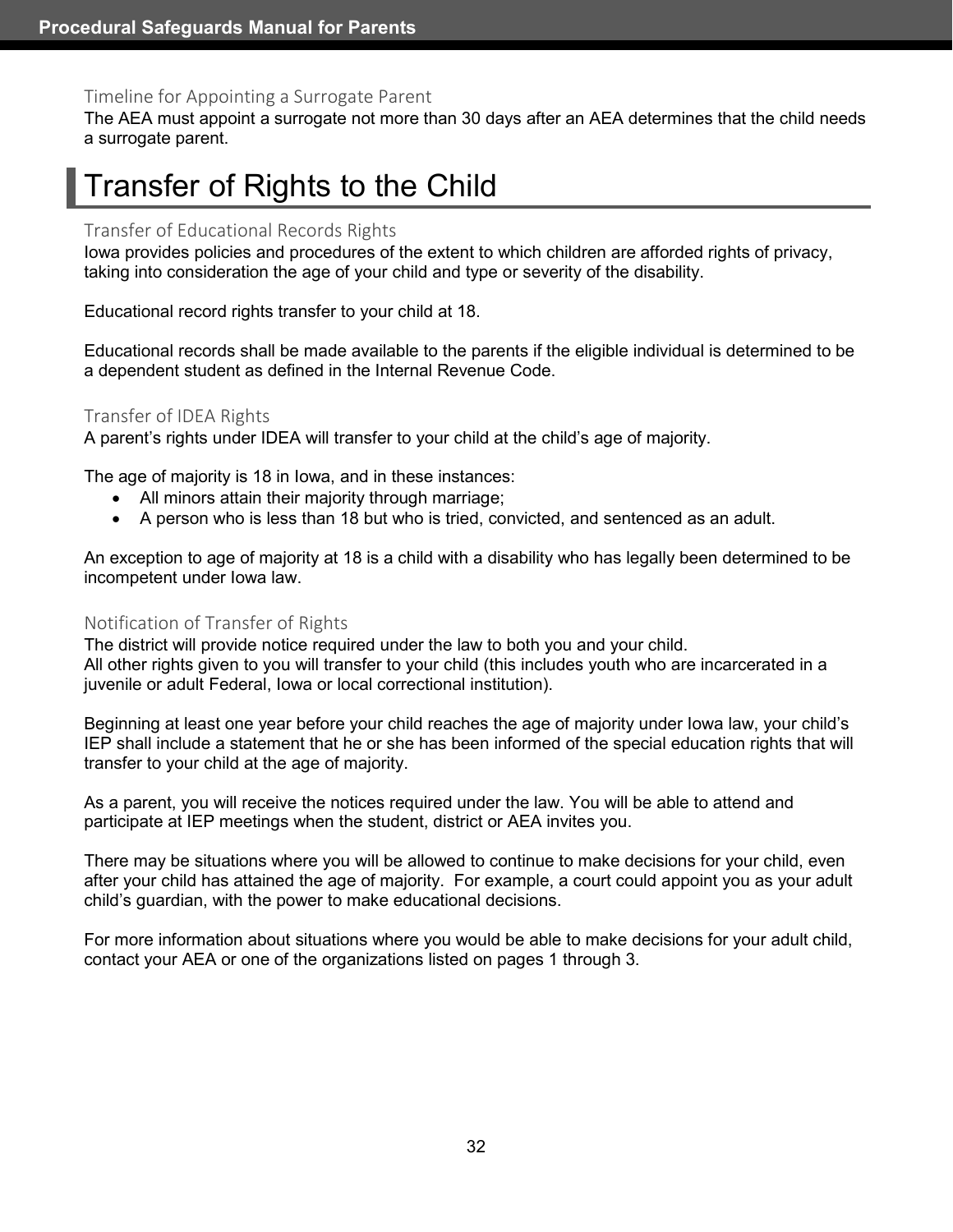### Timeline for Appointing a Surrogate Parent

The AEA must appoint a surrogate not more than 30 days after an AEA determines that the child needs a surrogate parent.

# Transfer of Rights to the Child

### Transfer of Educational Records Rights

Iowa provides policies and procedures of the extent to which children are afforded rights of privacy, taking into consideration the age of your child and type or severity of the disability.

Educational record rights transfer to your child at 18.

Educational records shall be made available to the parents if the eligible individual is determined to be a dependent student as defined in the Internal Revenue Code.

### Transfer of IDEA Rights

A parent's rights under IDEA will transfer to your child at the child's age of majority.

The age of majority is 18 in Iowa, and in these instances:

- All minors attain their majority through marriage;
- A person who is less than 18 but who is tried, convicted, and sentenced as an adult.

An exception to age of majority at 18 is a child with a disability who has legally been determined to be incompetent under Iowa law.

### Notification of Transfer of Rights

The district will provide notice required under the law to both you and your child.
All other rights given to you will transfer to your child (this includes youth who are incarcerated in a juvenile or adult Federal, Iowa or local correctional institution).

Beginning at least one year before your child reaches the age of majority under Iowa law, your child's IEP shall include a statement that he or she has been informed of the special education rights that will transfer to your child at the age of majority.

As a parent, you will receive the notices required under the law. You will be able to attend and participate at IEP meetings when the student, district or AEA invites you.

There may be situations where you will be allowed to continue to make decisions for your child, even after your child has attained the age of majority. For example, a court could appoint you as your adult child's guardian, with the power to make educational decisions.

For more information about situations where you would be able to make decisions for your adult child, contact your AEA or one of the organizations listed on pages 1 through 3.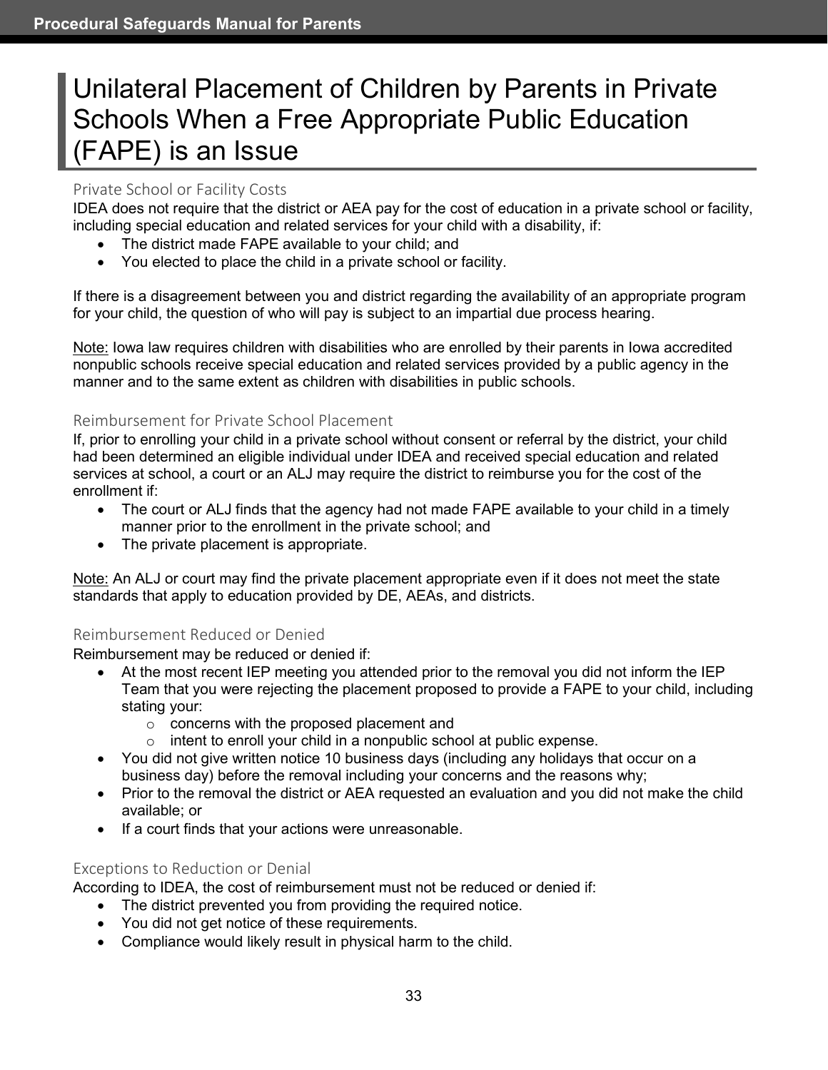# Unilateral Placement of Children by Parents in Private Schools When a Free Appropriate Public Education (FAPE) is an Issue

### Private School or Facility Costs

IDEA does not require that the district or AEA pay for the cost of education in a private school or facility, including special education and related services for your child with a disability, if:

- The district made FAPE available to your child; and
- You elected to place the child in a private school or facility.

If there is a disagreement between you and district regarding the availability of an appropriate program for your child, the question of who will pay is subject to an impartial due process hearing.

Note: Iowa law requires children with disabilities who are enrolled by their parents in Iowa accredited nonpublic schools receive special education and related services provided by a public agency in the manner and to the same extent as children with disabilities in public schools.

### Reimbursement for Private School Placement

If, prior to enrolling your child in a private school without consent or referral by the district, your child had been determined an eligible individual under IDEA and received special education and related services at school, a court or an ALJ may require the district to reimburse you for the cost of the enrollment if:

- The court or ALJ finds that the agency had not made FAPE available to your child in a timely manner prior to the enrollment in the private school; and
- The private placement is appropriate.

Note: An ALJ or court may find the private placement appropriate even if it does not meet the state standards that apply to education provided by DE, AEAs, and districts.

### Reimbursement Reduced or Denied

Reimbursement may be reduced or denied if:

- At the most recent IEP meeting you attended prior to the removal you did not inform the IEP Team that you were rejecting the placement proposed to provide a FAPE to your child, including stating your:
  - concerns with the proposed placement and
  - intent to enroll your child in a nonpublic school at public expense.
- You did not give written notice 10 business days (including any holidays that occur on a business day) before the removal including your concerns and the reasons why;
- Prior to the removal the district or AEA requested an evaluation and you did not make the child available; or
- If a court finds that your actions were unreasonable.

### Exceptions to Reduction or Denial

According to IDEA, the cost of reimbursement must not be reduced or denied if:

- The district prevented you from providing the required notice.
- You did not get notice of these requirements.
- Compliance would likely result in physical harm to the child.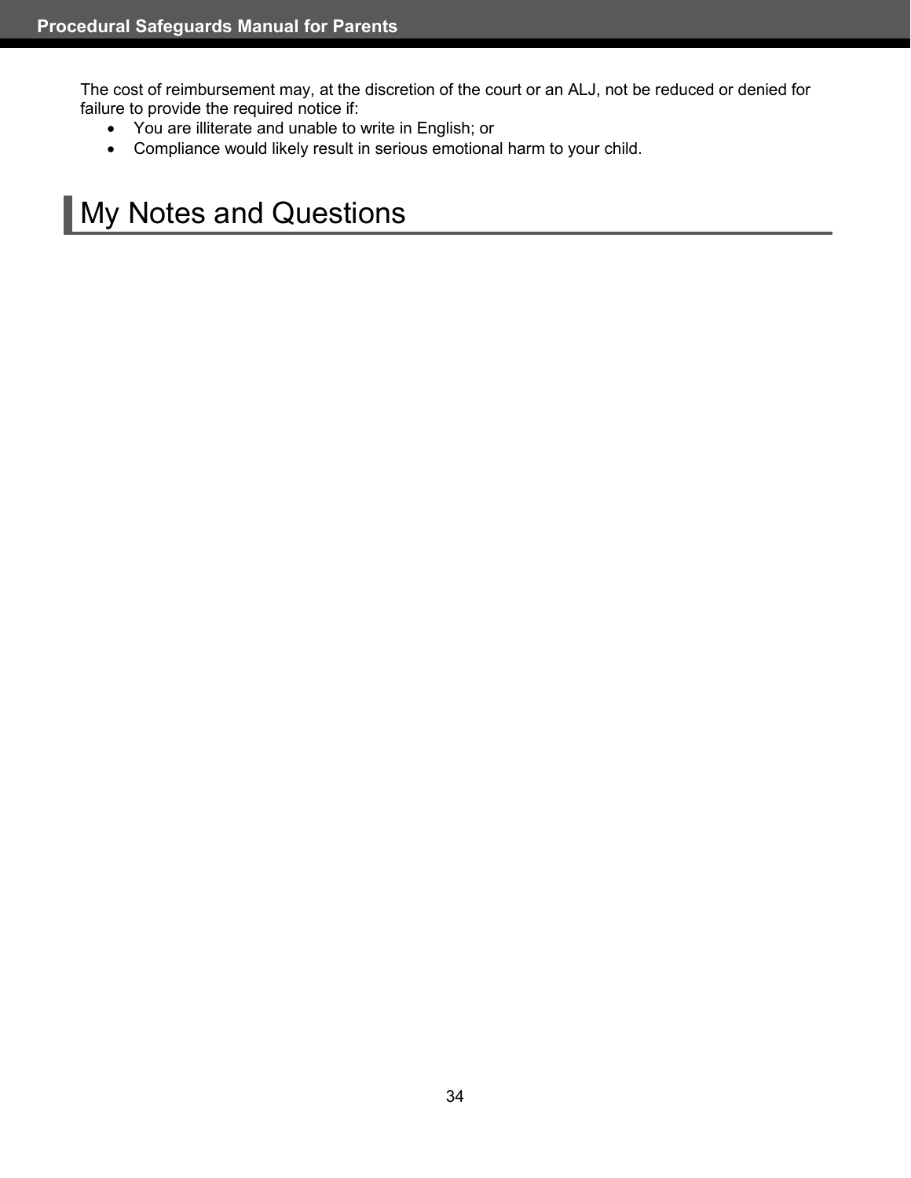The cost of reimbursement may, at the discretion of the court or an ALJ, not be reduced or denied for failure to provide the required notice if:

- You are illiterate and unable to write in English; or
- Compliance would likely result in serious emotional harm to your child.

# My Notes and Questions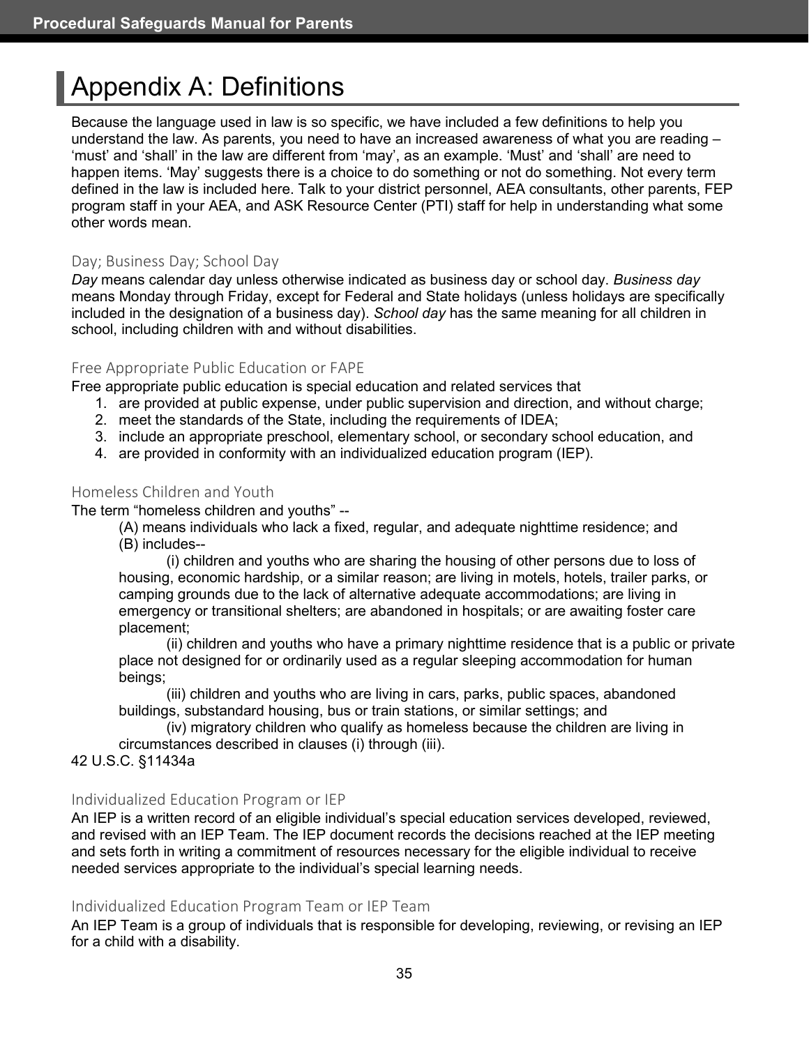# Appendix A: Definitions

Because the language used in law is so specific, we have included a few definitions to help you understand the law. As parents, you need to have an increased awareness of what you are reading – 'must' and 'shall' in the law are different from 'may', as an example. 'Must' and 'shall' are need to happen items. 'May' suggests there is a choice to do something or not do something. Not every term defined in the law is included here. Talk to your district personnel, AEA consultants, other parents, FEP program staff in your AEA, and ASK Resource Center (PTI) staff for help in understanding what some other words mean.

### Day; Business Day; School Day

*Day* means calendar day unless otherwise indicated as business day or school day. *Business day* means Monday through Friday, except for Federal and State holidays (unless holidays are specifically included in the designation of a business day). *School day* has the same meaning for all children in school, including children with and without disabilities.

### Free Appropriate Public Education or FAPE

Free appropriate public education is special education and related services that

1. are provided at public expense, under public supervision and direction, and without charge;
2. meet the standards of the State, including the requirements of IDEA;
3. include an appropriate preschool, elementary school, or secondary school education, and
4. are provided in conformity with an individualized education program (IEP).

### Homeless Children and Youth

The term "homeless children and youths" --

(A) means individuals who lack a fixed, regular, and adequate nighttime residence; and

(B) includes--

(i) children and youths who are sharing the housing of other persons due to loss of housing, economic hardship, or a similar reason; are living in motels, hotels, trailer parks, or camping grounds due to the lack of alternative adequate accommodations; are living in emergency or transitional shelters; are abandoned in hospitals; or are awaiting foster care placement;

(ii) children and youths who have a primary nighttime residence that is a public or private place not designed for or ordinarily used as a regular sleeping accommodation for human beings;

(iii) children and youths who are living in cars, parks, public spaces, abandoned buildings, substandard housing, bus or train stations, or similar settings; and

(iv) migratory children who qualify as homeless because the children are living in circumstances described in clauses (i) through (iii).

42 U.S.C. §11434a

### Individualized Education Program or IEP

An IEP is a written record of an eligible individual's special education services developed, reviewed, and revised with an IEP Team. The IEP document records the decisions reached at the IEP meeting and sets forth in writing a commitment of resources necessary for the eligible individual to receive needed services appropriate to the individual's special learning needs.

### Individualized Education Program Team or IEP Team

An IEP Team is a group of individuals that is responsible for developing, reviewing, or revising an IEP for a child with a disability.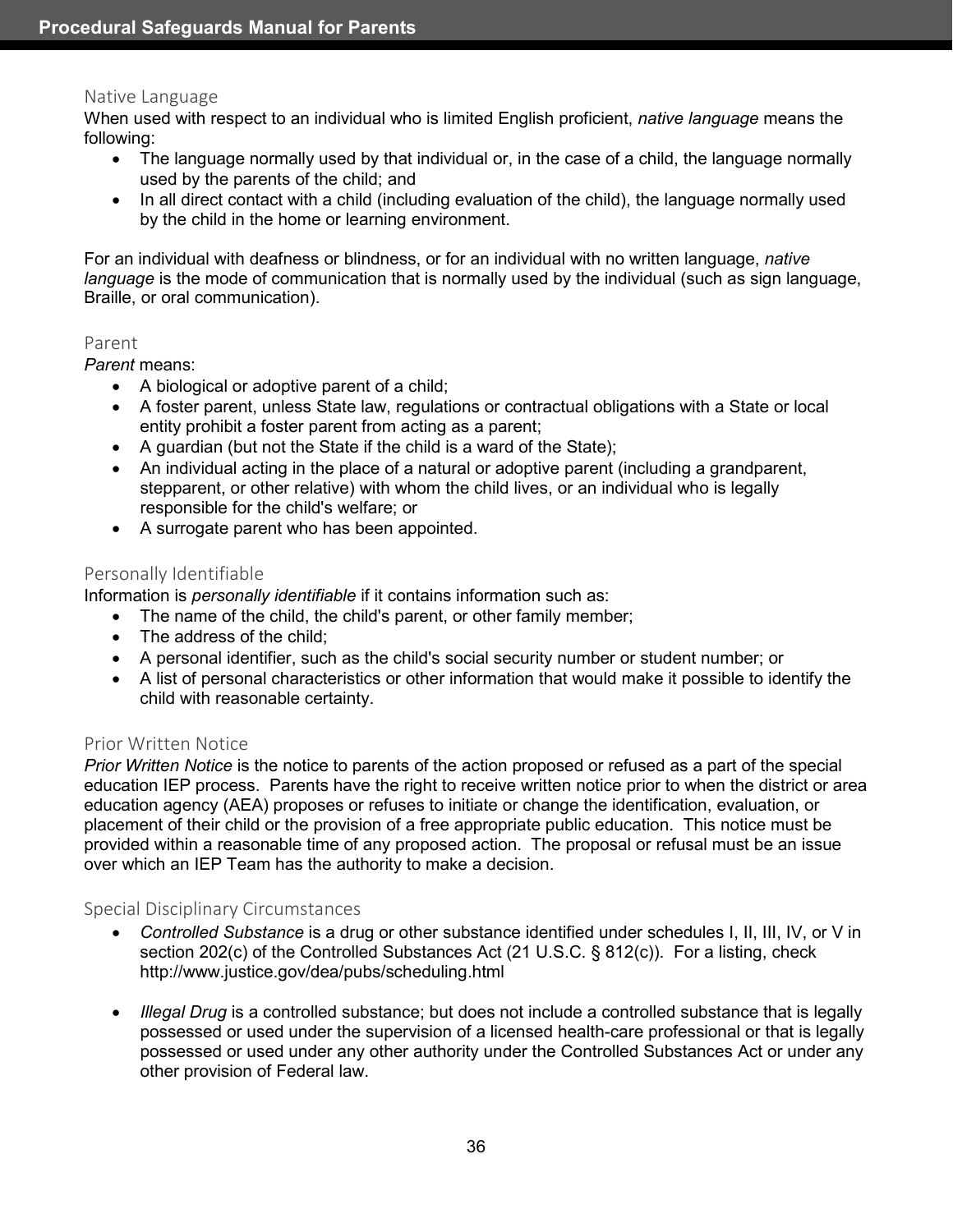### Native Language

When used with respect to an individual who is limited English proficient, *native language* means the following:

- The language normally used by that individual or, in the case of a child, the language normally used by the parents of the child; and
- In all direct contact with a child (including evaluation of the child), the language normally used by the child in the home or learning environment.

For an individual with deafness or blindness, or for an individual with no written language, *native language* is the mode of communication that is normally used by the individual (such as sign language, Braille, or oral communication).

### Parent

*Parent* means:

- A biological or adoptive parent of a child;
- A foster parent, unless State law, regulations or contractual obligations with a State or local entity prohibit a foster parent from acting as a parent;
- A guardian (but not the State if the child is a ward of the State);
- An individual acting in the place of a natural or adoptive parent (including a grandparent, stepparent, or other relative) with whom the child lives, or an individual who is legally responsible for the child's welfare; or
- A surrogate parent who has been appointed.

### Personally Identifiable

Information is *personally identifiable* if it contains information such as:

- The name of the child, the child's parent, or other family member;
- The address of the child;
- A personal identifier, such as the child's social security number or student number; or
- A list of personal characteristics or other information that would make it possible to identify the child with reasonable certainty.

### Prior Written Notice

*Prior Written Notice* is the notice to parents of the action proposed or refused as a part of the special education IEP process. Parents have the right to receive written notice prior to when the district or area education agency (AEA) proposes or refuses to initiate or change the identification, evaluation, or placement of their child or the provision of a free appropriate public education. This notice must be provided within a reasonable time of any proposed action. The proposal or refusal must be an issue over which an IEP Team has the authority to make a decision.

### Special Disciplinary Circumstances

- *Controlled Substance* is a drug or other substance identified under schedules I, II, III, IV, or V in section 202(c) of the Controlled Substances Act (21 U.S.C. § 812(c)). For a listing, check http://www.justice.gov/dea/pubs/scheduling.html

- *Illegal Drug* is a controlled substance; but does not include a controlled substance that is legally possessed or used under the supervision of a licensed health-care professional or that is legally possessed or used under any other authority under the Controlled Substances Act or under any other provision of Federal law.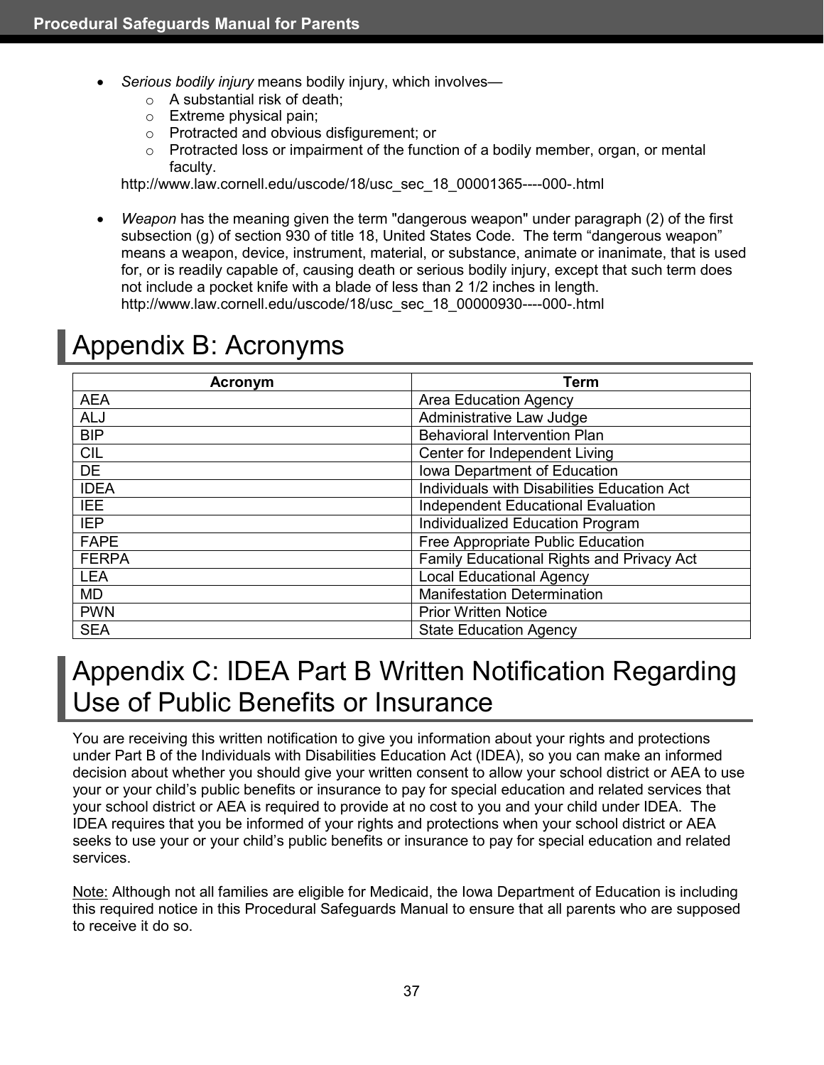- *Serious bodily injury* means bodily injury, which involves—
  - A substantial risk of death;
  - Extreme physical pain;
  - Protracted and obvious disfigurement; or
  - Protracted loss or impairment of the function of a bodily member, organ, or mental faculty.

  http://www.law.cornell.edu/uscode/18/usc_sec_18_00001365----000-.html

- *Weapon* has the meaning given the term "dangerous weapon" under paragraph (2) of the first subsection (g) of section 930 of title 18, United States Code. The term "dangerous weapon" means a weapon, device, instrument, material, or substance, animate or inanimate, that is used for, or is readily capable of, causing death or serious bodily injury, except that such term does not include a pocket knife with a blade of less than 2 1/2 inches in length.
  http://www.law.cornell.edu/uscode/18/usc_sec_18_00000930----000-.html

# Appendix B: Acronyms

| Acronym | Term |
|---|---|
| AEA | Area Education Agency |
| ALJ | Administrative Law Judge |
| BIP | Behavioral Intervention Plan |
| CIL | Center for Independent Living |
| DE | Iowa Department of Education |
| IDEA | Individuals with Disabilities Education Act |
| IEE | Independent Educational Evaluation |
| IEP | Individualized Education Program |
| FAPE | Free Appropriate Public Education |
| FERPA | Family Educational Rights and Privacy Act |
| LEA | Local Educational Agency |
| MD | Manifestation Determination |
| PWN | Prior Written Notice |
| SEA | State Education Agency |

# Appendix C: IDEA Part B Written Notification Regarding Use of Public Benefits or Insurance

You are receiving this written notification to give you information about your rights and protections under Part B of the Individuals with Disabilities Education Act (IDEA), so you can make an informed decision about whether you should give your written consent to allow your school district or AEA to use your or your child's public benefits or insurance to pay for special education and related services that your school district or AEA is required to provide at no cost to you and your child under IDEA. The IDEA requires that you be informed of your rights and protections when your school district or AEA seeks to use your or your child's public benefits or insurance to pay for special education and related services.

<u>Note:</u> Although not all families are eligible for Medicaid, the Iowa Department of Education is including this required notice in this Procedural Safeguards Manual to ensure that all parents who are supposed to receive it do so.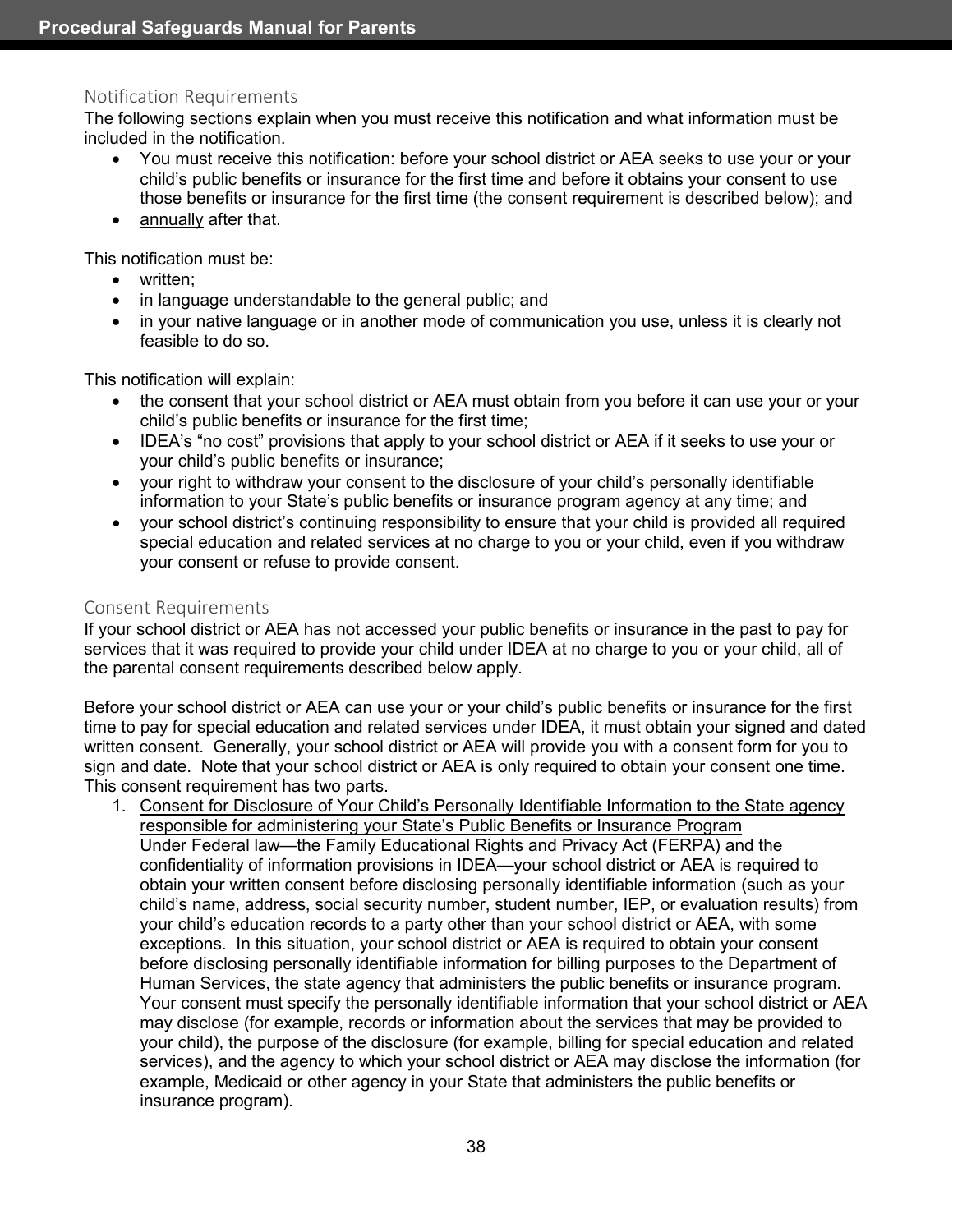### Notification Requirements

The following sections explain when you must receive this notification and what information must be included in the notification.

- You must receive this notification: before your school district or AEA seeks to use your or your child's public benefits or insurance for the first time and before it obtains your consent to use those benefits or insurance for the first time (the consent requirement is described below); and
- annually after that.

This notification must be:

- written;
- in language understandable to the general public; and
- in your native language or in another mode of communication you use, unless it is clearly not feasible to do so.

This notification will explain:

- the consent that your school district or AEA must obtain from you before it can use your or your child's public benefits or insurance for the first time;
- IDEA's "no cost" provisions that apply to your school district or AEA if it seeks to use your or your child's public benefits or insurance;
- your right to withdraw your consent to the disclosure of your child's personally identifiable information to your State's public benefits or insurance program agency at any time; and
- your school district's continuing responsibility to ensure that your child is provided all required special education and related services at no charge to you or your child, even if you withdraw your consent or refuse to provide consent.

### Consent Requirements

If your school district or AEA has not accessed your public benefits or insurance in the past to pay for services that it was required to provide your child under IDEA at no charge to you or your child, all of the parental consent requirements described below apply.

Before your school district or AEA can use your or your child's public benefits or insurance for the first time to pay for special education and related services under IDEA, it must obtain your signed and dated written consent. Generally, your school district or AEA will provide you with a consent form for you to sign and date. Note that your school district or AEA is only required to obtain your consent one time. This consent requirement has two parts.

1. Consent for Disclosure of Your Child's Personally Identifiable Information to the State agency responsible for administering your State's Public Benefits or Insurance Program
   Under Federal law—the Family Educational Rights and Privacy Act (FERPA) and the confidentiality of information provisions in IDEA—your school district or AEA is required to obtain your written consent before disclosing personally identifiable information (such as your child's name, address, social security number, student number, IEP, or evaluation results) from your child's education records to a party other than your school district or AEA, with some exceptions. In this situation, your school district or AEA is required to obtain your consent before disclosing personally identifiable information for billing purposes to the Department of Human Services, the state agency that administers the public benefits or insurance program. Your consent must specify the personally identifiable information that your school district or AEA may disclose (for example, records or information about the services that may be provided to your child), the purpose of the disclosure (for example, billing for special education and related services), and the agency to which your school district or AEA may disclose the information (for example, Medicaid or other agency in your State that administers the public benefits or insurance program).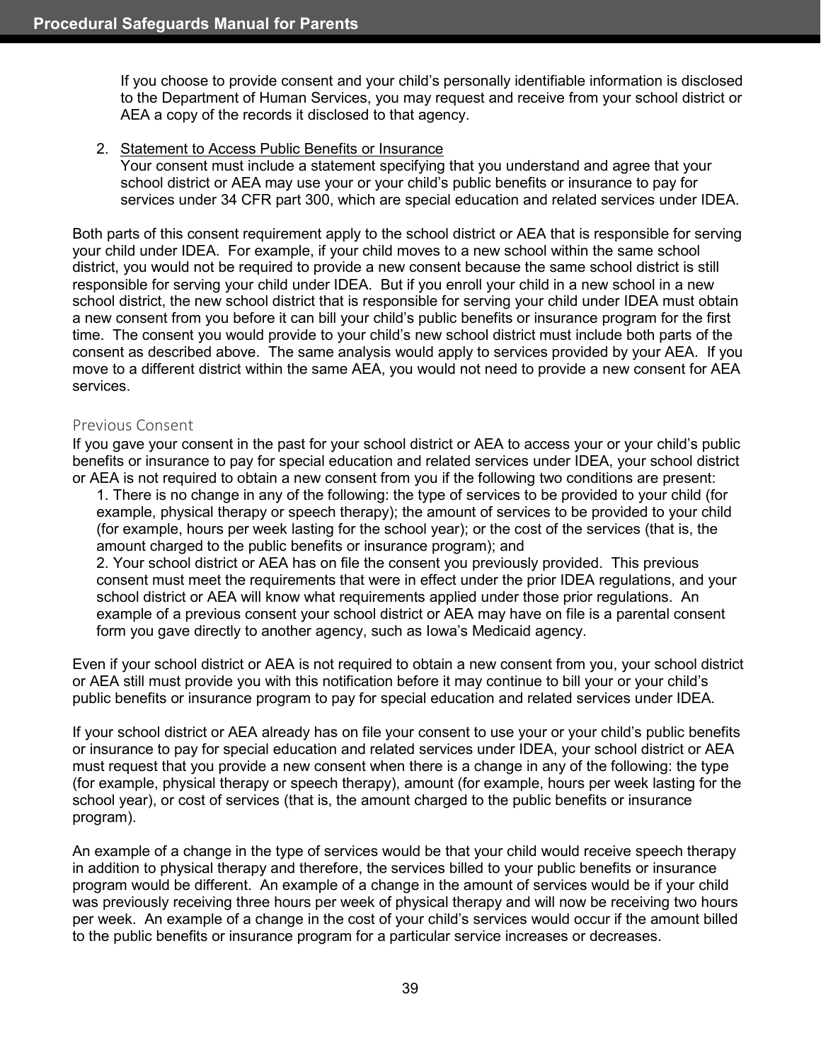If you choose to provide consent and your child's personally identifiable information is disclosed to the Department of Human Services, you may request and receive from your school district or AEA a copy of the records it disclosed to that agency.

2. Statement to Access Public Benefits or Insurance
   Your consent must include a statement specifying that you understand and agree that your school district or AEA may use your or your child's public benefits or insurance to pay for services under 34 CFR part 300, which are special education and related services under IDEA.

Both parts of this consent requirement apply to the school district or AEA that is responsible for serving your child under IDEA. For example, if your child moves to a new school within the same school district, you would not be required to provide a new consent because the same school district is still responsible for serving your child under IDEA. But if you enroll your child in a new school in a new school district, the new school district that is responsible for serving your child under IDEA must obtain a new consent from you before it can bill your child's public benefits or insurance program for the first time. The consent you would provide to your child's new school district must include both parts of the consent as described above. The same analysis would apply to services provided by your AEA. If you move to a different district within the same AEA, you would not need to provide a new consent for AEA services.

### Previous Consent

If you gave your consent in the past for your school district or AEA to access your or your child's public benefits or insurance to pay for special education and related services under IDEA, your school district or AEA is not required to obtain a new consent from you if the following two conditions are present:

1. There is no change in any of the following: the type of services to be provided to your child (for example, physical therapy or speech therapy); the amount of services to be provided to your child (for example, hours per week lasting for the school year); or the cost of the services (that is, the amount charged to the public benefits or insurance program); and
2. Your school district or AEA has on file the consent you previously provided. This previous consent must meet the requirements that were in effect under the prior IDEA regulations, and your school district or AEA will know what requirements applied under those prior regulations. An example of a previous consent your school district or AEA may have on file is a parental consent form you gave directly to another agency, such as Iowa's Medicaid agency.

Even if your school district or AEA is not required to obtain a new consent from you, your school district or AEA still must provide you with this notification before it may continue to bill your or your child's public benefits or insurance program to pay for special education and related services under IDEA.

If your school district or AEA already has on file your consent to use your or your child's public benefits or insurance to pay for special education and related services under IDEA, your school district or AEA must request that you provide a new consent when there is a change in any of the following: the type (for example, physical therapy or speech therapy), amount (for example, hours per week lasting for the school year), or cost of services (that is, the amount charged to the public benefits or insurance program).

An example of a change in the type of services would be that your child would receive speech therapy in addition to physical therapy and therefore, the services billed to your public benefits or insurance program would be different. An example of a change in the amount of services would be if your child was previously receiving three hours per week of physical therapy and will now be receiving two hours per week. An example of a change in the cost of your child's services would occur if the amount billed to the public benefits or insurance program for a particular service increases or decreases.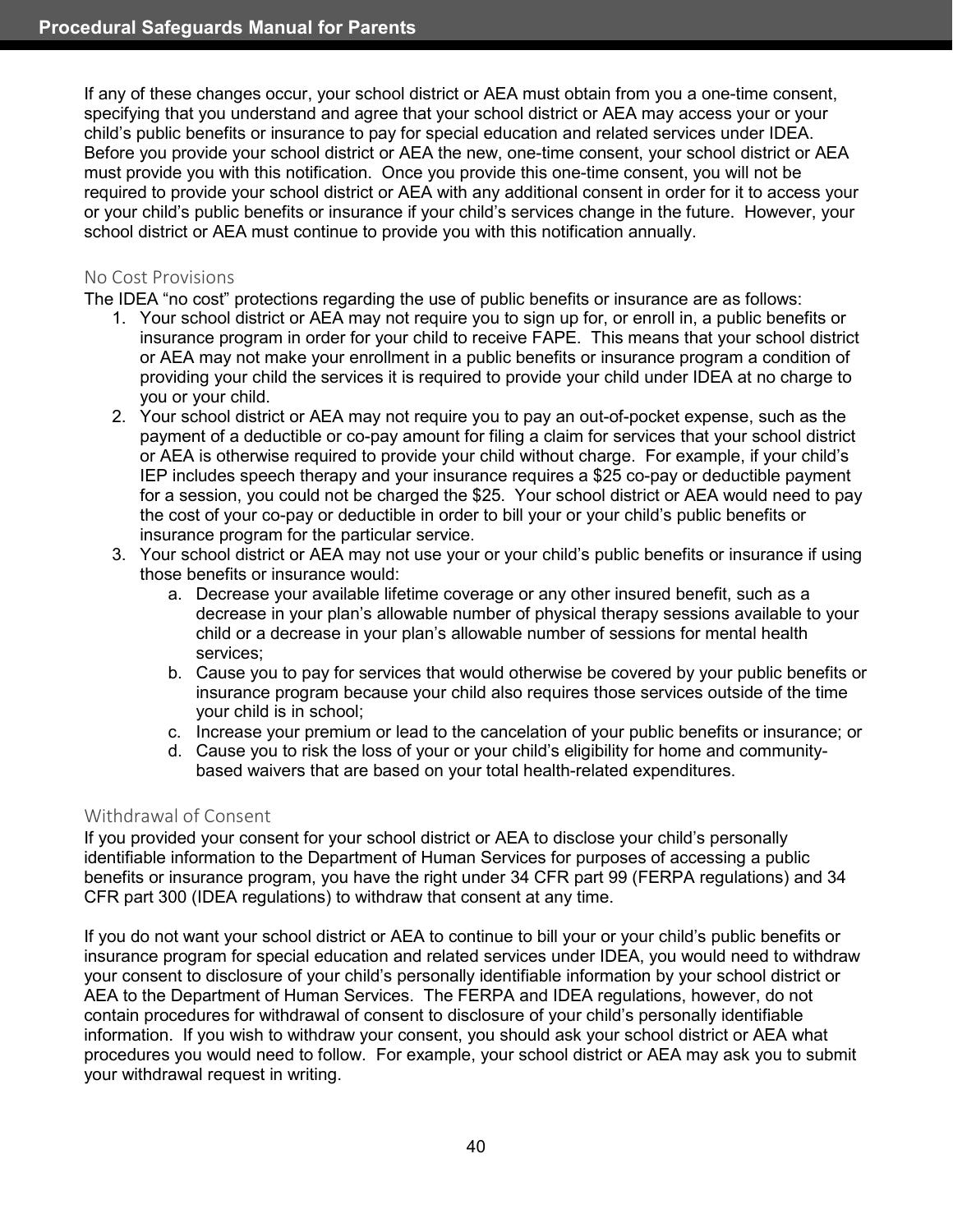If any of these changes occur, your school district or AEA must obtain from you a one-time consent, specifying that you understand and agree that your school district or AEA may access your or your child's public benefits or insurance to pay for special education and related services under IDEA. Before you provide your school district or AEA the new, one-time consent, your school district or AEA must provide you with this notification. Once you provide this one-time consent, you will not be required to provide your school district or AEA with any additional consent in order for it to access your or your child's public benefits or insurance if your child's services change in the future. However, your school district or AEA must continue to provide you with this notification annually.

### No Cost Provisions

The IDEA "no cost" protections regarding the use of public benefits or insurance are as follows:

1. Your school district or AEA may not require you to sign up for, or enroll in, a public benefits or insurance program in order for your child to receive FAPE. This means that your school district or AEA may not make your enrollment in a public benefits or insurance program a condition of providing your child the services it is required to provide your child under IDEA at no charge to you or your child.
2. Your school district or AEA may not require you to pay an out-of-pocket expense, such as the payment of a deductible or co-pay amount for filing a claim for services that your school district or AEA is otherwise required to provide your child without charge. For example, if your child's IEP includes speech therapy and your insurance requires a $25 co-pay or deductible payment for a session, you could not be charged the $25. Your school district or AEA would need to pay the cost of your co-pay or deductible in order to bill your or your child's public benefits or insurance program for the particular service.
3. Your school district or AEA may not use your or your child's public benefits or insurance if using those benefits or insurance would:
   a. Decrease your available lifetime coverage or any other insured benefit, such as a decrease in your plan's allowable number of physical therapy sessions available to your child or a decrease in your plan's allowable number of sessions for mental health services;
   b. Cause you to pay for services that would otherwise be covered by your public benefits or insurance program because your child also requires those services outside of the time your child is in school;
   c. Increase your premium or lead to the cancelation of your public benefits or insurance; or
   d. Cause you to risk the loss of your or your child's eligibility for home and community-based waivers that are based on your total health-related expenditures.

### Withdrawal of Consent

If you provided your consent for your school district or AEA to disclose your child's personally identifiable information to the Department of Human Services for purposes of accessing a public benefits or insurance program, you have the right under 34 CFR part 99 (FERPA regulations) and 34 CFR part 300 (IDEA regulations) to withdraw that consent at any time.

If you do not want your school district or AEA to continue to bill your or your child's public benefits or insurance program for special education and related services under IDEA, you would need to withdraw your consent to disclosure of your child's personally identifiable information by your school district or AEA to the Department of Human Services. The FERPA and IDEA regulations, however, do not contain procedures for withdrawal of consent to disclosure of your child's personally identifiable information. If you wish to withdraw your consent, you should ask your school district or AEA what procedures you would need to follow. For example, your school district or AEA may ask you to submit your withdrawal request in writing.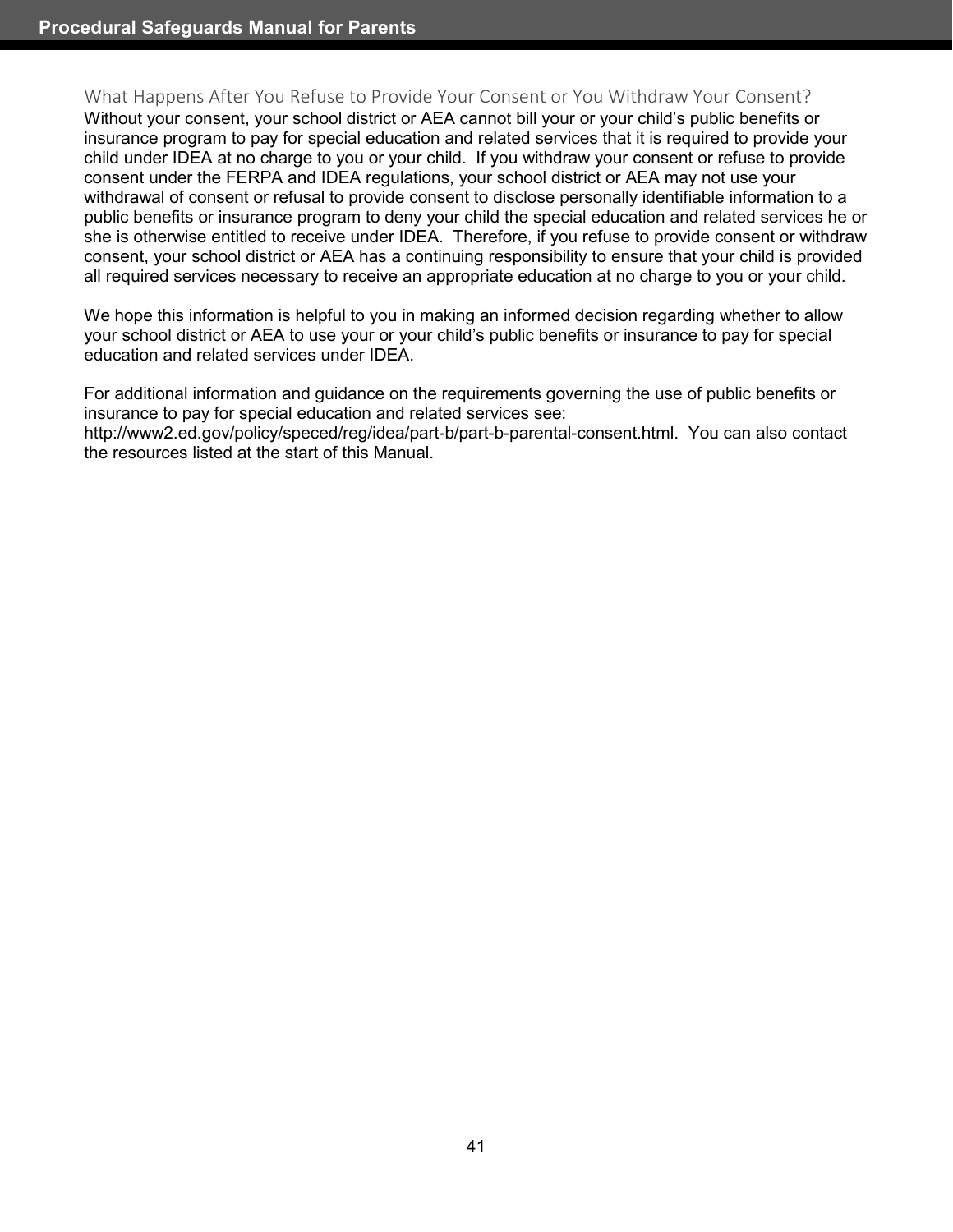### What Happens After You Refuse to Provide Your Consent or You Withdraw Your Consent?

Without your consent, your school district or AEA cannot bill your or your child's public benefits or insurance program to pay for special education and related services that it is required to provide your child under IDEA at no charge to you or your child. If you withdraw your consent or refuse to provide consent under the FERPA and IDEA regulations, your school district or AEA may not use your withdrawal of consent or refusal to provide consent to disclose personally identifiable information to a public benefits or insurance program to deny your child the special education and related services he or she is otherwise entitled to receive under IDEA. Therefore, if you refuse to provide consent or withdraw consent, your school district or AEA has a continuing responsibility to ensure that your child is provided all required services necessary to receive an appropriate education at no charge to you or your child.

We hope this information is helpful to you in making an informed decision regarding whether to allow your school district or AEA to use your or your child's public benefits or insurance to pay for special education and related services under IDEA.

For additional information and guidance on the requirements governing the use of public benefits or insurance to pay for special education and related services see: http://www2.ed.gov/policy/speced/reg/idea/part-b/part-b-parental-consent.html. You can also contact the resources listed at the start of this Manual.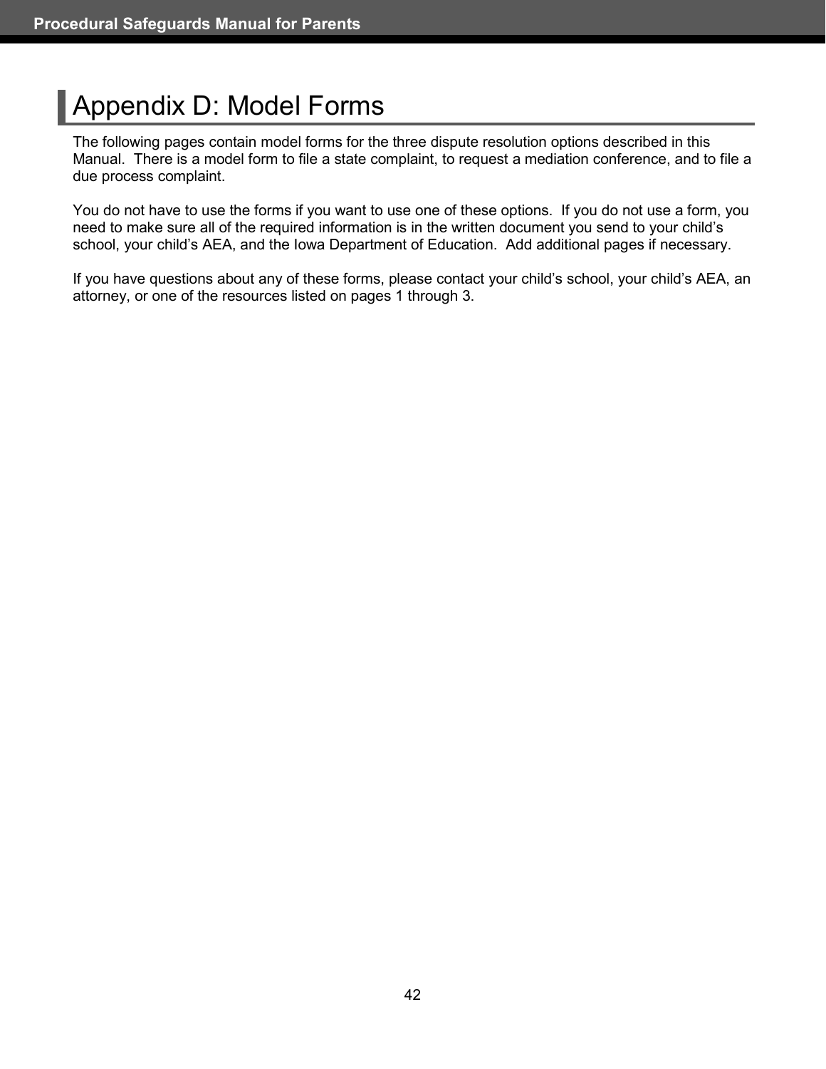# Appendix D: Model Forms

The following pages contain model forms for the three dispute resolution options described in this Manual. There is a model form to file a state complaint, to request a mediation conference, and to file a due process complaint.

You do not have to use the forms if you want to use one of these options. If you do not use a form, you need to make sure all of the required information is in the written document you send to your child's school, your child's AEA, and the Iowa Department of Education. Add additional pages if necessary.

If you have questions about any of these forms, please contact your child's school, your child's AEA, an attorney, or one of the resources listed on pages 1 through 3.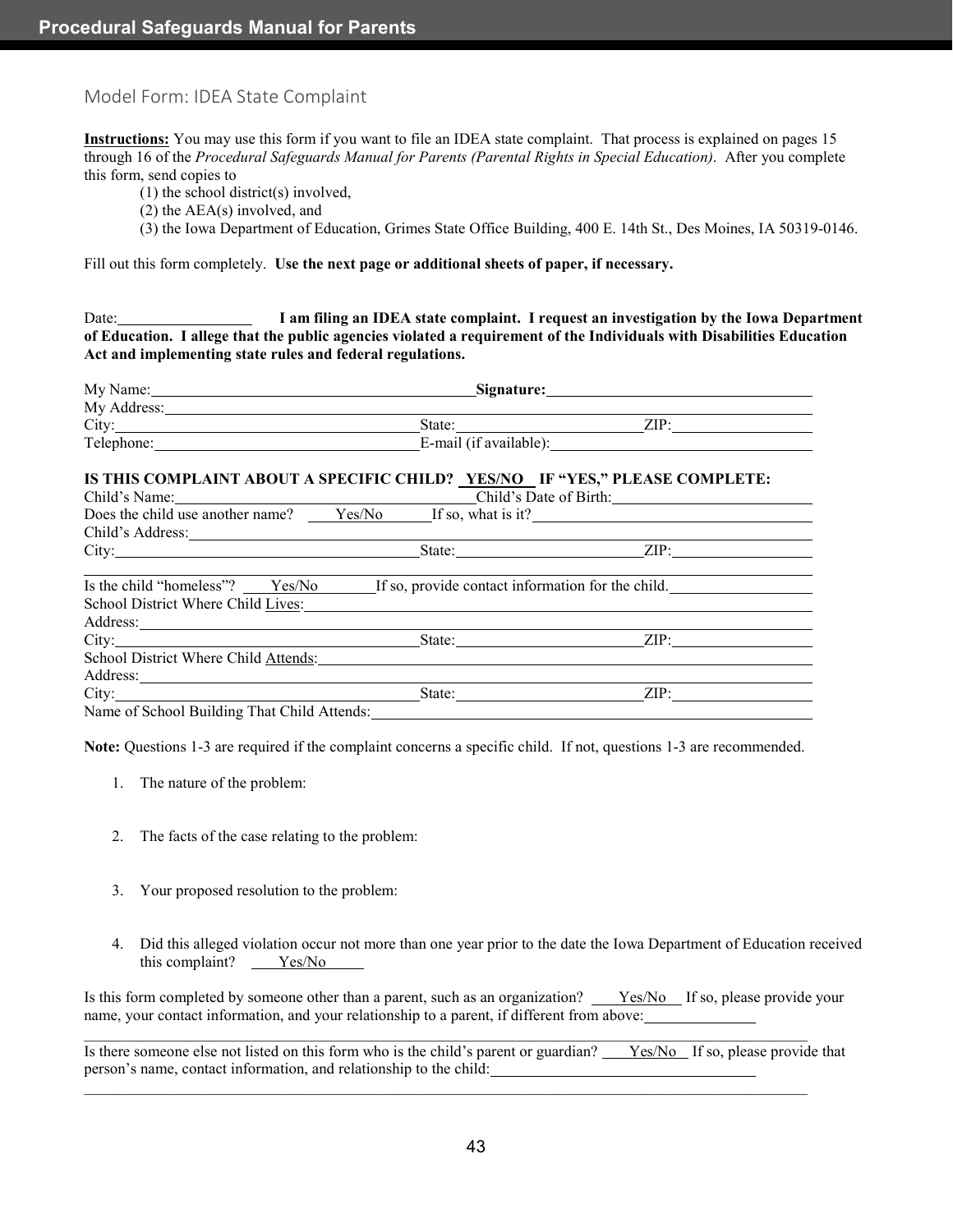## Model Form: IDEA State Complaint

**Instructions:** You may use this form if you want to file an IDEA state complaint. That process is explained on pages 15 through 16 of the *Procedural Safeguards Manual for Parents (Parental Rights in Special Education)*. After you complete this form, send copies to

(1) the school district(s) involved,
(2) the AEA(s) involved, and
(3) the Iowa Department of Education, Grimes State Office Building, 400 E. 14th St., Des Moines, IA 50319-0146.

Fill out this form completely. **Use the next page or additional sheets of paper, if necessary.**

Date:__________ **I am filing an IDEA state complaint. I request an investigation by the Iowa Department of Education. I allege that the public agencies violated a requirement of the Individuals with Disabilities Education Act and implementing state rules and federal regulations.**

My Name:__________ **Signature:**__________
My Address:__________
City:__________ State:__________ ZIP:__________
Telephone:__________ E-mail (if available):__________

**IS THIS COMPLAINT ABOUT A SPECIFIC CHILD? YES/NO IF "YES," PLEASE COMPLETE:**
Child's Name:__________ Child's Date of Birth:__________
Does the child use another name? Yes/No If so, what is it?__________
Child's Address:__________
City:__________ State:__________ ZIP:__________

Is the child "homeless"? Yes/No If so, provide contact information for the child.__________
School District Where Child Lives:__________
Address:__________
City:__________ State:__________ ZIP:__________
School District Where Child Attends:__________
Address:__________
City:__________ State:__________ ZIP:__________
Name of School Building That Child Attends:__________

**Note:** Questions 1-3 are required if the complaint concerns a specific child. If not, questions 1-3 are recommended.

1. The nature of the problem:

2. The facts of the case relating to the problem:

3. Your proposed resolution to the problem:

4. Did this alleged violation occur not more than one year prior to the date the Iowa Department of Education received this complaint? Yes/No

Is this form completed by someone other than a parent, such as an organization? Yes/No If so, please provide your name, your contact information, and your relationship to a parent, if different from above:__________

Is there someone else not listed on this form who is the child's parent or guardian? Yes/No If so, please provide that person's name, contact information, and relationship to the child:__________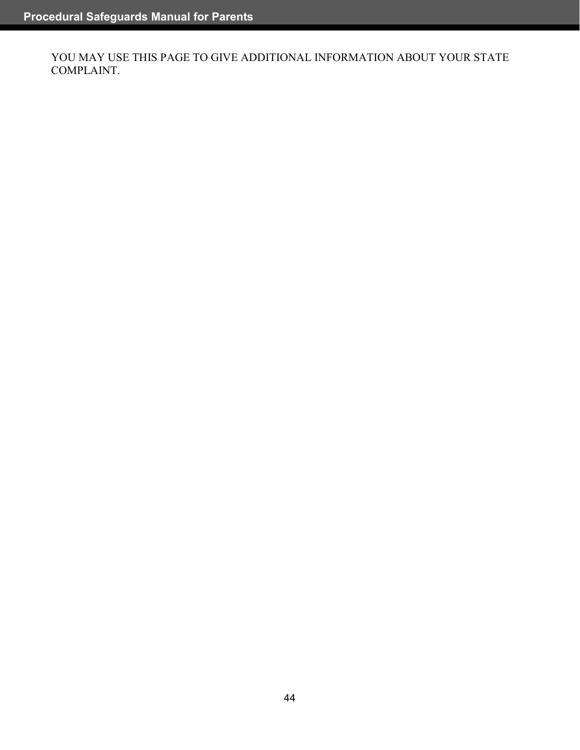YOU MAY USE THIS PAGE TO GIVE ADDITIONAL INFORMATION ABOUT YOUR STATE COMPLAINT.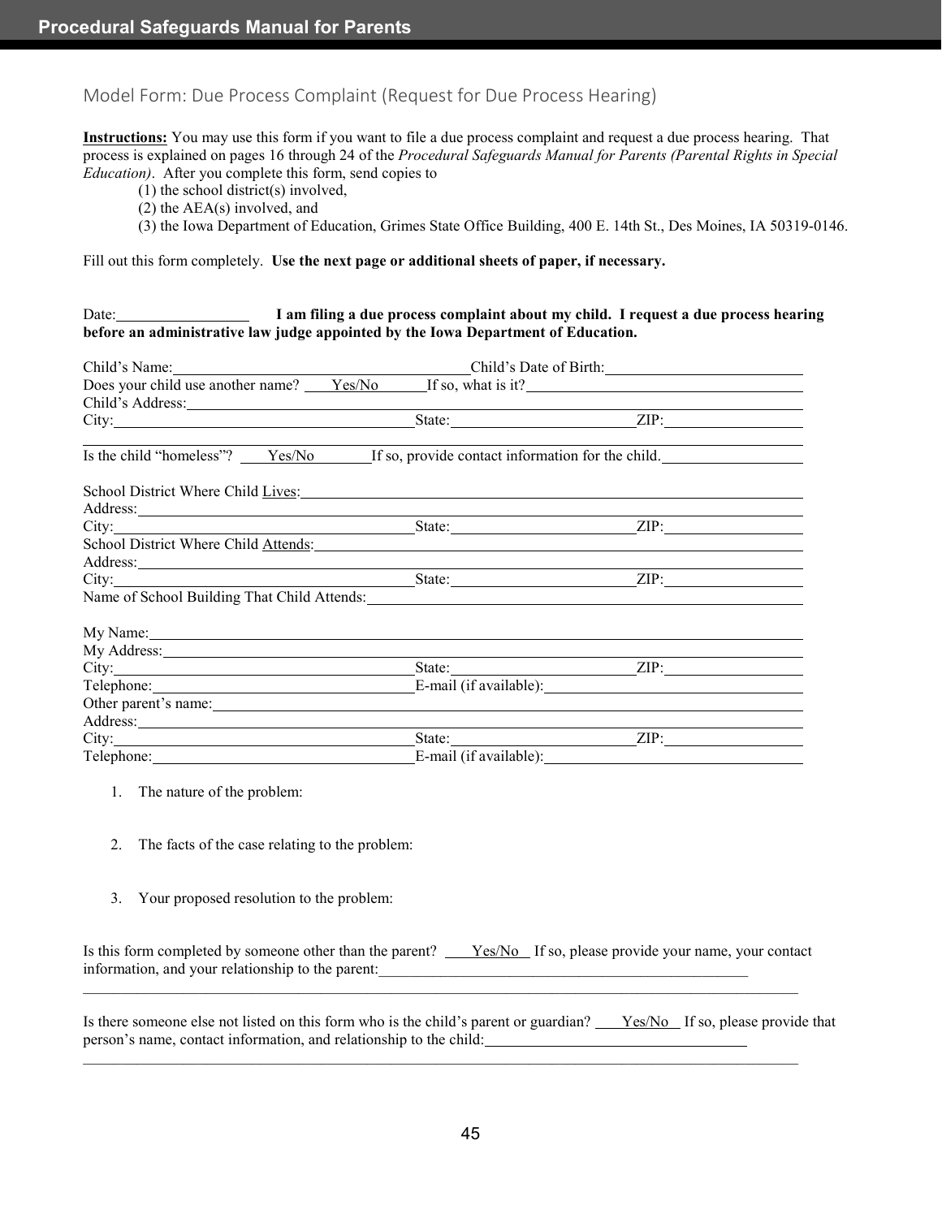## Model Form: Due Process Complaint (Request for Due Process Hearing)

**Instructions:** You may use this form if you want to file a due process complaint and request a due process hearing. That process is explained on pages 16 through 24 of the *Procedural Safeguards Manual for Parents (Parental Rights in Special Education)*. After you complete this form, send copies to

(1) the school district(s) involved,
(2) the AEA(s) involved, and
(3) the Iowa Department of Education, Grimes State Office Building, 400 E. 14th St., Des Moines, IA 50319-0146.

Fill out this form completely. **Use the next page or additional sheets of paper, if necessary.**

Date:__________ **I am filing a due process complaint about my child. I request a due process hearing before an administrative law judge appointed by the Iowa Department of Education.**

Child's Name:__________ Child's Date of Birth:__________
Does your child use another name? ____Yes/No____ If so, what is it?__________
Child's Address:__________
City:__________ State:__________ ZIP:__________

Is the child "homeless"? ____Yes/No____ If so, provide contact information for the child.__________

School District Where Child Lives:__________
Address:__________
City:__________ State:__________ ZIP:__________
School District Where Child Attends:__________
Address:__________
City:__________ State:__________ ZIP:__________
Name of School Building That Child Attends:__________

My Name:__________
My Address:__________
City:__________ State:__________ ZIP:__________
Telephone:__________ E-mail (if available):__________
Other parent's name:__________
Address:__________
City:__________ State:__________ ZIP:__________
Telephone:__________ E-mail (if available):__________

1. The nature of the problem:

2. The facts of the case relating to the problem:

3. Your proposed resolution to the problem:

Is this form completed by someone other than the parent? ____Yes/No____ If so, please provide your name, your contact information, and your relationship to the parent:__________

Is there someone else not listed on this form who is the child's parent or guardian? ____Yes/No____ If so, please provide that person's name, contact information, and relationship to the child:__________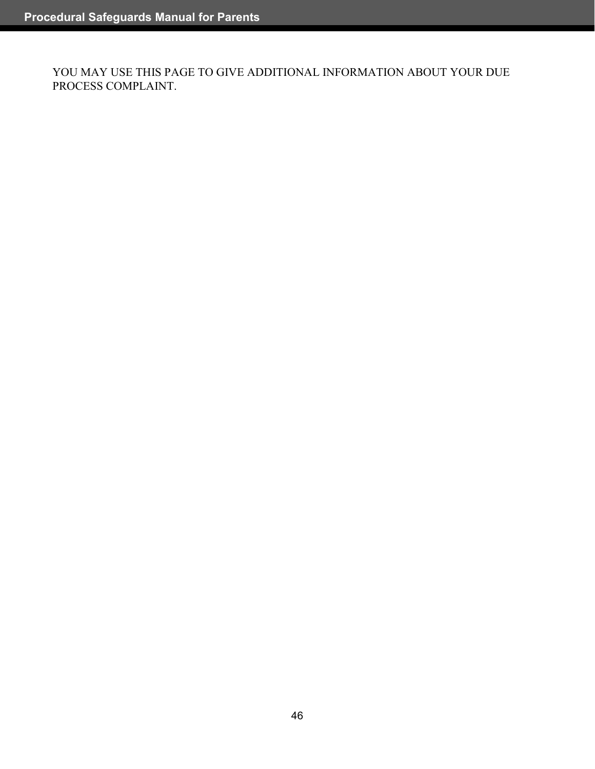YOU MAY USE THIS PAGE TO GIVE ADDITIONAL INFORMATION ABOUT YOUR DUE PROCESS COMPLAINT.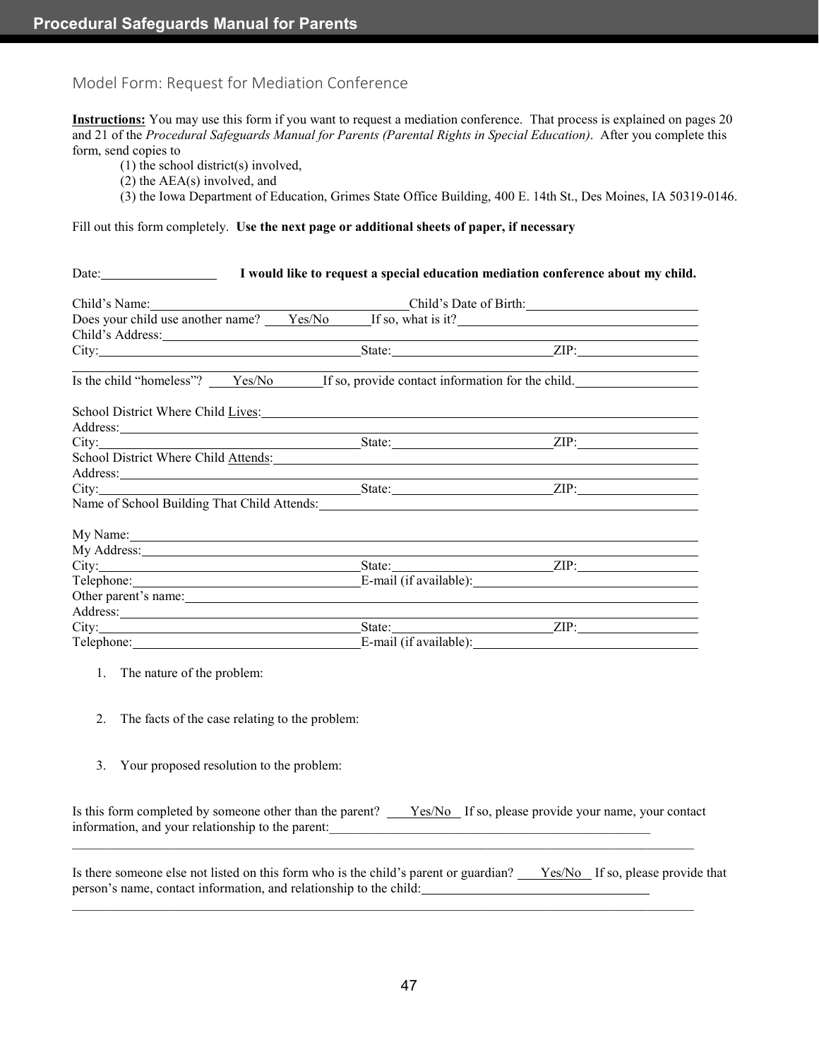## Model Form: Request for Mediation Conference

**Instructions:** You may use this form if you want to request a mediation conference. That process is explained on pages 20 and 21 of the *Procedural Safeguards Manual for Parents (Parental Rights in Special Education)*. After you complete this form, send copies to

(1) the school district(s) involved,
(2) the AEA(s) involved, and
(3) the Iowa Department of Education, Grimes State Office Building, 400 E. 14th St., Des Moines, IA 50319-0146.

Fill out this form completely. **Use the next page or additional sheets of paper, if necessary**

Date:__________ **I would like to request a special education mediation conference about my child.**

Child's Name:______________________ Child's Date of Birth:______________
Does your child use another name? ____Yes/No______ If so, what is it?______________
Child's Address:______________________
City:______________ State:______________ ZIP:__________
______________________________________________

Is the child "homeless"? ____Yes/No______ If so, provide contact information for the child.__________

School District Where Child Lives:______________________
Address:______________________
City:______________ State:______________ ZIP:__________
School District Where Child Attends:______________________
Address:______________________
City:______________ State:______________ ZIP:__________
Name of School Building That Child Attends:______________________

My Name:______________________
My Address:______________________
City:______________ State:______________ ZIP:__________
Telephone:______________ E-mail (if available):______________
Other parent's name:______________________
Address:______________________
City:______________ State:______________ ZIP:__________
Telephone:______________ E-mail (if available):______________

1. The nature of the problem:

2. The facts of the case relating to the problem:

3. Your proposed resolution to the problem:

Is this form completed by someone other than the parent? ____Yes/No____ If so, please provide your name, your contact information, and your relationship to the parent:______________________
______________________________________________

Is there someone else not listed on this form who is the child's parent or guardian? ____Yes/No____ If so, please provide that person's name, contact information, and relationship to the child:______________________
______________________________________________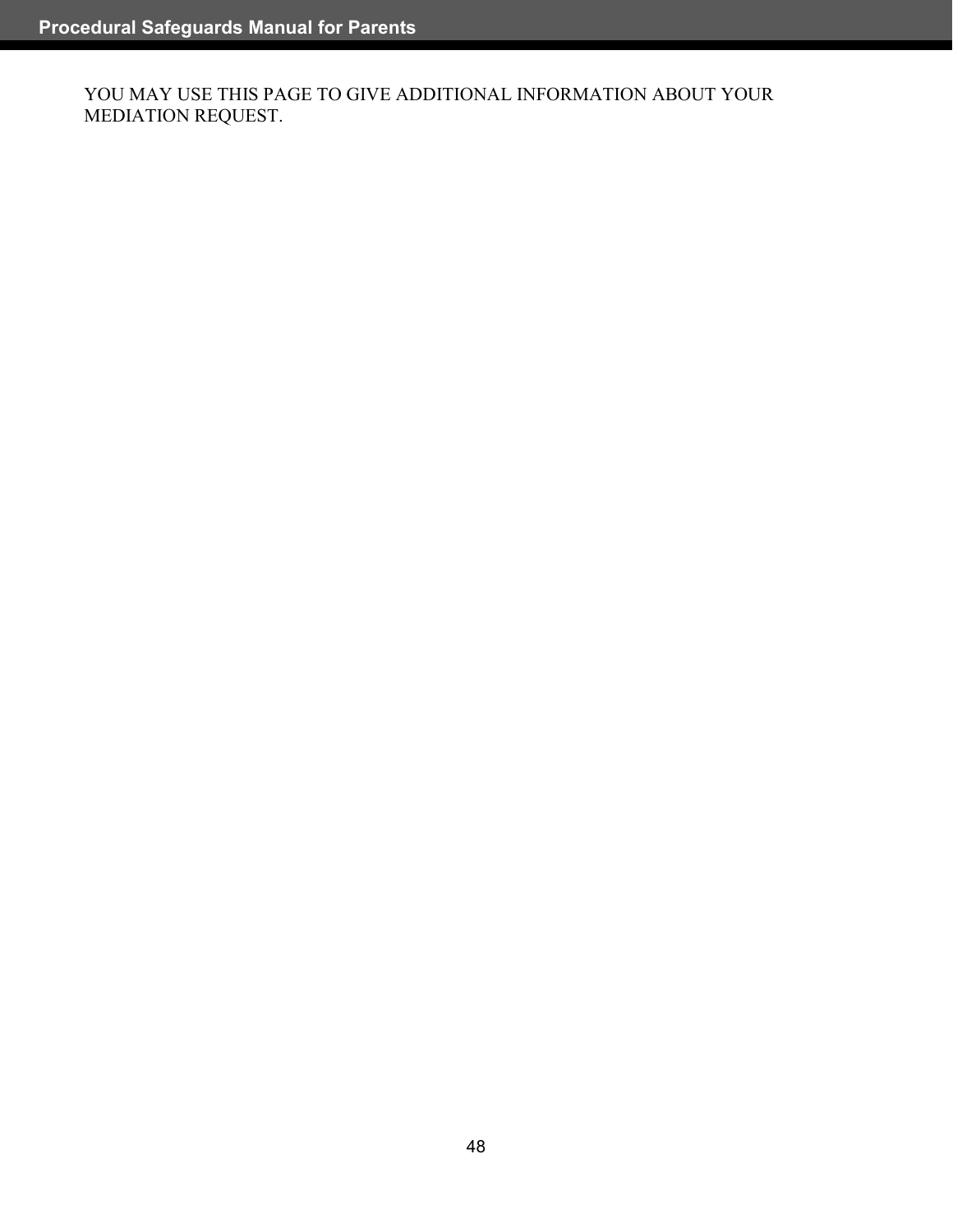YOU MAY USE THIS PAGE TO GIVE ADDITIONAL INFORMATION ABOUT YOUR MEDIATION REQUEST.